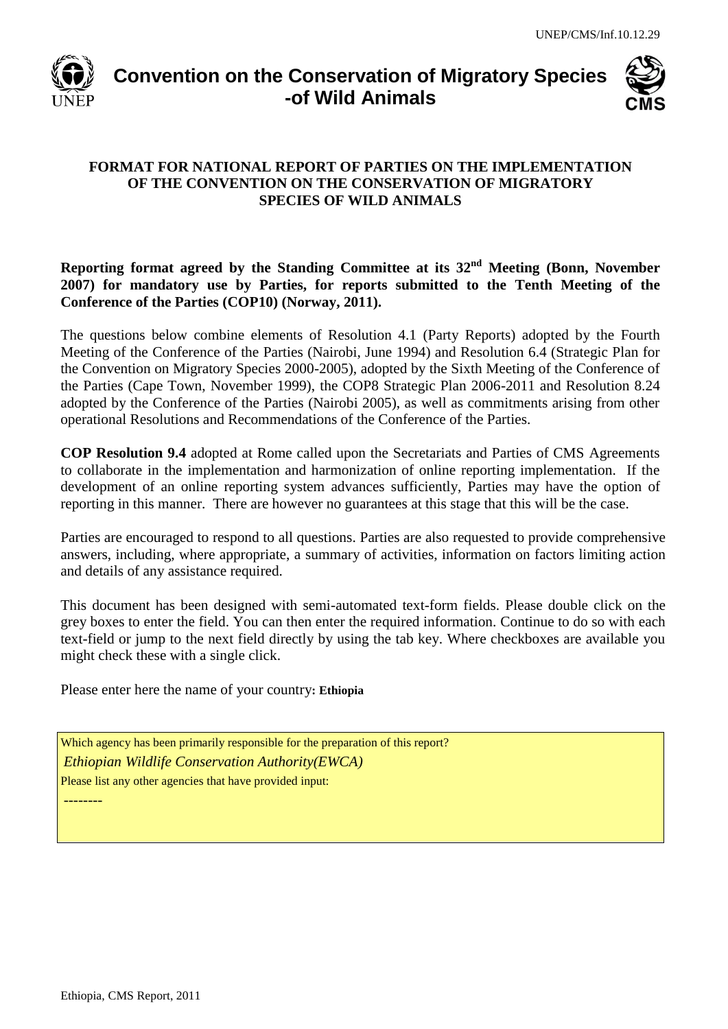# Convention on the Conservation of Migratory Species -of Wild Animals

UNEP/CMS/Inf.10.12.29

UNEP

CMS

## FORMAT FOR NATIONAL REPORT OF PARTIES ON THE IMPLEMENTATION OF THE CONVENTION ON THE CONSERVATION OF MIGRATORY SPECIES OF WILD ANIMALS

**Reporting format agreed by the Standing Committee at its 32nd Meeting (Bonn, November 2007) for mandatory use by Parties, for reports submitted to the Tenth Meeting of the Conference of the Parties (COP10) (Norway, 2011).**

The questions below combine elements of Resolution 4.1 (Party Reports) adopted by the Fourth Meeting of the Conference of the Parties (Nairobi, June 1994) and Resolution 6.4 (Strategic Plan for the Convention on Migratory Species 2000-2005), adopted by the Sixth Meeting of the Conference of the Parties (Cape Town, November 1999), the COP8 Strategic Plan 2006-2011 and Resolution 8.24 adopted by the Conference of the Parties (Nairobi 2005), as well as commitments arising from other operational Resolutions and Recommendations of the Conference of the Parties.

**COP Resolution 9.4** adopted at Rome called upon the Secretariats and Parties of CMS Agreements to collaborate in the implementation and harmonization of online reporting implementation. If the development of an online reporting system advances sufficiently, Parties may have the option of reporting in this manner. There are however no guarantees at this stage that this will be the case.

Parties are encouraged to respond to all questions. Parties are also requested to provide comprehensive answers, including, where appropriate, a summary of activities, information on factors limiting action and details of any assistance required.

This document has been designed with semi-automated text-form fields. Please double click on the grey boxes to enter the field. You can then enter the required information. Continue to do so with each text-field or jump to the next field directly by using the tab key. Where checkboxes are available you might check these with a single click.

Please enter here the name of your country: **Ethiopia**

Which agency has been primarily responsible for the preparation of this report?

*Ethiopian Wildlife Conservation Authority(EWCA)*

Please list any other agencies that have provided input:

--------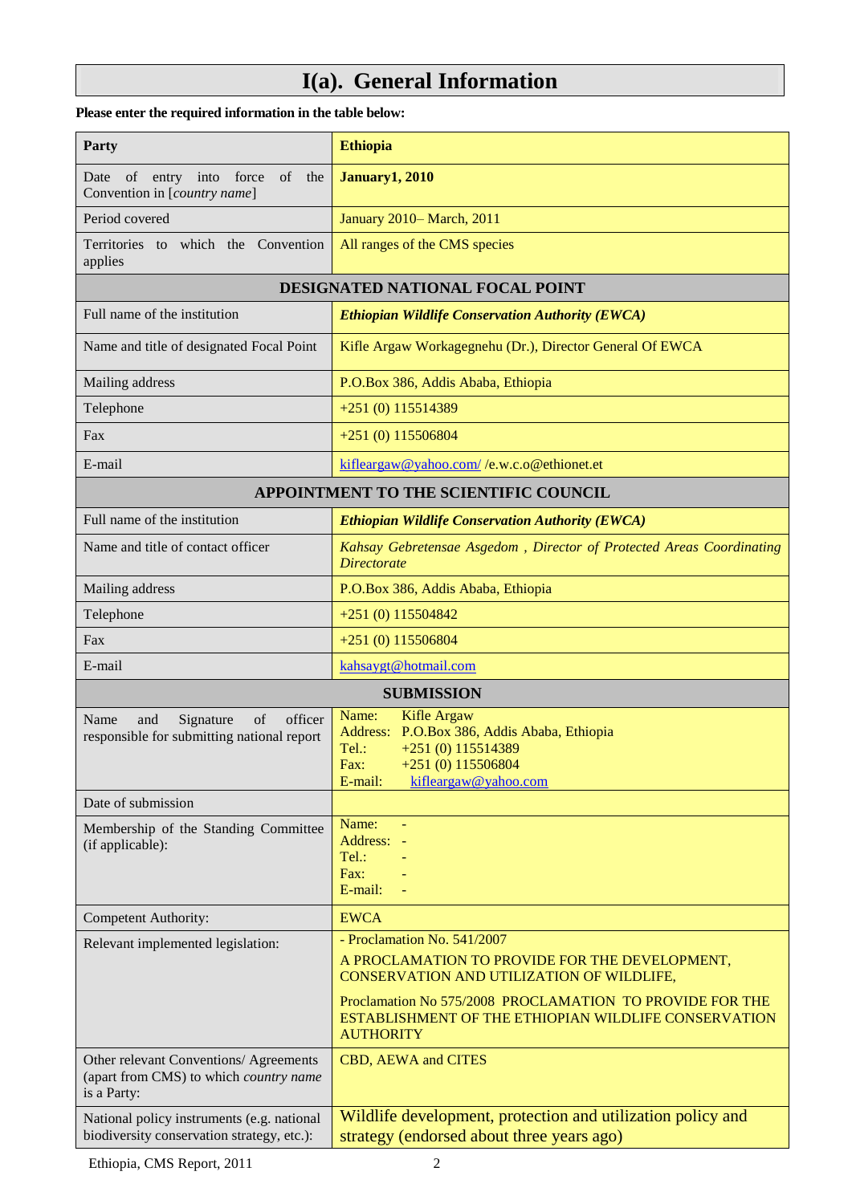# I(a). General Information

**Please enter the required information in the table below:**

| | |
|---|---|
| **Party** | **Ethiopia** |
| Date of entry into force of the Convention in [*country name*] | **January1, 2010** |
| Period covered | January 2010– March, 2011 |
| Territories to which the Convention applies | All ranges of the CMS species |
| **DESIGNATED NATIONAL FOCAL POINT** | |
| Full name of the institution | ***Ethiopian Wildlife Conservation Authority (EWCA)*** |
| Name and title of designated Focal Point | Kifle Argaw Workagegnehu (Dr.), Director General Of EWCA |
| Mailing address | P.O.Box 386, Addis Ababa, Ethiopia |
| Telephone | +251 (0) 115514389 |
| Fax | +251 (0) 115506804 |
| E-mail | kifleargaw@yahoo.com/ /e.w.c.o@ethionet.et |
| **APPOINTMENT TO THE SCIENTIFIC COUNCIL** | |
| Full name of the institution | ***Ethiopian Wildlife Conservation Authority (EWCA)*** |
| Name and title of contact officer | *Kahsay Gebretensae Asgedom , Director of Protected Areas Coordinating Directorate* |
| Mailing address | P.O.Box 386, Addis Ababa, Ethiopia |
| Telephone | +251 (0) 115504842 |
| Fax | +251 (0) 115506804 |
| E-mail | kahsaygt@hotmail.com |
| **SUBMISSION** | |
| Name and Signature of officer responsible for submitting national report | Name: Kifle Argaw<br>Address: P.O.Box 386, Addis Ababa, Ethiopia<br>Tel.: +251 (0) 115514389<br>Fax: +251 (0) 115506804<br>E-mail: kifleargaw@yahoo.com |
| Date of submission | |
| Membership of the Standing Committee (if applicable): | Name: -<br>Address: -<br>Tel.: -<br>Fax: -<br>E-mail: - |
| Competent Authority: | EWCA |
| Relevant implemented legislation: | - Proclamation No. 541/2007<br>A PROCLAMATION TO PROVIDE FOR THE DEVELOPMENT, CONSERVATION AND UTILIZATION OF WILDLIFE,<br>Proclamation No 575/2008 PROCLAMATION TO PROVIDE FOR THE ESTABLISHMENT OF THE ETHIOPIAN WILDLIFE CONSERVATION AUTHORITY |
| Other relevant Conventions/ Agreements (apart from CMS) to which *country name* is a Party: | CBD, AEWA and CITES |
| National policy instruments (e.g. national biodiversity conservation strategy, etc.): | Wildlife development, protection and utilization policy and strategy (endorsed about three years ago) |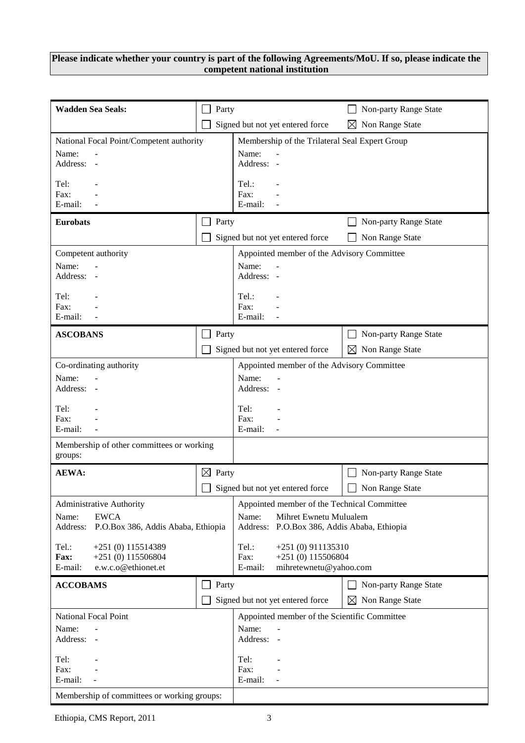**Please indicate whether your country is part of the following Agreements/MoU. If so, please indicate the competent national institution**

| **Wadden Sea Seals:** | ☐ Party | | ☐ Non-party Range State |
|---|---|---|---|
| | ☐ Signed but not yet entered force | | ☒ Non Range State |
| National Focal Point/Competent authority<br>Name: -<br>Address: -<br><br>Tel: -<br>Fax: -<br>E-mail: - | | Membership of the Trilateral Seal Expert Group<br>Name: -<br>Address: -<br><br>Tel.: -<br>Fax: -<br>E-mail: - | |

| **Eurobats** | ☐ Party | | ☐ Non-party Range State |
|---|---|---|---|
| | ☐ Signed but not yet entered force | | ☐ Non Range State |
| Competent authority<br>Name: -<br>Address: -<br><br>Tel: -<br>Fax: -<br>E-mail: - | | Appointed member of the Advisory Committee<br>Name: -<br>Address: -<br><br>Tel.: -<br>Fax: -<br>E-mail: - | |

| **ASCOBANS** | ☐ Party | | ☐ Non-party Range State |
|---|---|---|---|
| | ☐ Signed but not yet entered force | | ☒ Non Range State |
| Co-ordinating authority<br>Name: -<br>Address: -<br><br>Tel: -<br>Fax: -<br>E-mail: - | | Appointed member of the Advisory Committee<br>Name: -<br>Address: -<br><br>Tel: -<br>Fax: -<br>E-mail: - | |
| Membership of other committees or working groups: | | | |

| **AEWA:** | ☒ Party | | ☐ Non-party Range State |
|---|---|---|---|
| | ☐ Signed but not yet entered force | | ☐ Non Range State |
| Administrative Authority<br>Name: EWCA<br>Address: P.O.Box 386, Addis Ababa, Ethiopia<br><br>Tel.: +251 (0) 115514389<br>**Fax:** +251 (0) 115506804<br>E-mail: e.w.c.o@ethionet.et | | Appointed member of the Technical Committee<br>Name: Mihret Ewnetu Mulualem<br>Address: P.O.Box 386, Addis Ababa, Ethiopia<br><br>Tel.: +251 (0) 911135310<br>Fax: +251 (0) 115506804<br>E-mail: mihretewnetu@yahoo.com | |

| **ACCOBAMS** | ☐ Party | | ☐ Non-party Range State |
|---|---|---|---|
| | ☐ Signed but not yet entered force | | ☒ Non Range State |
| National Focal Point<br>Name: -<br>Address: -<br><br>Tel: -<br>Fax: -<br>E-mail: - | | Appointed member of the Scientific Committee<br>Name: -<br>Address: -<br><br>Tel: -<br>Fax: -<br>E-mail: - | |
| Membership of committees or working groups: | | | |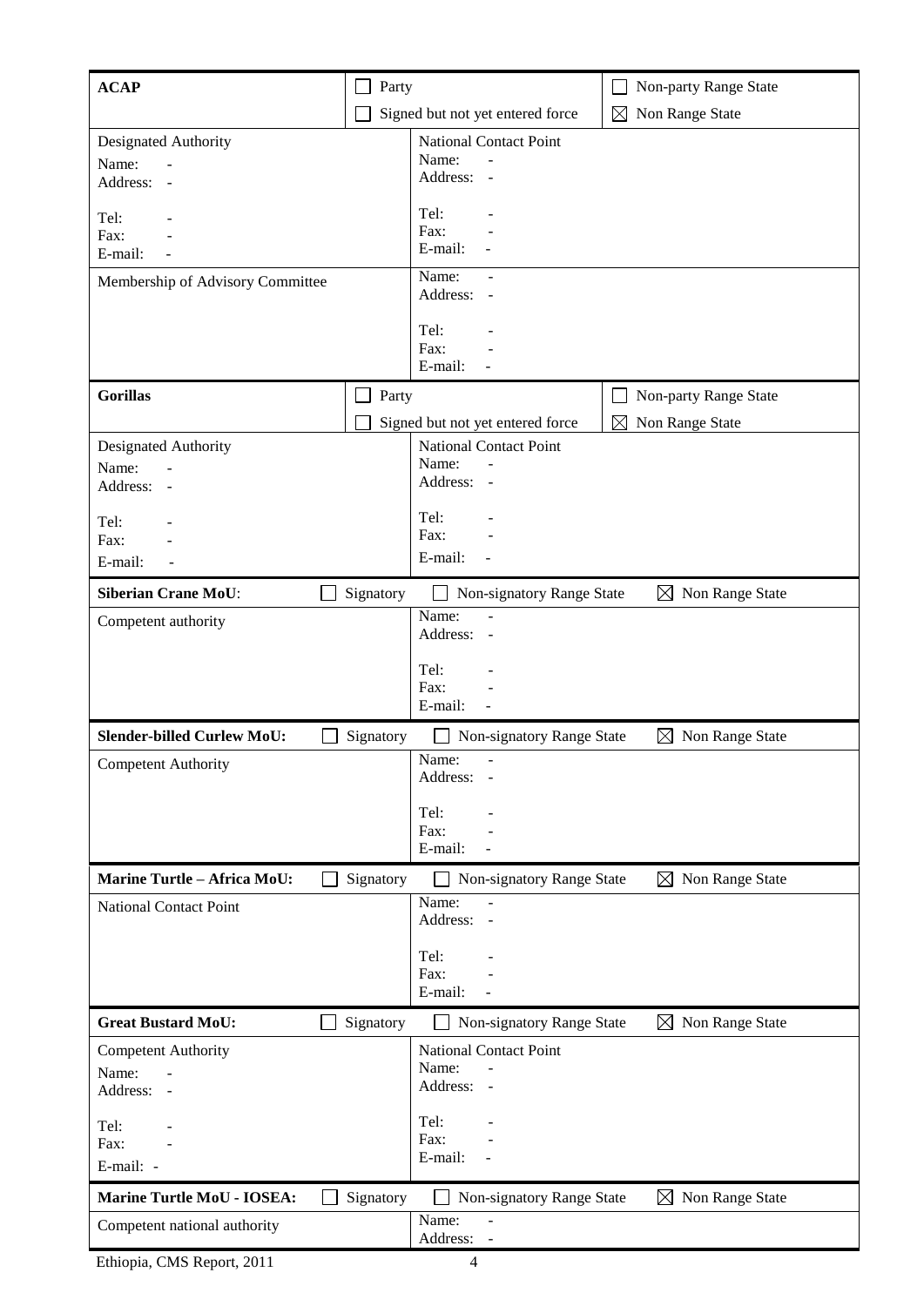| **ACAP** | ☐ Party | | ☐ Non-party Range State |
|---|---|---|---|
| | ☐ Signed but not yet entered force | | ☒ Non Range State |
| Designated Authority<br>Name: -<br>Address: -<br><br>Tel: -<br>Fax: -<br>E-mail: - | | National Contact Point<br>Name: -<br>Address: -<br><br>Tel: -<br>Fax: -<br>E-mail: - | |
| Membership of Advisory Committee | | Name: -<br>Address: -<br><br>Tel: -<br>Fax: -<br>E-mail: - | |

| **Gorillas** | ☐ Party | | ☐ Non-party Range State |
|---|---|---|---|
| | ☐ Signed but not yet entered force | | ☒ Non Range State |
| Designated Authority<br>Name: -<br>Address: -<br><br>Tel: -<br>Fax: -<br>E-mail: - | | National Contact Point<br>Name: -<br>Address: -<br><br>Tel: -<br>Fax: -<br>E-mail: - | |

| **Siberian Crane MoU**: | ☐ Signatory | ☐ Non-signatory Range State | ☒ Non Range State |
|---|---|---|---|
| Competent authority | | Name: -<br>Address: -<br><br>Tel: -<br>Fax: -<br>E-mail: - | |

| **Slender-billed Curlew MoU:** | ☐ Signatory | ☐ Non-signatory Range State | ☒ Non Range State |
|---|---|---|---|
| Competent Authority | | Name: -<br>Address: -<br><br>Tel: -<br>Fax: -<br>E-mail: - | |

| **Marine Turtle – Africa MoU:** | ☐ Signatory | ☐ Non-signatory Range State | ☒ Non Range State |
|---|---|---|---|
| National Contact Point | | Name: -<br>Address: -<br><br>Tel: -<br>Fax: -<br>E-mail: - | |

| **Great Bustard MoU:** | ☐ Signatory | ☐ Non-signatory Range State | ☒ Non Range State |
|---|---|---|---|
| Competent Authority<br>Name: -<br>Address: -<br><br>Tel: -<br>Fax: -<br>E-mail: - | | National Contact Point<br>Name: -<br>Address: -<br><br>Tel: -<br>Fax: -<br>E-mail: - | |

| **Marine Turtle MoU - IOSEA:** | ☐ Signatory | ☐ Non-signatory Range State | ☒ Non Range State |
|---|---|---|---|
| Competent national authority | | Name: -<br>Address: - | |

Ethiopia, CMS Report, 2011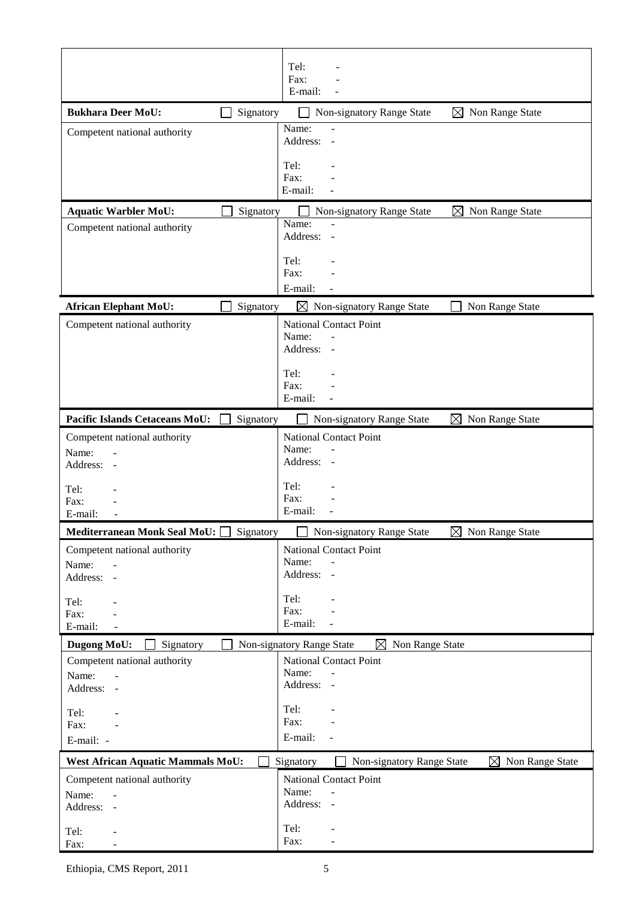| | |
|---|---|
| | Tel: -<br>Fax: -<br>E-mail: - |
| **Bukhara Deer MoU:** ☐ Signatory | ☐ Non-signatory Range State ☒ Non Range State |
| Competent national authority | Name: -<br>Address: -<br><br>Tel: -<br>Fax: -<br>E-mail: - |
| **Aquatic Warbler MoU:** ☐ Signatory | ☐ Non-signatory Range State ☒ Non Range State |
| Competent national authority | Name: -<br>Address: -<br><br>Tel: -<br>Fax: -<br>E-mail: - |
| **African Elephant MoU:** ☐ Signatory | ☒ Non-signatory Range State ☐ Non Range State |
| Competent national authority | National Contact Point<br>Name: -<br>Address: -<br><br>Tel: -<br>Fax: -<br>E-mail: - |
| **Pacific Islands Cetaceans MoU:** ☐ Signatory | ☐ Non-signatory Range State ☒ Non Range State |
| Competent national authority<br>Name: -<br>Address: -<br><br>Tel: -<br>Fax: -<br>E-mail: - | National Contact Point<br>Name: -<br>Address: -<br><br>Tel: -<br>Fax: -<br>E-mail: - |
| **Mediterranean Monk Seal MoU:** ☐ Signatory | ☐ Non-signatory Range State ☒ Non Range State |
| Competent national authority<br>Name: -<br>Address: -<br><br>Tel: -<br>Fax: -<br>E-mail: - | National Contact Point<br>Name: -<br>Address: -<br><br>Tel: -<br>Fax: -<br>E-mail: - |
| **Dugong MoU:** ☐ Signatory | ☐ Non-signatory Range State ☒ Non Range State |
| Competent national authority<br>Name: -<br>Address: -<br><br>Tel: -<br>Fax: -<br>E-mail: - | National Contact Point<br>Name: -<br>Address: -<br><br>Tel: -<br>Fax: -<br>E-mail: - |
| **West African Aquatic Mammals MoU:** ☐ Signatory | ☐ Non-signatory Range State ☒ Non Range State |
| Competent national authority<br>Name: -<br>Address: -<br><br>Tel: -<br>Fax: - | National Contact Point<br>Name: -<br>Address: -<br><br>Tel: -<br>Fax: - |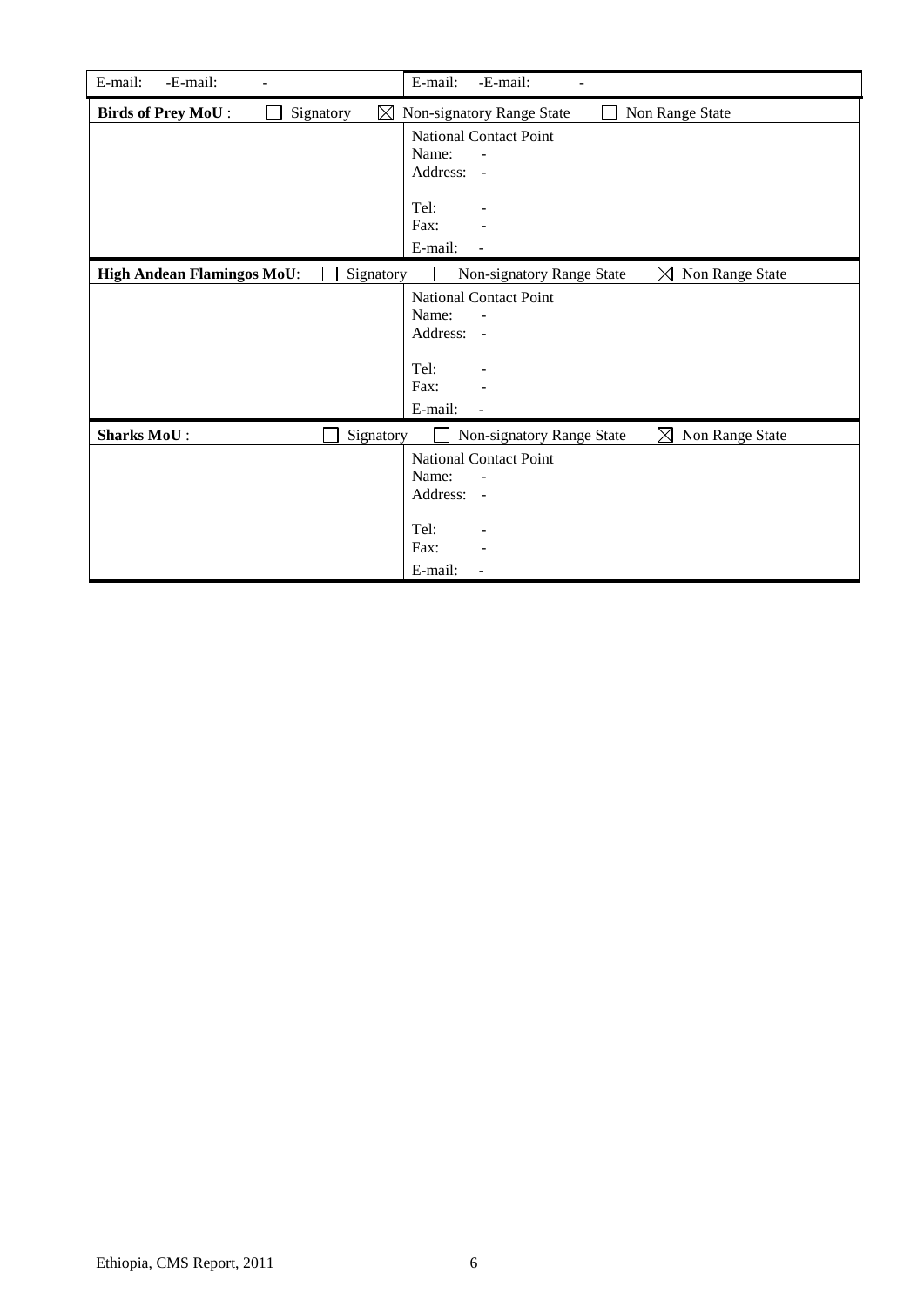| | |
|---|---|
| E-mail: -E-mail: - | E-mail: -E-mail: - |

| | |
|---|---|
| **Birds of Prey MoU** : ☐ Signatory | ☒ Non-signatory Range State ☐ Non Range State |
| | National Contact Point<br>Name: -<br>Address: -<br><br>Tel: -<br>Fax: -<br>E-mail: - |

| | |
|---|---|
| **High Andean Flamingos MoU**: ☐ Signatory | ☐ Non-signatory Range State ☒ Non Range State |
| | National Contact Point<br>Name: -<br>Address: -<br><br>Tel: -<br>Fax: -<br>E-mail: - |

| | |
|---|---|
| **Sharks MoU** : ☐ Signatory | ☐ Non-signatory Range State ☒ Non Range State |
| | National Contact Point<br>Name: -<br>Address: -<br><br>Tel: -<br>Fax: -<br>E-mail: - |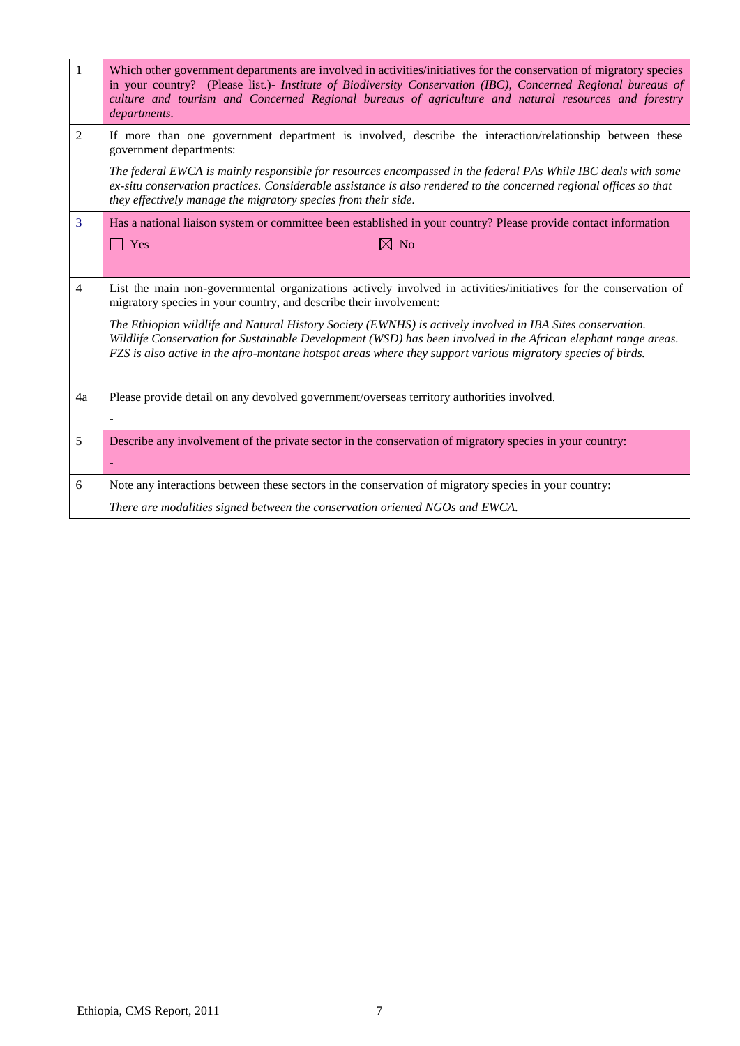| | |
|---|---|
| 1 | Which other government departments are involved in activities/initiatives for the conservation of migratory species in your country? (Please list.)- *Institute of Biodiversity Conservation (IBC), Concerned Regional bureaus of culture and tourism and Concerned Regional bureaus of agriculture and natural resources and forestry departments.* |
| 2 | If more than one government department is involved, describe the interaction/relationship between these government departments:<br><br>*The federal EWCA is mainly responsible for resources encompassed in the federal PAs While IBC deals with some ex-situ conservation practices. Considerable assistance is also rendered to the concerned regional offices so that they effectively manage the migratory species from their side.* |
| 3 | Has a national liaison system or committee been established in your country? Please provide contact information<br><br>☐ Yes ☒ No |
| 4 | List the main non-governmental organizations actively involved in activities/initiatives for the conservation of migratory species in your country, and describe their involvement:<br><br>*The Ethiopian wildlife and Natural History Society (EWNHS) is actively involved in IBA Sites conservation. Wildlife Conservation for Sustainable Development (WSD) has been involved in the African elephant range areas. FZS is also active in the afro-montane hotspot areas where they support various migratory species of birds.* |
| 4a | Please provide detail on any devolved government/overseas territory authorities involved.<br><br>- |
| 5 | Describe any involvement of the private sector in the conservation of migratory species in your country:<br><br>- |
| 6 | Note any interactions between these sectors in the conservation of migratory species in your country:<br><br>*There are modalities signed between the conservation oriented NGOs and EWCA.* |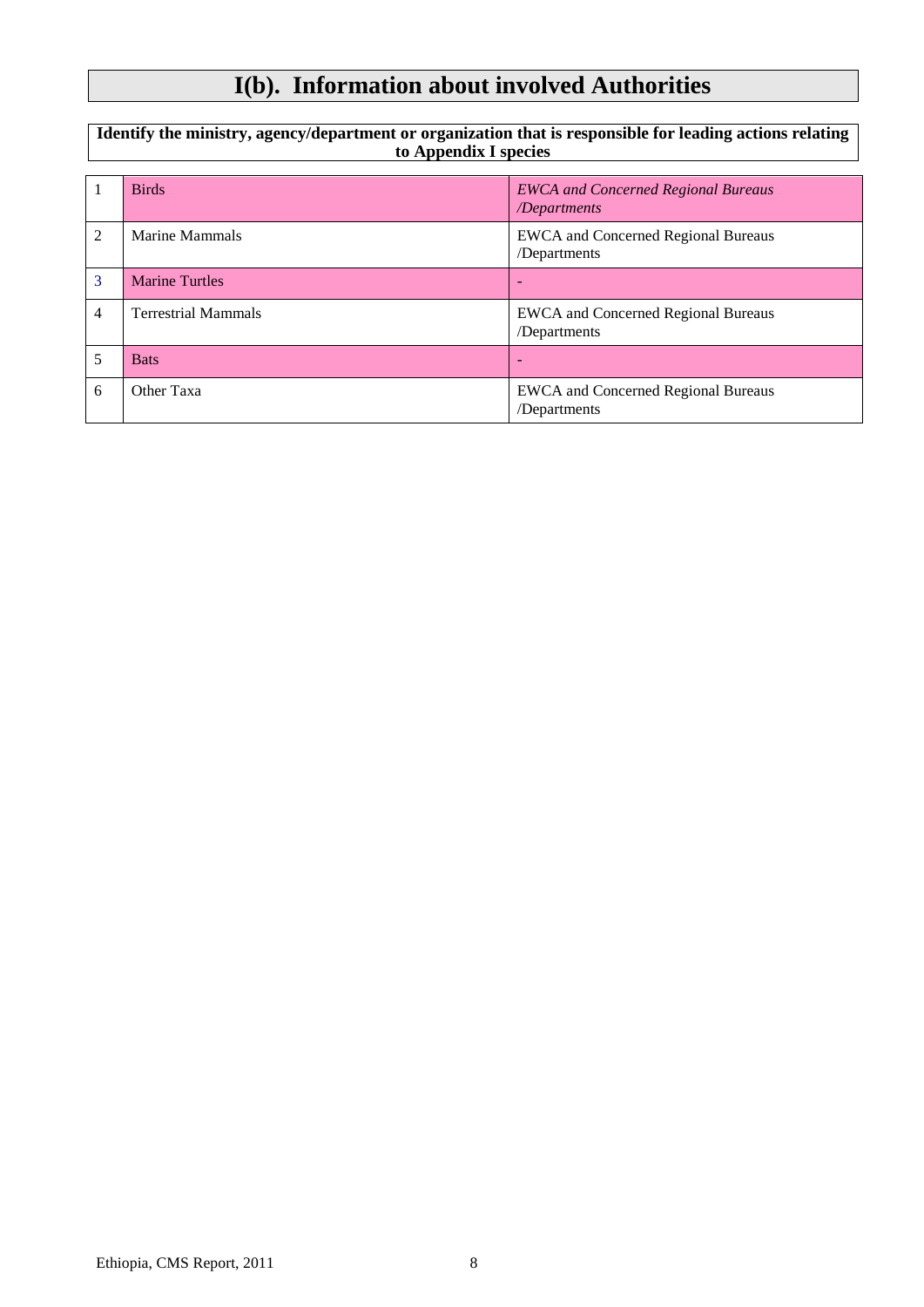# I(b). Information about involved Authorities

**Identify the ministry, agency/department or organization that is responsible for leading actions relating to Appendix I species**

| | | |
|---|---|---|
| 1 | Birds | *EWCA and Concerned Regional Bureaus /Departments* |
| 2 | Marine Mammals | EWCA and Concerned Regional Bureaus /Departments |
| 3 | Marine Turtles | - |
| 4 | Terrestrial Mammals | EWCA and Concerned Regional Bureaus /Departments |
| 5 | Bats | - |
| 6 | Other Taxa | EWCA and Concerned Regional Bureaus /Departments |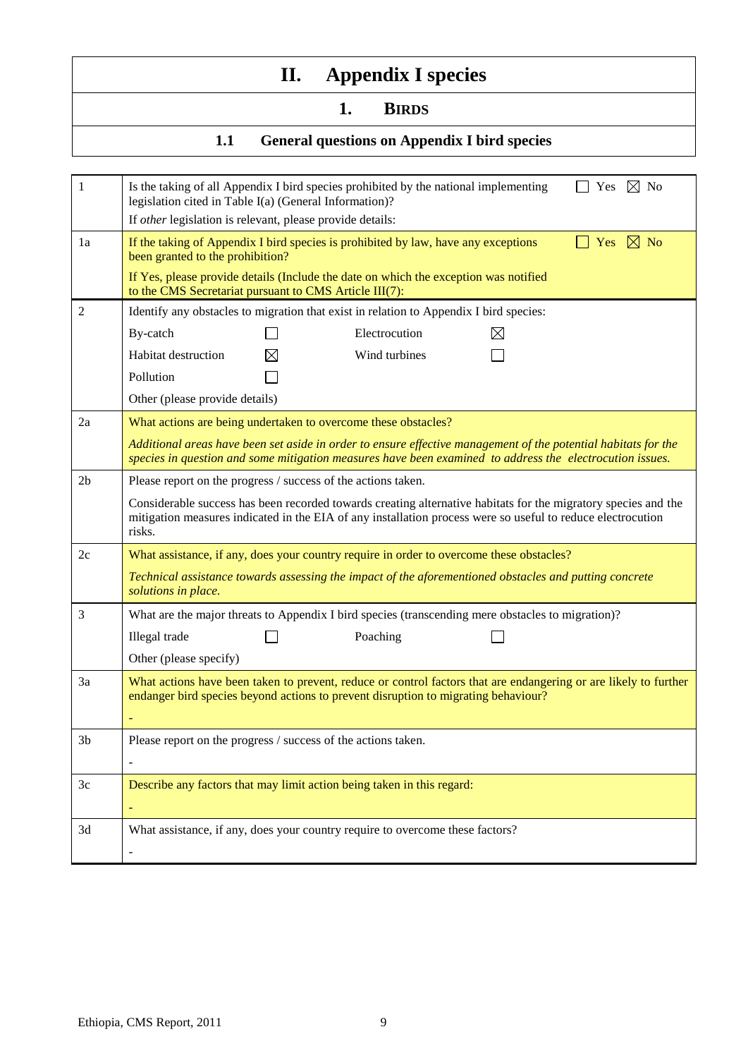# II. Appendix I species

## 1. BIRDS

### 1.1 General questions on Appendix I bird species

| | | |
|---|---|---|
| 1 | Is the taking of all Appendix I bird species prohibited by the national implementing legislation cited in Table I(a) (General Information)?<br>If *other* legislation is relevant, please provide details: | ☐ Yes ☒ No |
| 1a | If the taking of Appendix I bird species is prohibited by law, have any exceptions been granted to the prohibition?<br>If Yes, please provide details (Include the date on which the exception was notified to the CMS Secretariat pursuant to CMS Article III(7): | ☐ Yes ☒ No |
| 2 | Identify any obstacles to migration that exist in relation to Appendix I bird species:<br>By-catch ☐ Electrocution ☒<br>Habitat destruction ☒ Wind turbines ☐<br>Pollution ☐<br>Other (please provide details) | |
| 2a | What actions are being undertaken to overcome these obstacles?<br>*Additional areas have been set aside in order to ensure effective management of the potential habitats for the species in question and some mitigation measures have been examined to address the electrocution issues.* | |
| 2b | Please report on the progress / success of the actions taken.<br>Considerable success has been recorded towards creating alternative habitats for the migratory species and the mitigation measures indicated in the EIA of any installation process were so useful to reduce electrocution risks. | |
| 2c | What assistance, if any, does your country require in order to overcome these obstacles?<br>*Technical assistance towards assessing the impact of the aforementioned obstacles and putting concrete solutions in place.* | |
| 3 | What are the major threats to Appendix I bird species (transcending mere obstacles to migration)?<br>Illegal trade ☐ Poaching ☐<br>Other (please specify) | |
| 3a | What actions have been taken to prevent, reduce or control factors that are endangering or are likely to further endanger bird species beyond actions to prevent disruption to migrating behaviour?<br>- | |
| 3b | Please report on the progress / success of the actions taken.<br>- | |
| 3c | Describe any factors that may limit action being taken in this regard:<br>- | |
| 3d | What assistance, if any, does your country require to overcome these factors?<br>- | |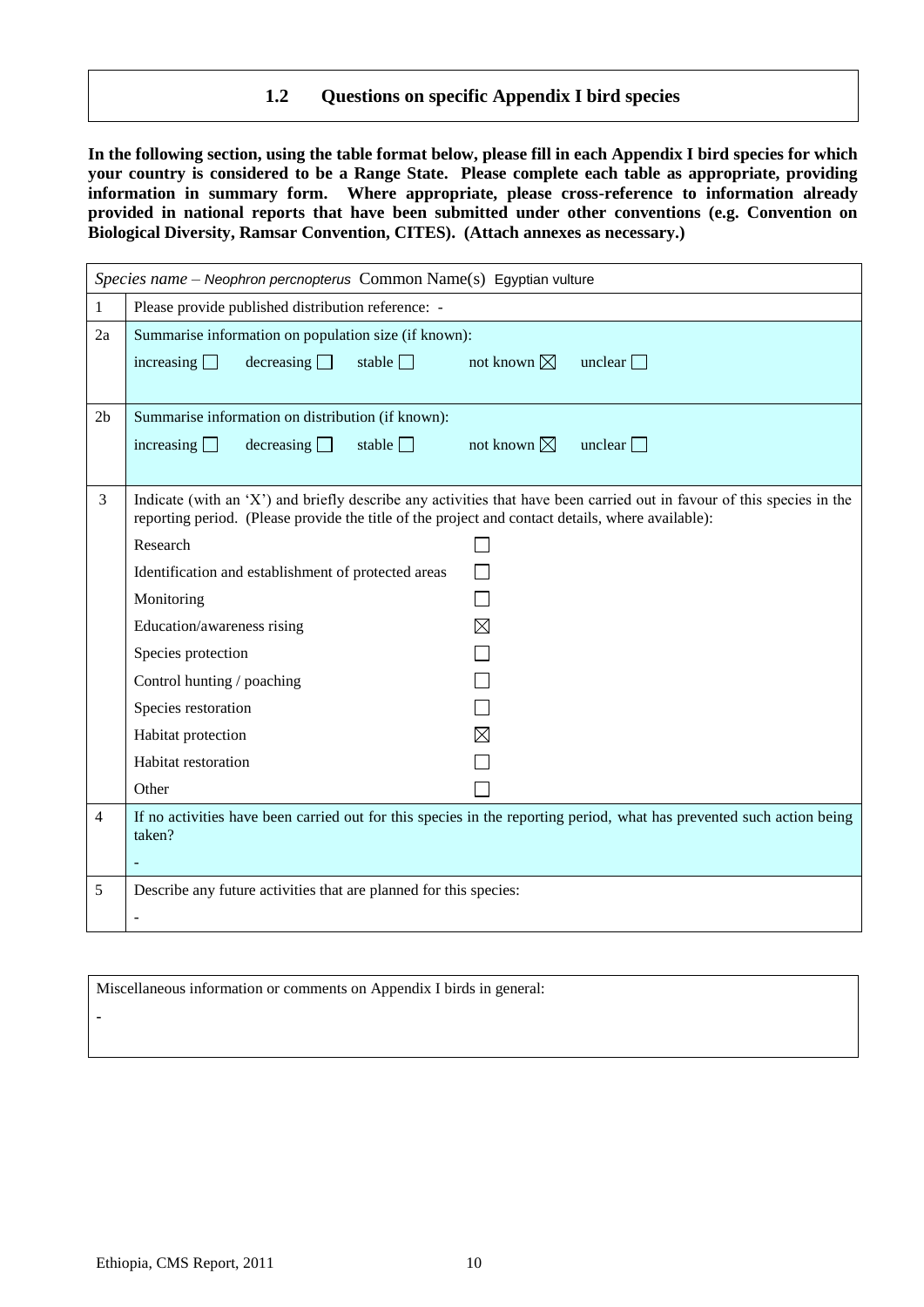## 1.2 Questions on specific Appendix I bird species

**In the following section, using the table format below, please fill in each Appendix I bird species for which your country is considered to be a Range State. Please complete each table as appropriate, providing information in summary form. Where appropriate, please cross-reference to information already provided in national reports that have been submitted under other conventions (e.g. Convention on Biological Diversity, Ramsar Convention, CITES). (Attach annexes as necessary.)**

| *Species name* – *Neophron percnopterus* Common Name(s) Egyptian vulture | |
|---|---|
| 1 | Please provide published distribution reference: - |
| 2a | Summarise information on population size (if known):<br>increasing ☐ decreasing ☐ stable ☐ not known ☒ unclear ☐ |
| 2b | Summarise information on distribution (if known):<br>increasing ☐ decreasing ☐ stable ☐ not known ☒ unclear ☐ |
| 3 | Indicate (with an 'X') and briefly describe any activities that have been carried out in favour of this species in the reporting period. (Please provide the title of the project and contact details, where available):<br>Research ☐<br>Identification and establishment of protected areas ☐<br>Monitoring ☐<br>Education/awareness rising ☒<br>Species protection ☐<br>Control hunting / poaching ☐<br>Species restoration ☐<br>Habitat protection ☒<br>Habitat restoration ☐<br>Other ☐ |
| 4 | If no activities have been carried out for this species in the reporting period, what has prevented such action being taken?<br>- |
| 5 | Describe any future activities that are planned for this species:<br>- |

| Miscellaneous information or comments on Appendix I birds in general: |
|---|
| - |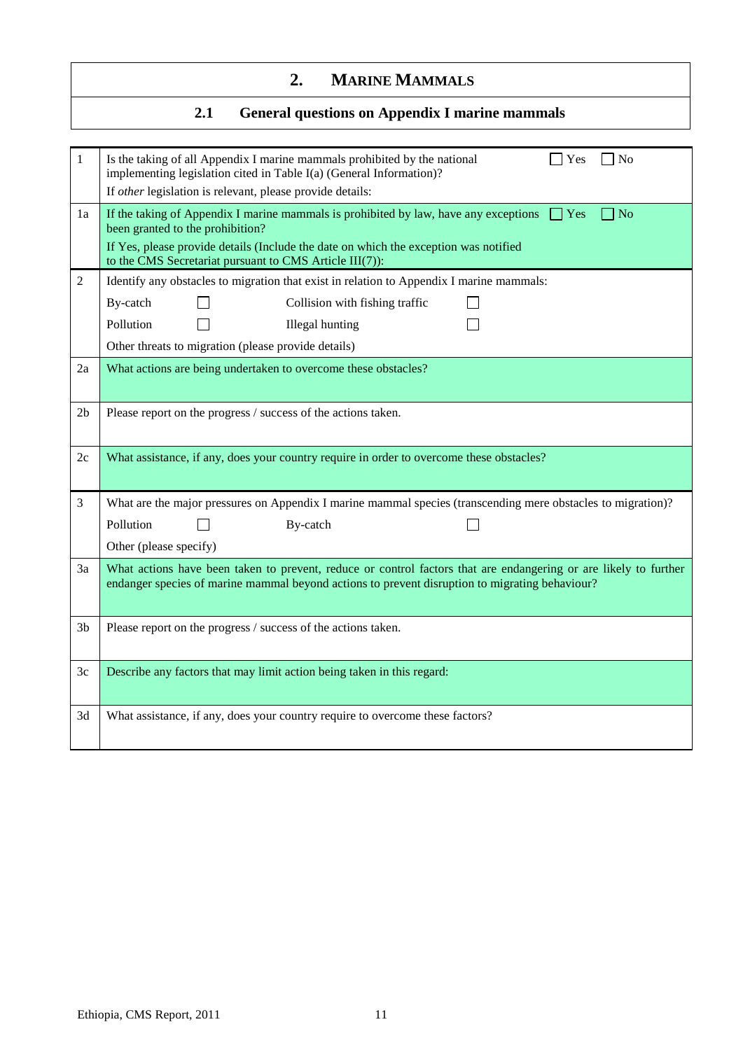## 2. Marine Mammals

### 2.1 General questions on Appendix I marine mammals

| | | |
|---|---|---|
| 1 | Is the taking of all Appendix I marine mammals prohibited by the national implementing legislation cited in Table I(a) (General Information)?<br>If *other* legislation is relevant, please provide details: | ☐ Yes ☐ No |
| 1a | If the taking of Appendix I marine mammals is prohibited by law, have any exceptions been granted to the prohibition?<br>If Yes, please provide details (Include the date on which the exception was notified to the CMS Secretariat pursuant to CMS Article III(7)): | ☐ Yes ☐ No |
| 2 | Identify any obstacles to migration that exist in relation to Appendix I marine mammals:<br>By-catch ☐ Collision with fishing traffic ☐<br>Pollution ☐ Illegal hunting ☐<br>Other threats to migration (please provide details) | |
| 2a | What actions are being undertaken to overcome these obstacles? | |
| 2b | Please report on the progress / success of the actions taken. | |
| 2c | What assistance, if any, does your country require in order to overcome these obstacles? | |
| 3 | What are the major pressures on Appendix I marine mammal species (transcending mere obstacles to migration)?<br>Pollution ☐ By-catch ☐<br>Other (please specify) | |
| 3a | What actions have been taken to prevent, reduce or control factors that are endangering or are likely to further endanger species of marine mammal beyond actions to prevent disruption to migrating behaviour? | |
| 3b | Please report on the progress / success of the actions taken. | |
| 3c | Describe any factors that may limit action being taken in this regard: | |
| 3d | What assistance, if any, does your country require to overcome these factors? | |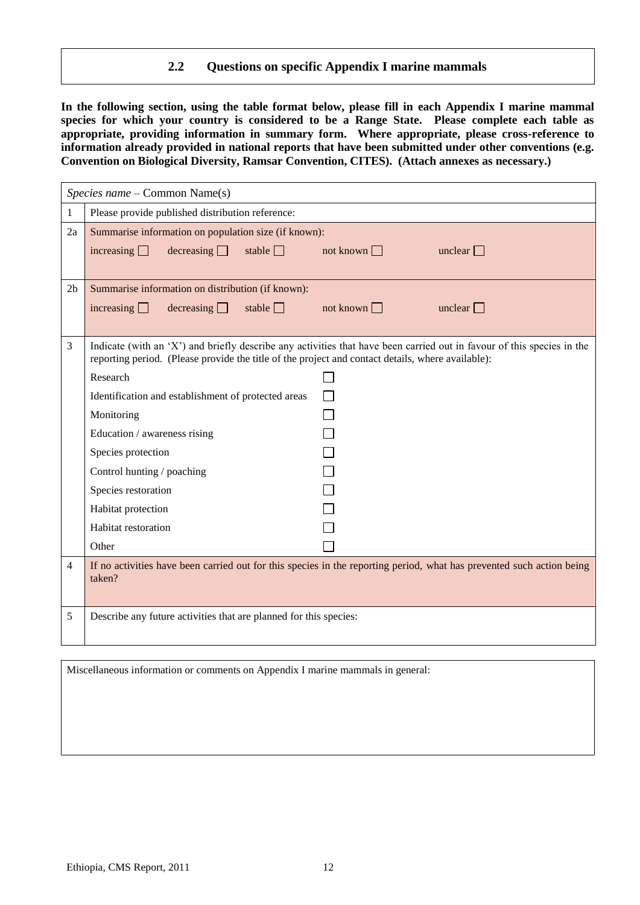## 2.2 Questions on specific Appendix I marine mammals

**In the following section, using the table format below, please fill in each Appendix I marine mammal species for which your country is considered to be a Range State. Please complete each table as appropriate, providing information in summary form. Where appropriate, please cross-reference to information already provided in national reports that have been submitted under other conventions (e.g. Convention on Biological Diversity, Ramsar Convention, CITES). (Attach annexes as necessary.)**

| | *Species name* – Common Name(s) | |
|---|---|---|
| 1 | Please provide published distribution reference: | |
| 2a | Summarise information on population size (if known):<br>increasing ☐ decreasing ☐ stable ☐ not known ☐ unclear ☐ | |
| 2b | Summarise information on distribution (if known):<br>increasing ☐ decreasing ☐ stable ☐ not known ☐ unclear ☐ | |
| 3 | Indicate (with an 'X') and briefly describe any activities that have been carried out in favour of this species in the reporting period. (Please provide the title of the project and contact details, where available): | |
| | Research | ☐ |
| | Identification and establishment of protected areas | ☐ |
| | Monitoring | ☐ |
| | Education / awareness rising | ☐ |
| | Species protection | ☐ |
| | Control hunting / poaching | ☐ |
| | Species restoration | ☐ |
| | Habitat protection | ☐ |
| | Habitat restoration | ☐ |
| | Other | ☐ |
| 4 | If no activities have been carried out for this species in the reporting period, what has prevented such action being taken? | |
| 5 | Describe any future activities that are planned for this species: | |

Miscellaneous information or comments on Appendix I marine mammals in general: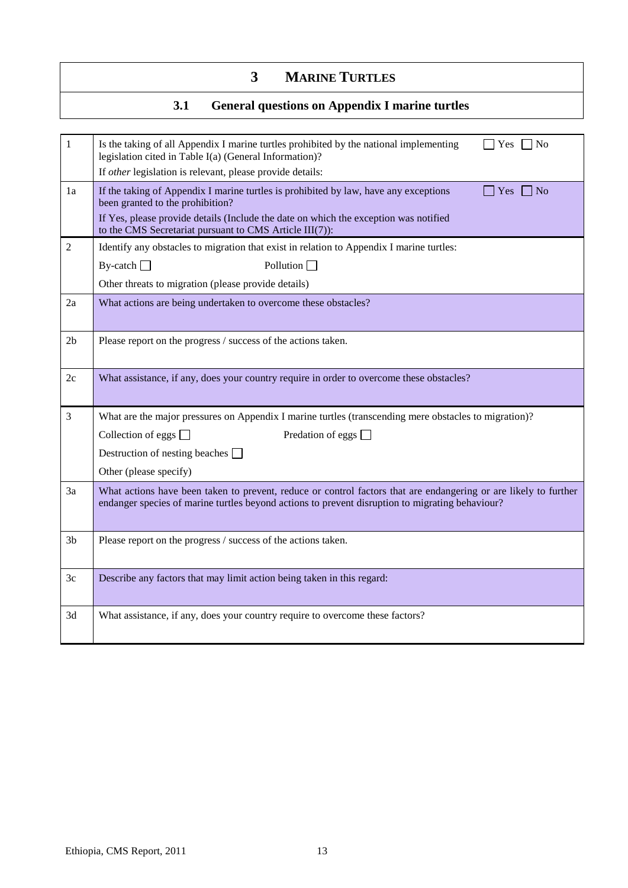# 3 MARINE TURTLES

## 3.1 General questions on Appendix I marine turtles

| | | |
|---|---|---|
| 1 | Is the taking of all Appendix I marine turtles prohibited by the national implementing legislation cited in Table I(a) (General Information)?<br>If *other* legislation is relevant, please provide details: | ☐ Yes ☐ No |
| 1a | If the taking of Appendix I marine turtles is prohibited by law, have any exceptions been granted to the prohibition?<br>If Yes, please provide details (Include the date on which the exception was notified to the CMS Secretariat pursuant to CMS Article III(7)): | ☐ Yes ☐ No |
| 2 | Identify any obstacles to migration that exist in relation to Appendix I marine turtles:<br>By-catch ☐ Pollution ☐<br>Other threats to migration (please provide details) | |
| 2a | What actions are being undertaken to overcome these obstacles? | |
| 2b | Please report on the progress / success of the actions taken. | |
| 2c | What assistance, if any, does your country require in order to overcome these obstacles? | |
| 3 | What are the major pressures on Appendix I marine turtles (transcending mere obstacles to migration)?<br>Collection of eggs ☐ Predation of eggs ☐<br>Destruction of nesting beaches ☐<br>Other (please specify) | |
| 3a | What actions have been taken to prevent, reduce or control factors that are endangering or are likely to further endanger species of marine turtles beyond actions to prevent disruption to migrating behaviour? | |
| 3b | Please report on the progress / success of the actions taken. | |
| 3c | Describe any factors that may limit action being taken in this regard: | |
| 3d | What assistance, if any, does your country require to overcome these factors? | |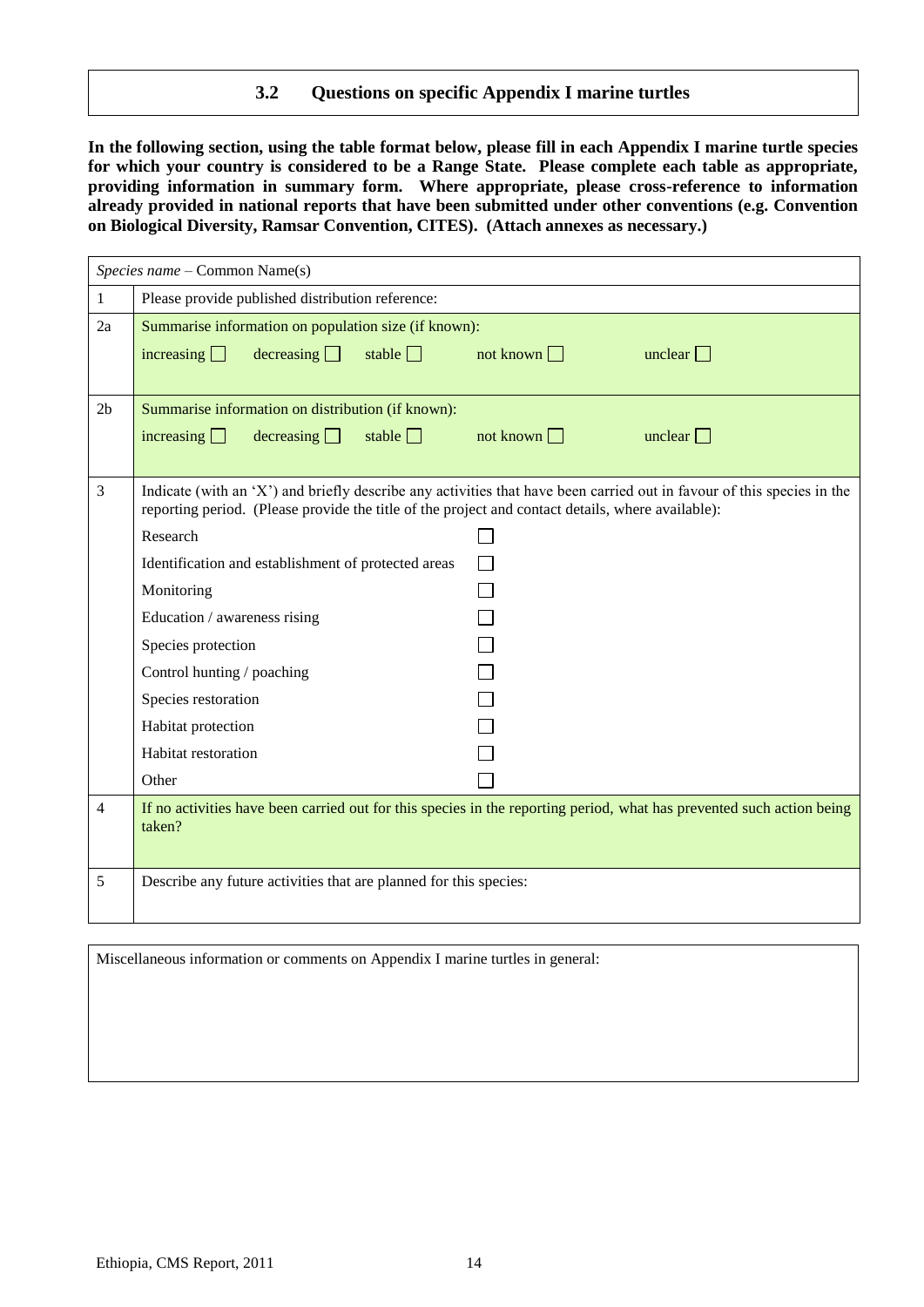### 3.2 Questions on specific Appendix I marine turtles

**In the following section, using the table format below, please fill in each Appendix I marine turtle species for which your country is considered to be a Range State. Please complete each table as appropriate, providing information in summary form. Where appropriate, please cross-reference to information already provided in national reports that have been submitted under other conventions (e.g. Convention on Biological Diversity, Ramsar Convention, CITES). (Attach annexes as necessary.)**

| *Species name* – Common Name(s) | |
|---|---|
| 1 | Please provide published distribution reference: |
| 2a | Summarise information on population size (if known):<br>increasing ☐ decreasing ☐ stable ☐ not known ☐ unclear ☐ |
| 2b | Summarise information on distribution (if known):<br>increasing ☐ decreasing ☐ stable ☐ not known ☐ unclear ☐ |
| 3 | Indicate (with an 'X') and briefly describe any activities that have been carried out in favour of this species in the reporting period. (Please provide the title of the project and contact details, where available):<br>Research ☐<br>Identification and establishment of protected areas ☐<br>Monitoring ☐<br>Education / awareness rising ☐<br>Species protection ☐<br>Control hunting / poaching ☐<br>Species restoration ☐<br>Habitat protection ☐<br>Habitat restoration ☐<br>Other ☐ |
| 4 | If no activities have been carried out for this species in the reporting period, what has prevented such action being taken? |
| 5 | Describe any future activities that are planned for this species: |

Miscellaneous information or comments on Appendix I marine turtles in general: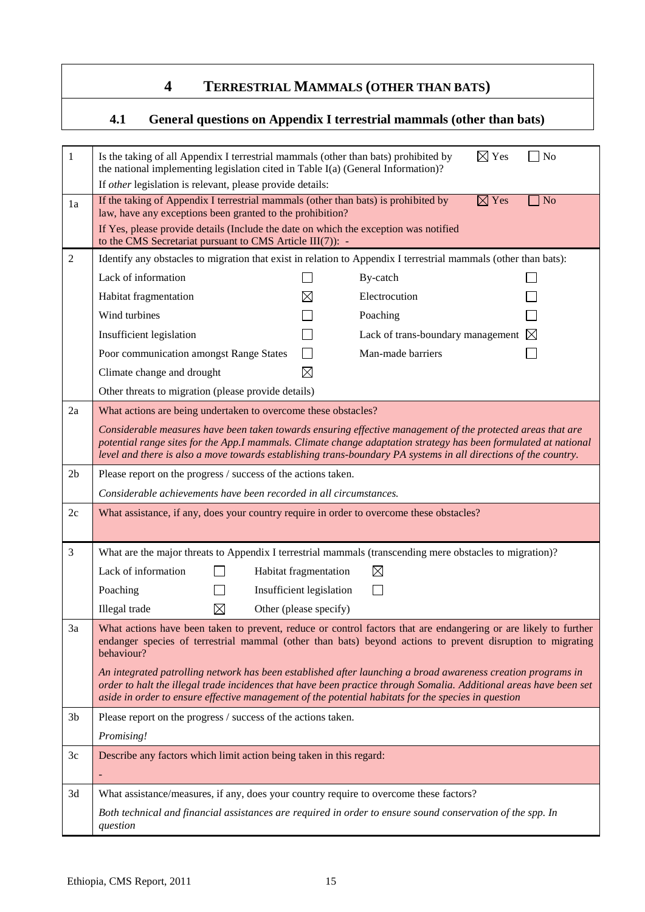# 4 TERRESTRIAL MAMMALS (OTHER THAN BATS)

## 4.1 General questions on Appendix I terrestrial mammals (other than bats)

| | |
|---|---|
| 1 | Is the taking of all Appendix I terrestrial mammals (other than bats) prohibited by the national implementing legislation cited in Table I(a) (General Information)? ☒ Yes ☐ No<br>If *other* legislation is relevant, please provide details: |
| 1a | If the taking of Appendix I terrestrial mammals (other than bats) is prohibited by law, have any exceptions been granted to the prohibition? ☒ Yes ☐ No<br>If Yes, please provide details (Include the date on which the exception was notified to the CMS Secretariat pursuant to CMS Article III(7)): - |
| 2 | Identify any obstacles to migration that exist in relation to Appendix I terrestrial mammals (other than bats):<br>Lack of information ☐<br>By-catch ☐<br>Habitat fragmentation ☒<br>Electrocution ☐<br>Wind turbines ☐<br>Poaching ☐<br>Insufficient legislation ☐<br>Lack of trans-boundary management ☒<br>Poor communication amongst Range States ☐<br>Man-made barriers ☐<br>Climate change and drought ☒<br>Other threats to migration (please provide details) |
| 2a | What actions are being undertaken to overcome these obstacles?<br>*Considerable measures have been taken towards ensuring effective management of the protected areas that are potential range sites for the App.I mammals. Climate change adaptation strategy has been formulated at national level and there is also a move towards establishing trans-boundary PA systems in all directions of the country.* |
| 2b | Please report on the progress / success of the actions taken.<br>*Considerable achievements have been recorded in all circumstances.* |
| 2c | What assistance, if any, does your country require in order to overcome these obstacles? |
| 3 | What are the major threats to Appendix I terrestrial mammals (transcending mere obstacles to migration)?<br>Lack of information ☐<br>Habitat fragmentation ☒<br>Poaching ☐<br>Insufficient legislation ☐<br>Illegal trade ☒<br>Other (please specify) |
| 3a | What actions have been taken to prevent, reduce or control factors that are endangering or are likely to further endanger species of terrestrial mammal (other than bats) beyond actions to prevent disruption to migrating behaviour?<br>*An integrated patrolling network has been established after launching a broad awareness creation programs in order to halt the illegal trade incidences that have been practice through Somalia. Additional areas have been set aside in order to ensure effective management of the potential habitats for the species in question* |
| 3b | Please report on the progress / success of the actions taken.<br>*Promising!* |
| 3c | Describe any factors which limit action being taken in this regard:<br>- |
| 3d | What assistance/measures, if any, does your country require to overcome these factors?<br>*Both technical and financial assistances are required in order to ensure sound conservation of the spp. In question* |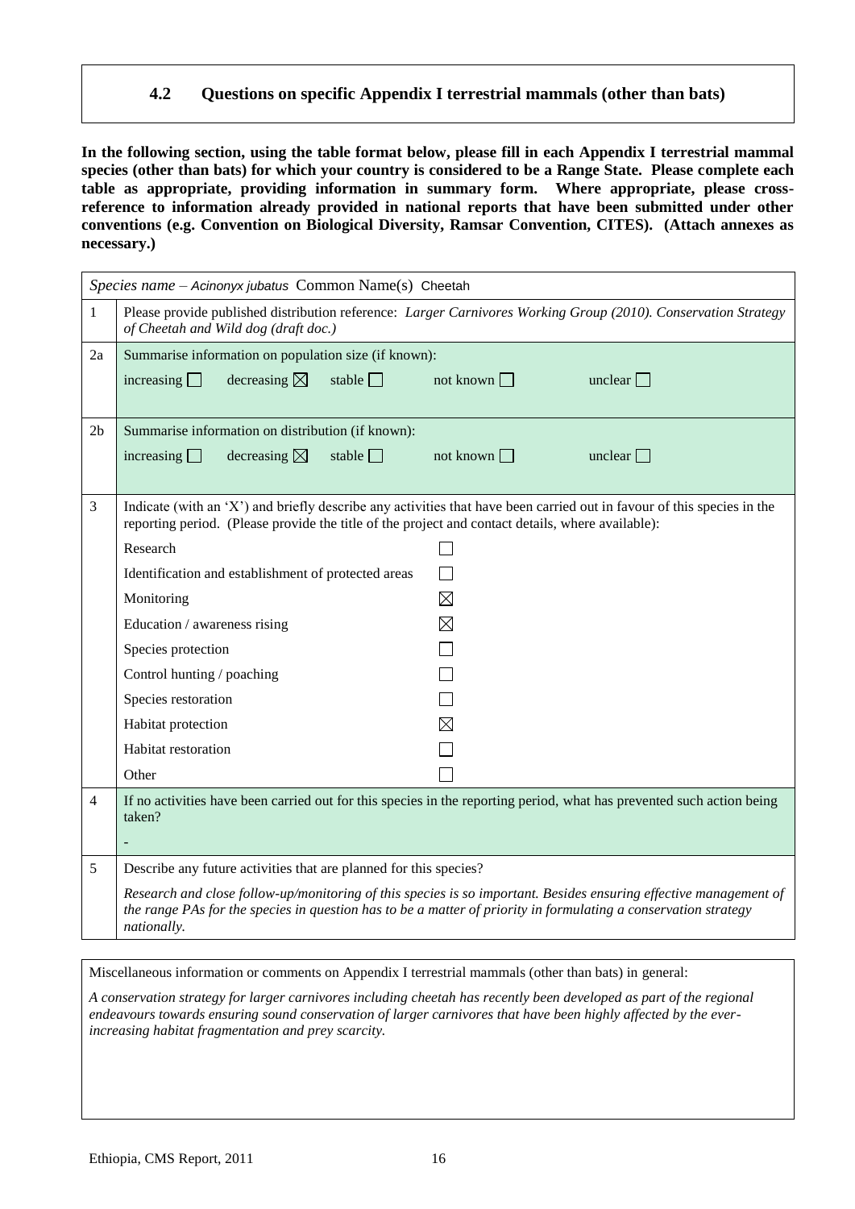## 4.2 Questions on specific Appendix I terrestrial mammals (other than bats)

**In the following section, using the table format below, please fill in each Appendix I terrestrial mammal species (other than bats) for which your country is considered to be a Range State. Please complete each table as appropriate, providing information in summary form. Where appropriate, please cross-reference to information already provided in national reports that have been submitted under other conventions (e.g. Convention on Biological Diversity, Ramsar Convention, CITES). (Attach annexes as necessary.)**

| | *Species name – Acinonyx jubatus* Common Name(s) Cheetah | |
|---|---|---|
| 1 | Please provide published distribution reference: *Larger Carnivores Working Group (2010). Conservation Strategy of Cheetah and Wild dog (draft doc.)* | |
| 2a | Summarise information on population size (if known):<br>increasing ☐ decreasing ☒ stable ☐ not known ☐ unclear ☐ | |
| 2b | Summarise information on distribution (if known):<br>increasing ☐ decreasing ☒ stable ☐ not known ☐ unclear ☐ | |
| 3 | Indicate (with an 'X') and briefly describe any activities that have been carried out in favour of this species in the reporting period. (Please provide the title of the project and contact details, where available): | |
| | Research | ☐ |
| | Identification and establishment of protected areas | ☐ |
| | Monitoring | ☒ |
| | Education / awareness rising | ☒ |
| | Species protection | ☐ |
| | Control hunting / poaching | ☐ |
| | Species restoration | ☐ |
| | Habitat protection | ☒ |
| | Habitat restoration | ☐ |
| | Other | ☐ |
| 4 | If no activities have been carried out for this species in the reporting period, what has prevented such action being taken?<br>- | |
| 5 | Describe any future activities that are planned for this species?<br>*Research and close follow-up/monitoring of this species is so important. Besides ensuring effective management of the range PAs for the species in question has to be a matter of priority in formulating a conservation strategy nationally.* | |

Miscellaneous information or comments on Appendix I terrestrial mammals (other than bats) in general:

*A conservation strategy for larger carnivores including cheetah has recently been developed as part of the regional endeavours towards ensuring sound conservation of larger carnivores that have been highly affected by the ever-increasing habitat fragmentation and prey scarcity.*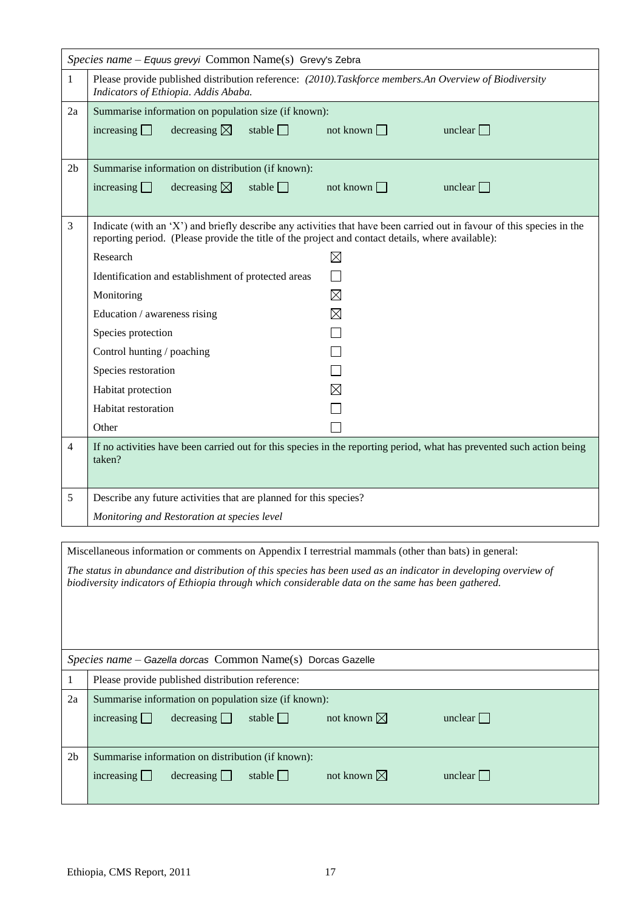| | *Species name* – Equus grevyi Common Name(s) Grevy's Zebra |
|---|---|
| 1 | Please provide published distribution reference: *(2010).Taskforce members.An Overview of Biodiversity Indicators of Ethiopia. Addis Ababa.* |
| 2a | Summarise information on population size (if known):<br>increasing ☐ decreasing ☒ stable ☐ not known ☐ unclear ☐ |
| 2b | Summarise information on distribution (if known):<br>increasing ☐ decreasing ☒ stable ☐ not known ☐ unclear ☐ |
| 3 | Indicate (with an 'X') and briefly describe any activities that have been carried out in favour of this species in the reporting period. (Please provide the title of the project and contact details, where available):<br>Research ☒<br>Identification and establishment of protected areas ☐<br>Monitoring ☒<br>Education / awareness rising ☒<br>Species protection ☐<br>Control hunting / poaching ☐<br>Species restoration ☐<br>Habitat protection ☒<br>Habitat restoration ☐<br>Other ☐ |
| 4 | If no activities have been carried out for this species in the reporting period, what has prevented such action being taken? |
| 5 | Describe any future activities that are planned for this species?<br>*Monitoring and Restoration at species level* |

Miscellaneous information or comments on Appendix I terrestrial mammals (other than bats) in general:

*The status in abundance and distribution of this species has been used as an indicator in developing overview of biodiversity indicators of Ethiopia through which considerable data on the same has been gathered.*

| | *Species name* – Gazella dorcas Common Name(s) Dorcas Gazelle |
|---|---|
| 1 | Please provide published distribution reference: |
| 2a | Summarise information on population size (if known):<br>increasing ☐ decreasing ☐ stable ☐ not known ☒ unclear ☐ |
| 2b | Summarise information on distribution (if known):<br>increasing ☐ decreasing ☐ stable ☐ not known ☒ unclear ☐ |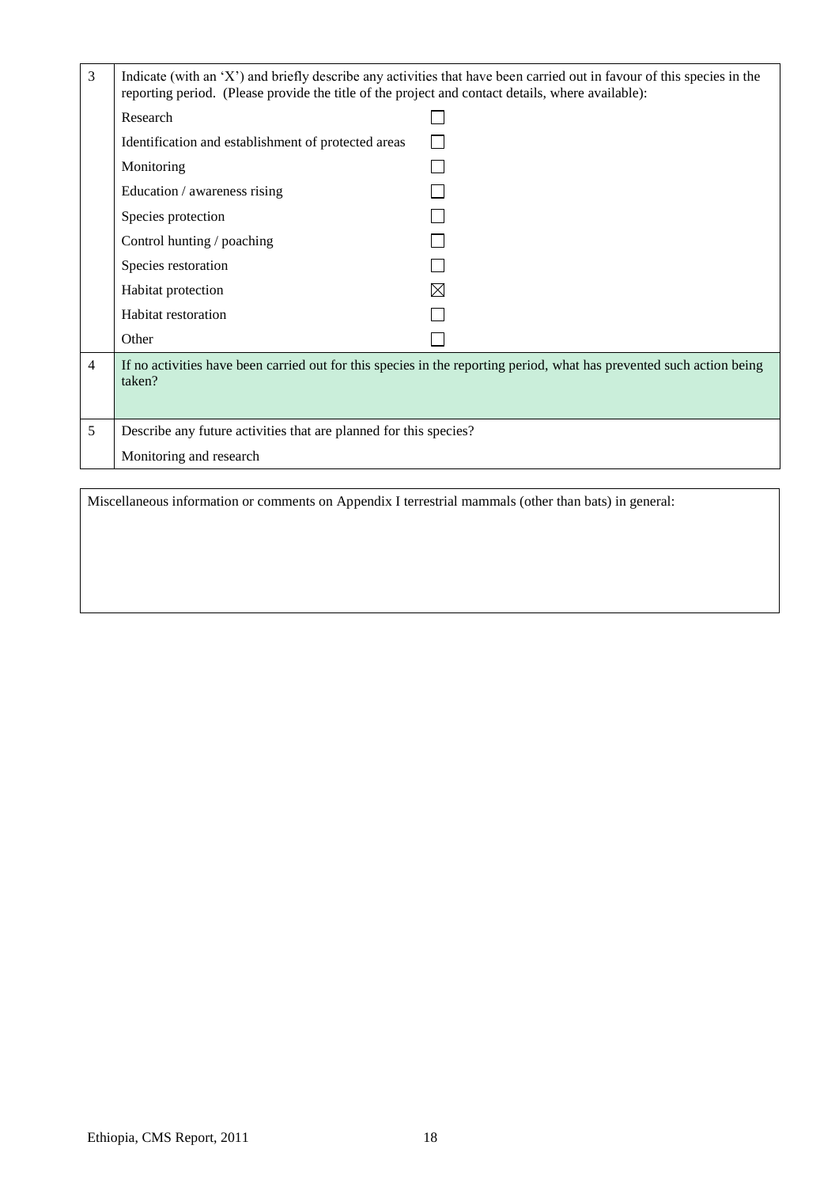| | | |
|---|---|---|
| 3 | Indicate (with an 'X') and briefly describe any activities that have been carried out in favour of this species in the reporting period. (Please provide the title of the project and contact details, where available): | |
| | Research | ☐ |
| | Identification and establishment of protected areas | ☐ |
| | Monitoring | ☐ |
| | Education / awareness rising | ☐ |
| | Species protection | ☐ |
| | Control hunting / poaching | ☐ |
| | Species restoration | ☐ |
| | Habitat protection | ☒ |
| | Habitat restoration | ☐ |
| | Other | ☐ |
| 4 | If no activities have been carried out for this species in the reporting period, what has prevented such action being taken? | |
| 5 | Describe any future activities that are planned for this species? | |
| | Monitoring and research | |

| |
|---|
| Miscellaneous information or comments on Appendix I terrestrial mammals (other than bats) in general: |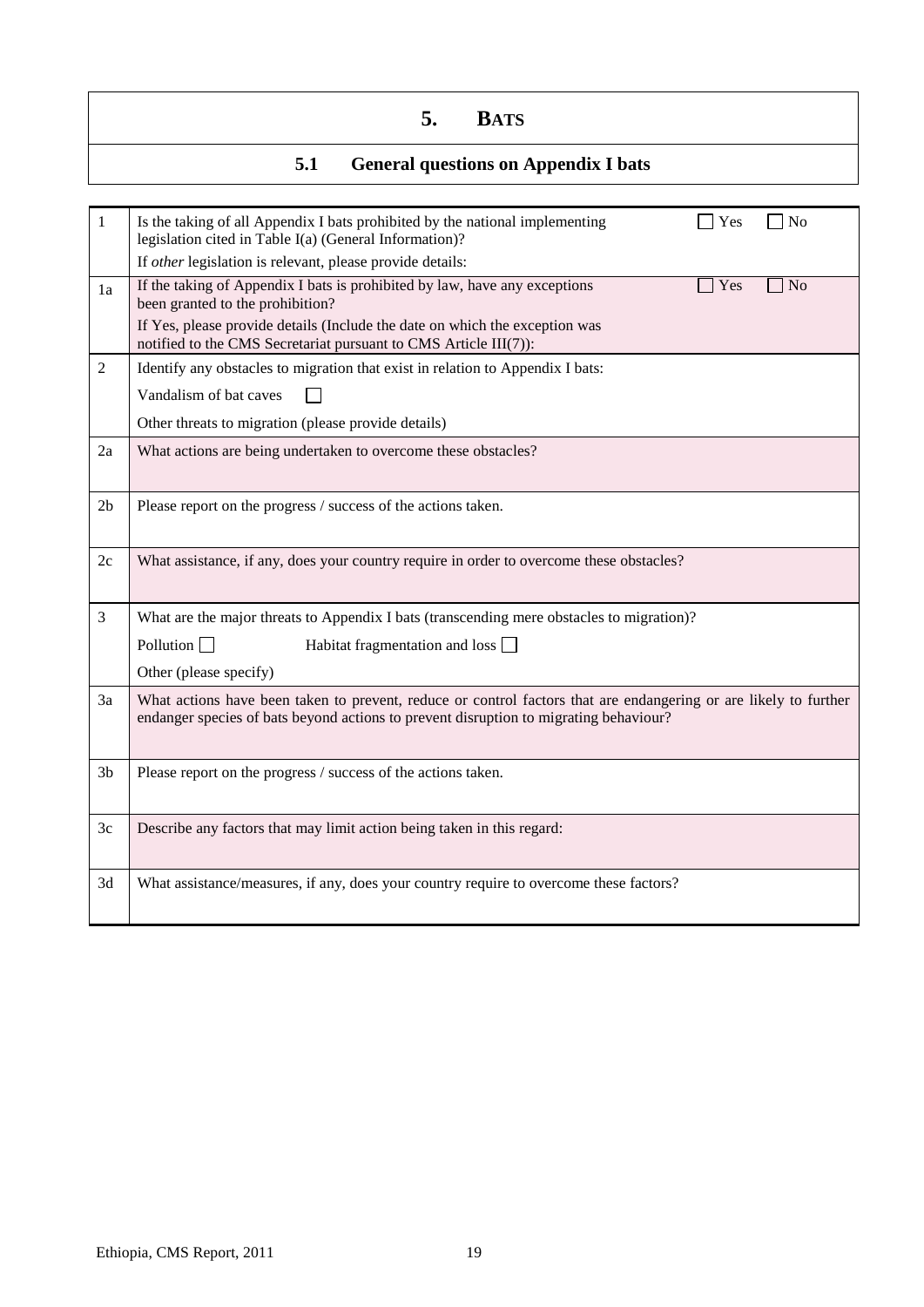# 5. BATS

## 5.1 General questions on Appendix I bats

| | | |
|---|---|---|
| 1 | Is the taking of all Appendix I bats prohibited by the national implementing legislation cited in Table I(a) (General Information)? | ☐ Yes ☐ No |
| | If *other* legislation is relevant, please provide details: | |
| 1a | If the taking of Appendix I bats is prohibited by law, have any exceptions been granted to the prohibition? | ☐ Yes ☐ No |
| | If Yes, please provide details (Include the date on which the exception was notified to the CMS Secretariat pursuant to CMS Article III(7)): | |
| 2 | Identify any obstacles to migration that exist in relation to Appendix I bats: | |
| | Vandalism of bat caves ☐ | |
| | Other threats to migration (please provide details) | |
| 2a | What actions are being undertaken to overcome these obstacles? | |
| 2b | Please report on the progress / success of the actions taken. | |
| 2c | What assistance, if any, does your country require in order to overcome these obstacles? | |
| 3 | What are the major threats to Appendix I bats (transcending mere obstacles to migration)? | |
| | Pollution ☐ Habitat fragmentation and loss ☐ | |
| | Other (please specify) | |
| 3a | What actions have been taken to prevent, reduce or control factors that are endangering or are likely to further endanger species of bats beyond actions to prevent disruption to migrating behaviour? | |
| 3b | Please report on the progress / success of the actions taken. | |
| 3c | Describe any factors that may limit action being taken in this regard: | |
| 3d | What assistance/measures, if any, does your country require to overcome these factors? | |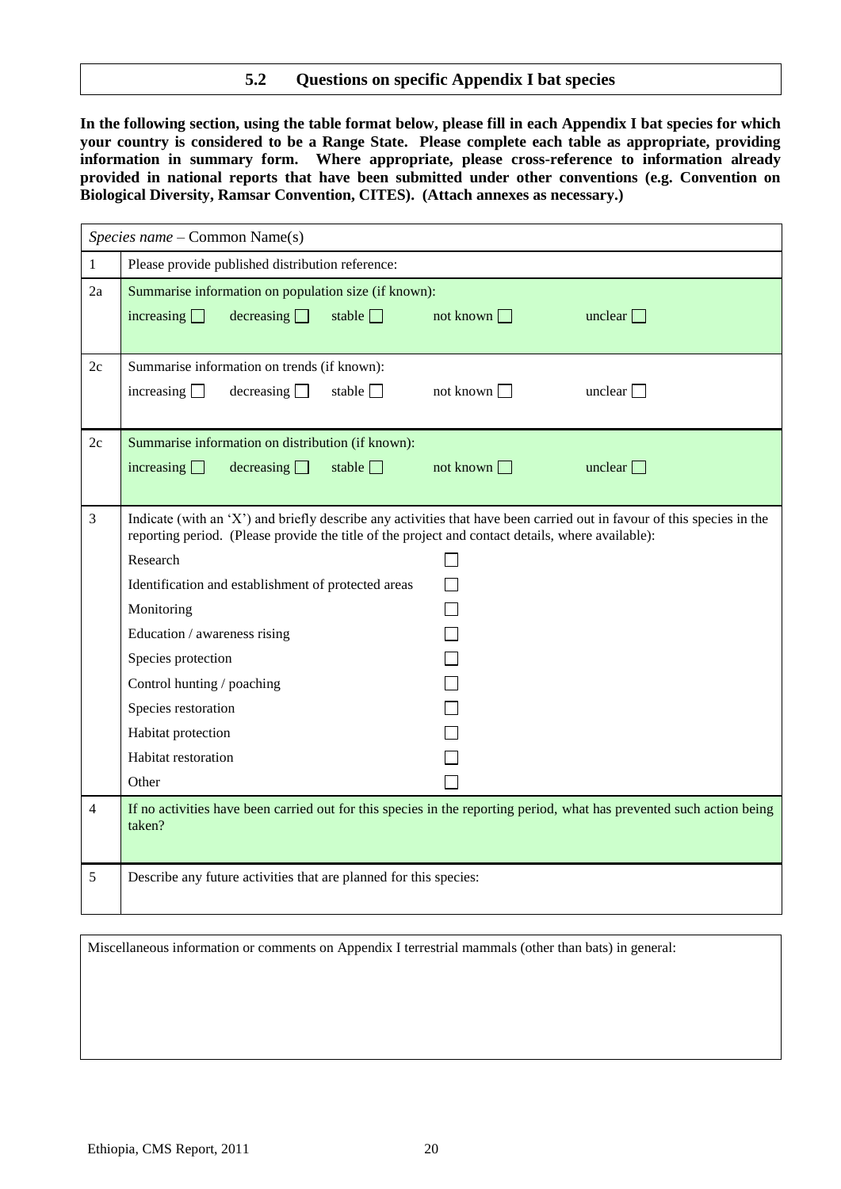### 5.2 Questions on specific Appendix I bat species

**In the following section, using the table format below, please fill in each Appendix I bat species for which your country is considered to be a Range State. Please complete each table as appropriate, providing information in summary form. Where appropriate, please cross-reference to information already provided in national reports that have been submitted under other conventions (e.g. Convention on Biological Diversity, Ramsar Convention, CITES). (Attach annexes as necessary.)**

| *Species name* – Common Name(s) | |
|---|---|
| 1 | Please provide published distribution reference: |
| 2a | Summarise information on population size (if known):<br>increasing ☐ decreasing ☐ stable ☐ not known ☐ unclear ☐ |
| 2c | Summarise information on trends (if known):<br>increasing ☐ decreasing ☐ stable ☐ not known ☐ unclear ☐ |
| 2c | Summarise information on distribution (if known):<br>increasing ☐ decreasing ☐ stable ☐ not known ☐ unclear ☐ |
| 3 | Indicate (with an 'X') and briefly describe any activities that have been carried out in favour of this species in the reporting period. (Please provide the title of the project and contact details, where available):<br>Research ☐<br>Identification and establishment of protected areas ☐<br>Monitoring ☐<br>Education / awareness rising ☐<br>Species protection ☐<br>Control hunting / poaching ☐<br>Species restoration ☐<br>Habitat protection ☐<br>Habitat restoration ☐<br>Other ☐ |
| 4 | If no activities have been carried out for this species in the reporting period, what has prevented such action being taken? |
| 5 | Describe any future activities that are planned for this species: |

| |
|---|
| Miscellaneous information or comments on Appendix I terrestrial mammals (other than bats) in general: |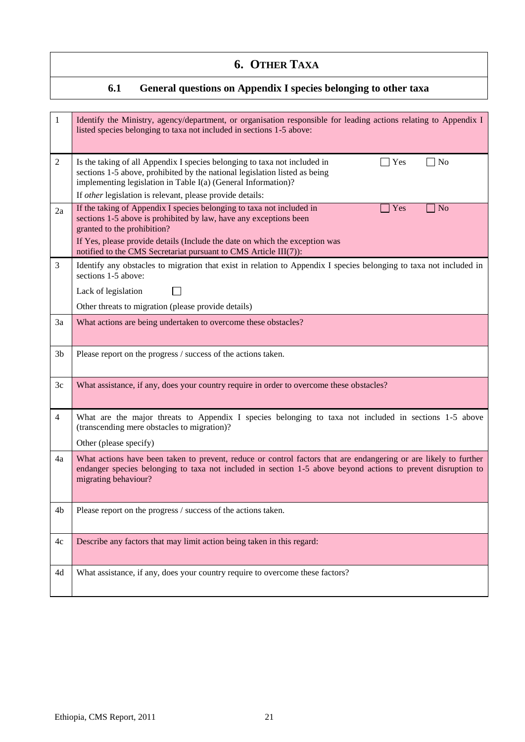# 6. OTHER TAXA

## 6.1 General questions on Appendix I species belonging to other taxa

| | | |
|---|---|---|
| 1 | Identify the Ministry, agency/department, or organisation responsible for leading actions relating to Appendix I listed species belonging to taxa not included in sections 1-5 above: | |
| 2 | Is the taking of all Appendix I species belonging to taxa not included in sections 1-5 above, prohibited by the national legislation listed as being implementing legislation in Table I(a) (General Information)?<br>If *other* legislation is relevant, please provide details: | ☐ Yes ☐ No |
| 2a | If the taking of Appendix I species belonging to taxa not included in sections 1-5 above is prohibited by law, have any exceptions been granted to the prohibition?<br>If Yes, please provide details (Include the date on which the exception was notified to the CMS Secretariat pursuant to CMS Article III(7)): | ☐ Yes ☐ No |
| 3 | Identify any obstacles to migration that exist in relation to Appendix I species belonging to taxa not included in sections 1-5 above:<br>Lack of legislation ☐<br>Other threats to migration (please provide details) | |
| 3a | What actions are being undertaken to overcome these obstacles? | |
| 3b | Please report on the progress / success of the actions taken. | |
| 3c | What assistance, if any, does your country require in order to overcome these obstacles? | |
| 4 | What are the major threats to Appendix I species belonging to taxa not included in sections 1-5 above (transcending mere obstacles to migration)?<br>Other (please specify) | |
| 4a | What actions have been taken to prevent, reduce or control factors that are endangering or are likely to further endanger species belonging to taxa not included in section 1-5 above beyond actions to prevent disruption to migrating behaviour? | |
| 4b | Please report on the progress / success of the actions taken. | |
| 4c | Describe any factors that may limit action being taken in this regard: | |
| 4d | What assistance, if any, does your country require to overcome these factors? | |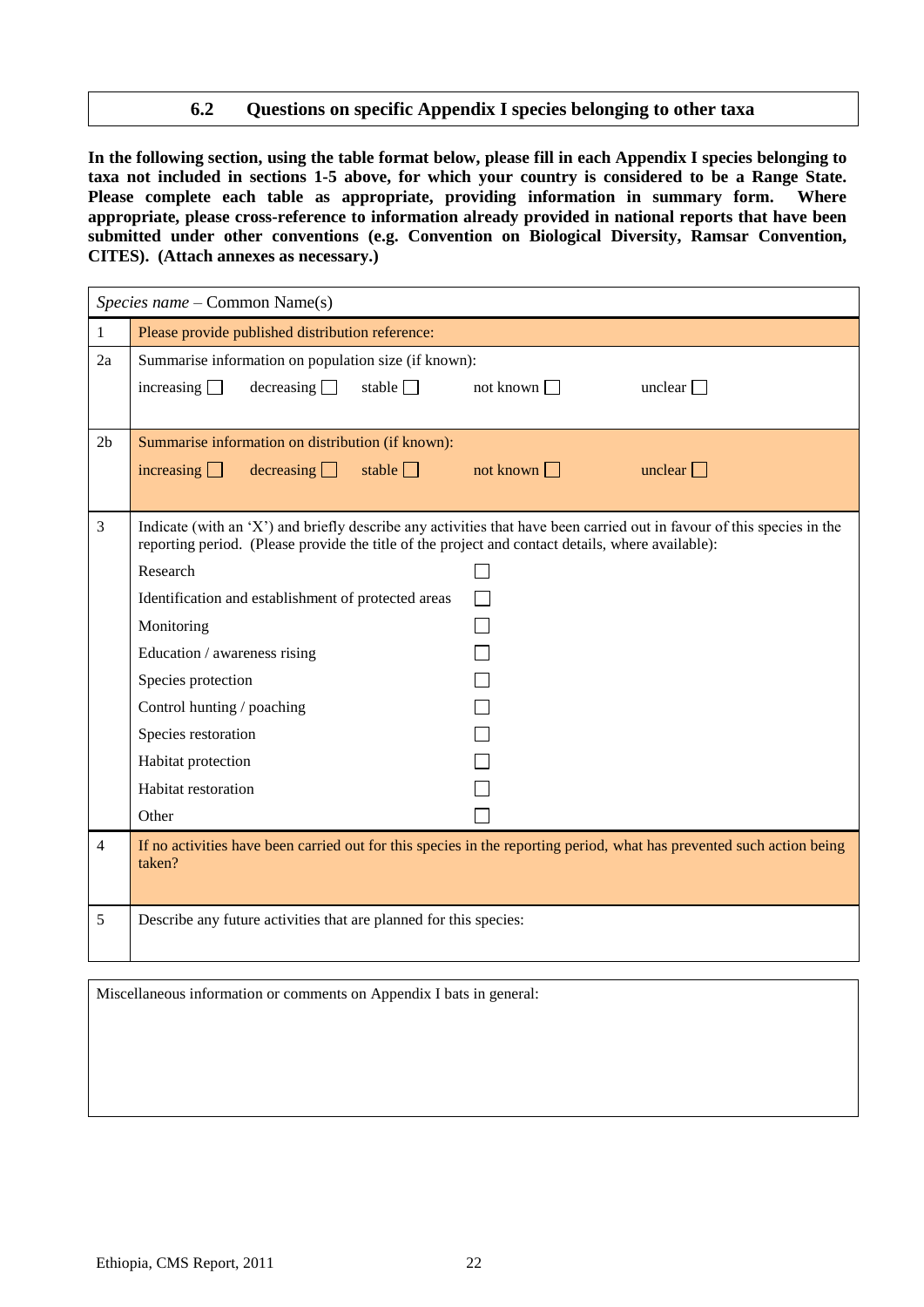## 6.2 Questions on specific Appendix I species belonging to other taxa

**In the following section, using the table format below, please fill in each Appendix I species belonging to taxa not included in sections 1-5 above, for which your country is considered to be a Range State. Please complete each table as appropriate, providing information in summary form. Where appropriate, please cross-reference to information already provided in national reports that have been submitted under other conventions (e.g. Convention on Biological Diversity, Ramsar Convention, CITES). (Attach annexes as necessary.)**

| *Species name* – Common Name(s) | |
|---|---|
| 1 | Please provide published distribution reference: |
| 2a | Summarise information on population size (if known):<br>increasing ☐ decreasing ☐ stable ☐ not known ☐ unclear ☐ |
| 2b | Summarise information on distribution (if known):<br>increasing ☐ decreasing ☐ stable ☐ not known ☐ unclear ☐ |
| 3 | Indicate (with an 'X') and briefly describe any activities that have been carried out in favour of this species in the reporting period. (Please provide the title of the project and contact details, where available):<br>Research ☐<br>Identification and establishment of protected areas ☐<br>Monitoring ☐<br>Education / awareness rising ☐<br>Species protection ☐<br>Control hunting / poaching ☐<br>Species restoration ☐<br>Habitat protection ☐<br>Habitat restoration ☐<br>Other ☐ |
| 4 | If no activities have been carried out for this species in the reporting period, what has prevented such action being taken? |
| 5 | Describe any future activities that are planned for this species: |

| Miscellaneous information or comments on Appendix I bats in general: |
|---|
| |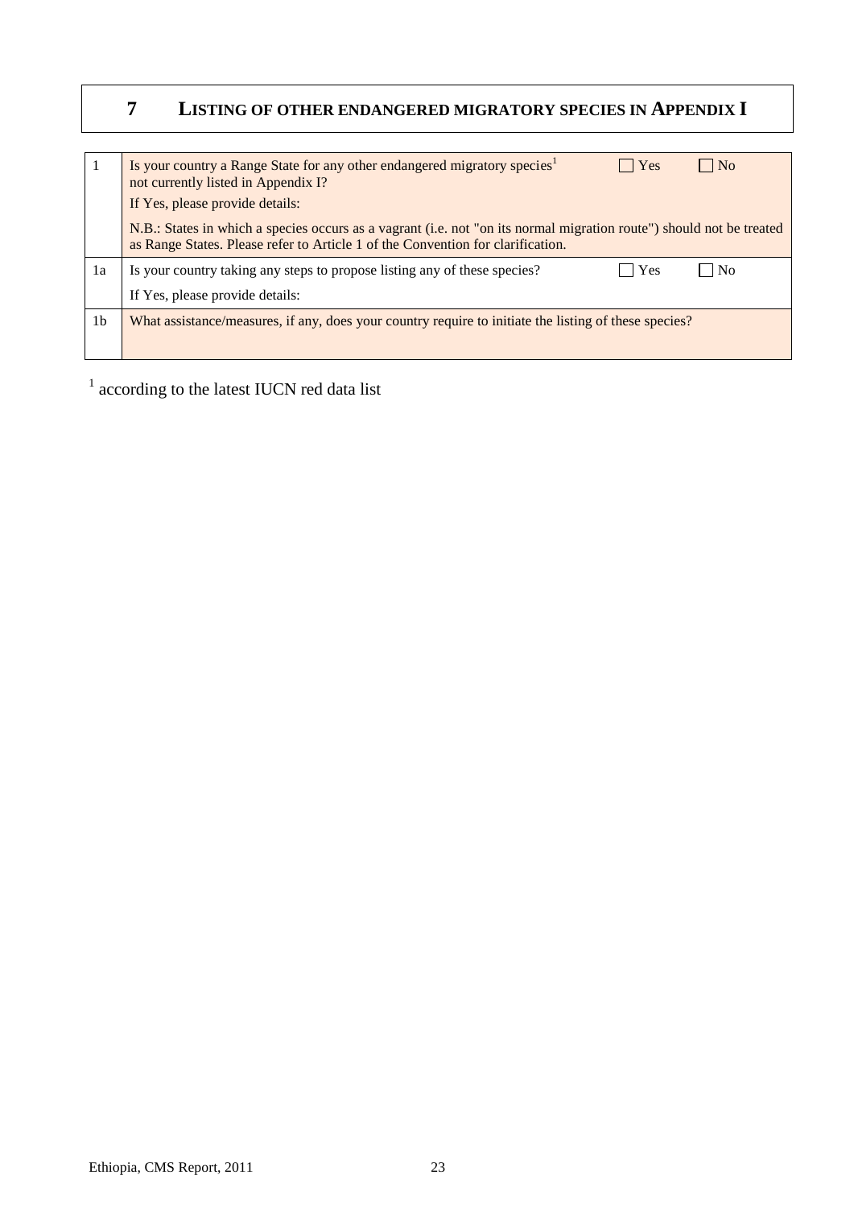# 7 LISTING OF OTHER ENDANGERED MIGRATORY SPECIES IN APPENDIX I

| | | | |
|---|---|---|---|
| 1 | Is your country a Range State for any other endangered migratory species[1] not currently listed in Appendix I?<br>If Yes, please provide details:<br>N.B.: States in which a species occurs as a vagrant (i.e. not "on its normal migration route") should not be treated as Range States. Please refer to Article 1 of the Convention for clarification. | ☐ Yes | ☐ No |
| 1a | Is your country taking any steps to propose listing any of these species?<br>If Yes, please provide details: | ☐ Yes | ☐ No |
| 1b | What assistance/measures, if any, does your country require to initiate the listing of these species? | | |

[1] according to the latest IUCN red data list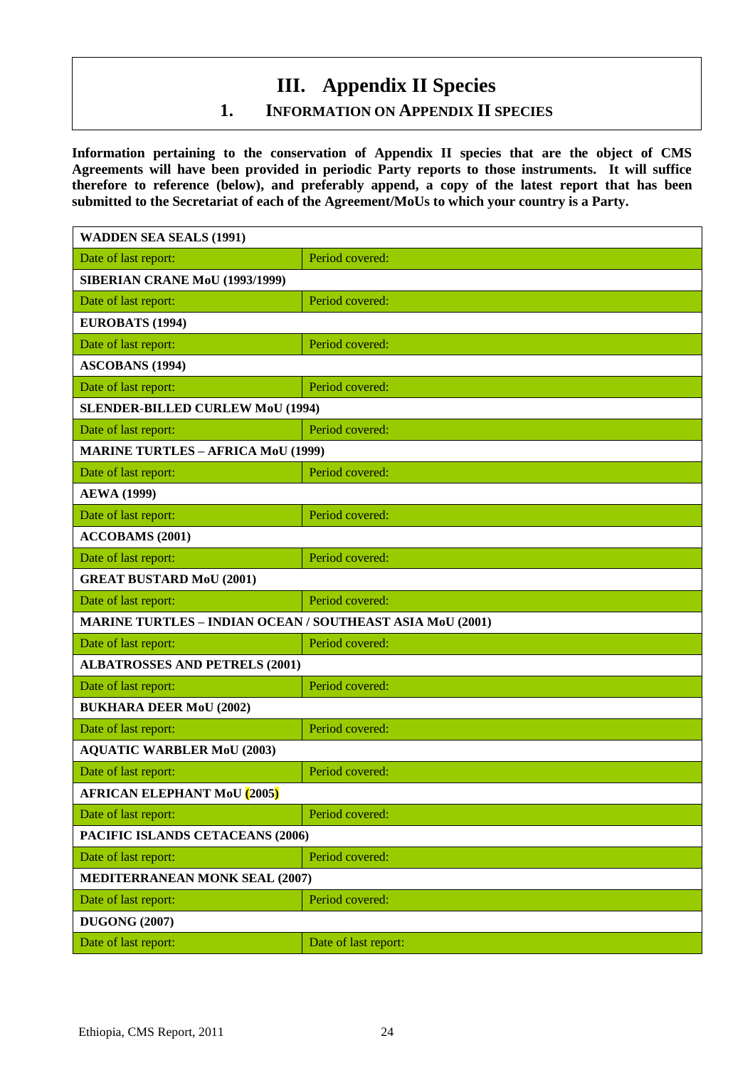# III. Appendix II Species

## 1. INFORMATION ON APPENDIX II SPECIES

**Information pertaining to the conservation of Appendix II species that are the object of CMS Agreements will have been provided in periodic Party reports to those instruments. It will suffice therefore to reference (below), and preferably append, a copy of the latest report that has been submitted to the Secretariat of each of the Agreement/MoUs to which your country is a Party.**

| | |
|---|---|
| **WADDEN SEA SEALS (1991)** | |
| Date of last report: | Period covered: |
| **SIBERIAN CRANE MoU (1993/1999)** | |
| Date of last report: | Period covered: |
| **EUROBATS (1994)** | |
| Date of last report: | Period covered: |
| **ASCOBANS (1994)** | |
| Date of last report: | Period covered: |
| **SLENDER-BILLED CURLEW MoU (1994)** | |
| Date of last report: | Period covered: |
| **MARINE TURTLES – AFRICA MoU (1999)** | |
| Date of last report: | Period covered: |
| **AEWA (1999)** | |
| Date of last report: | Period covered: |
| **ACCOBAMS (2001)** | |
| Date of last report: | Period covered: |
| **GREAT BUSTARD MoU (2001)** | |
| Date of last report: | Period covered: |
| **MARINE TURTLES – INDIAN OCEAN / SOUTHEAST ASIA MoU (2001)** | |
| Date of last report: | Period covered: |
| **ALBATROSSES AND PETRELS (2001)** | |
| Date of last report: | Period covered: |
| **BUKHARA DEER MoU (2002)** | |
| Date of last report: | Period covered: |
| **AQUATIC WARBLER MoU (2003)** | |
| Date of last report: | Period covered: |
| **AFRICAN ELEPHANT MoU (2005)** | |
| Date of last report: | Period covered: |
| **PACIFIC ISLANDS CETACEANS (2006)** | |
| Date of last report: | Period covered: |
| **MEDITERRANEAN MONK SEAL (2007)** | |
| Date of last report: | Period covered: |
| **DUGONG (2007)** | |
| Date of last report: | Date of last report: |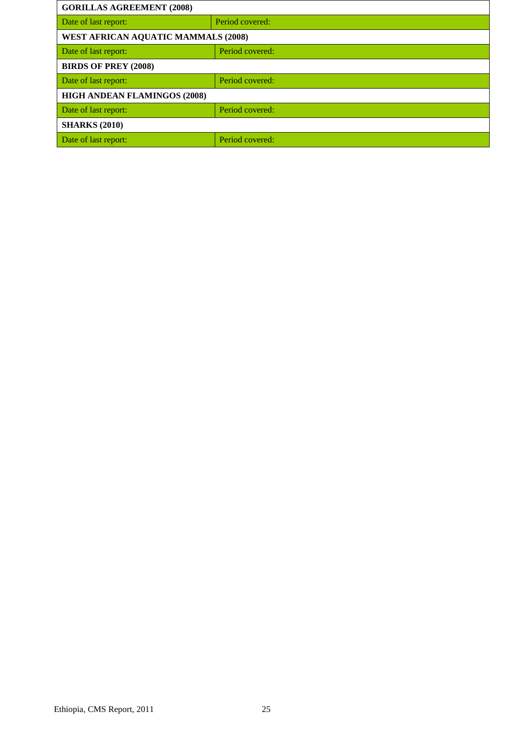| | |
|---|---|
| **GORILLAS AGREEMENT (2008)** | |
| Date of last report: | Period covered: |
| **WEST AFRICAN AQUATIC MAMMALS (2008)** | |
| Date of last report: | Period covered: |
| **BIRDS OF PREY (2008)** | |
| Date of last report: | Period covered: |
| **HIGH ANDEAN FLAMINGOS (2008)** | |
| Date of last report: | Period covered: |
| **SHARKS (2010)** | |
| Date of last report: | Period covered: |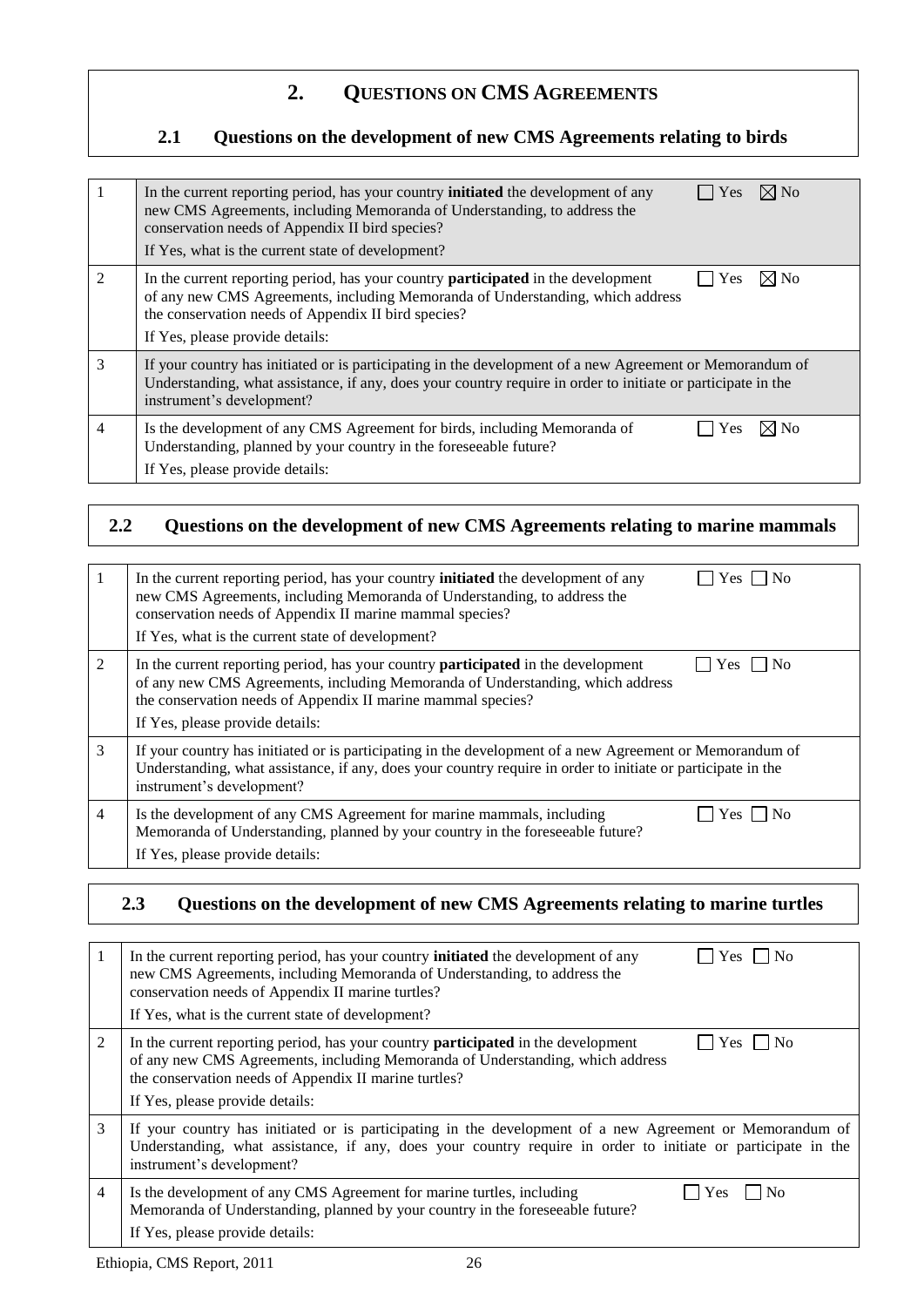# 2. QUESTIONS ON CMS AGREEMENTS

## 2.1 Questions on the development of new CMS Agreements relating to birds

| | | |
|---|---|---|
| 1 | In the current reporting period, has your country **initiated** the development of any new CMS Agreements, including Memoranda of Understanding, to address the conservation needs of Appendix II bird species?<br>If Yes, what is the current state of development? | ☐ Yes ☒ No |
| 2 | In the current reporting period, has your country **participated** in the development of any new CMS Agreements, including Memoranda of Understanding, which address the conservation needs of Appendix II bird species?<br>If Yes, please provide details: | ☐ Yes ☒ No |
| 3 | If your country has initiated or is participating in the development of a new Agreement or Memorandum of Understanding, what assistance, if any, does your country require in order to initiate or participate in the instrument's development? | |
| 4 | Is the development of any CMS Agreement for birds, including Memoranda of Understanding, planned by your country in the foreseeable future?<br>If Yes, please provide details: | ☐ Yes ☒ No |

## 2.2 Questions on the development of new CMS Agreements relating to marine mammals

| | | |
|---|---|---|
| 1 | In the current reporting period, has your country **initiated** the development of any new CMS Agreements, including Memoranda of Understanding, to address the conservation needs of Appendix II marine mammal species?<br>If Yes, what is the current state of development? | ☐ Yes ☐ No |
| 2 | In the current reporting period, has your country **participated** in the development of any new CMS Agreements, including Memoranda of Understanding, which address the conservation needs of Appendix II marine mammal species?<br>If Yes, please provide details: | ☐ Yes ☐ No |
| 3 | If your country has initiated or is participating in the development of a new Agreement or Memorandum of Understanding, what assistance, if any, does your country require in order to initiate or participate in the instrument's development? | |
| 4 | Is the development of any CMS Agreement for marine mammals, including Memoranda of Understanding, planned by your country in the foreseeable future?<br>If Yes, please provide details: | ☐ Yes ☐ No |

## 2.3 Questions on the development of new CMS Agreements relating to marine turtles

| | | |
|---|---|---|
| 1 | In the current reporting period, has your country **initiated** the development of any new CMS Agreements, including Memoranda of Understanding, to address the conservation needs of Appendix II marine turtles?<br>If Yes, what is the current state of development? | ☐ Yes ☐ No |
| 2 | In the current reporting period, has your country **participated** in the development of any new CMS Agreements, including Memoranda of Understanding, which address the conservation needs of Appendix II marine turtles?<br>If Yes, please provide details: | ☐ Yes ☐ No |
| 3 | If your country has initiated or is participating in the development of a new Agreement or Memorandum of Understanding, what assistance, if any, does your country require in order to initiate or participate in the instrument's development? | |
| 4 | Is the development of any CMS Agreement for marine turtles, including Memoranda of Understanding, planned by your country in the foreseeable future?<br>If Yes, please provide details: | ☐ Yes ☐ No |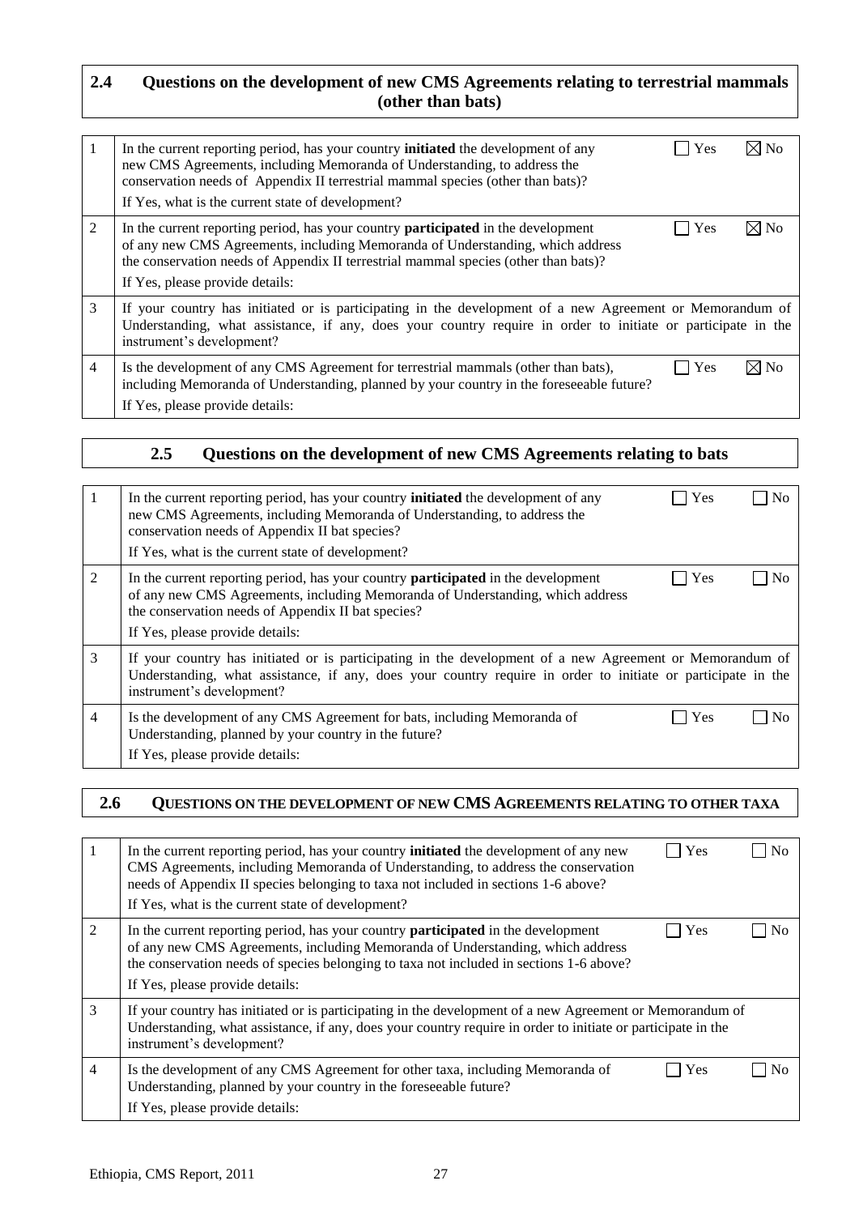## 2.4 Questions on the development of new CMS Agreements relating to terrestrial mammals (other than bats)

| | | | |
|---|---|---|---|
| 1 | In the current reporting period, has your country **initiated** the development of any new CMS Agreements, including Memoranda of Understanding, to address the conservation needs of Appendix II terrestrial mammal species (other than bats)?<br>If Yes, what is the current state of development? | ☐ Yes | ☒ No |
| 2 | In the current reporting period, has your country **participated** in the development of any new CMS Agreements, including Memoranda of Understanding, which address the conservation needs of Appendix II terrestrial mammal species (other than bats)?<br>If Yes, please provide details: | ☐ Yes | ☒ No |
| 3 | If your country has initiated or is participating in the development of a new Agreement or Memorandum of Understanding, what assistance, if any, does your country require in order to initiate or participate in the instrument's development? | | |
| 4 | Is the development of any CMS Agreement for terrestrial mammals (other than bats), including Memoranda of Understanding, planned by your country in the foreseeable future?<br>If Yes, please provide details: | ☐ Yes | ☒ No |

## 2.5 Questions on the development of new CMS Agreements relating to bats

| | | | |
|---|---|---|---|
| 1 | In the current reporting period, has your country **initiated** the development of any new CMS Agreements, including Memoranda of Understanding, to address the conservation needs of Appendix II bat species?<br>If Yes, what is the current state of development? | ☐ Yes | ☐ No |
| 2 | In the current reporting period, has your country **participated** in the development of any new CMS Agreements, including Memoranda of Understanding, which address the conservation needs of Appendix II bat species?<br>If Yes, please provide details: | ☐ Yes | ☐ No |
| 3 | If your country has initiated or is participating in the development of a new Agreement or Memorandum of Understanding, what assistance, if any, does your country require in order to initiate or participate in the instrument's development? | | |
| 4 | Is the development of any CMS Agreement for bats, including Memoranda of Understanding, planned by your country in the future?<br>If Yes, please provide details: | ☐ Yes | ☐ No |

## 2.6 Questions on the development of new CMS Agreements relating to other taxa

| | | | |
|---|---|---|---|
| 1 | In the current reporting period, has your country **initiated** the development of any new CMS Agreements, including Memoranda of Understanding, to address the conservation needs of Appendix II species belonging to taxa not included in sections 1-6 above?<br>If Yes, what is the current state of development? | ☐ Yes | ☐ No |
| 2 | In the current reporting period, has your country **participated** in the development of any new CMS Agreements, including Memoranda of Understanding, which address the conservation needs of species belonging to taxa not included in sections 1-6 above?<br>If Yes, please provide details: | ☐ Yes | ☐ No |
| 3 | If your country has initiated or is participating in the development of a new Agreement or Memorandum of Understanding, what assistance, if any, does your country require in order to initiate or participate in the instrument's development? | | |
| 4 | Is the development of any CMS Agreement for other taxa, including Memoranda of Understanding, planned by your country in the foreseeable future?<br>If Yes, please provide details: | ☐ Yes | ☐ No |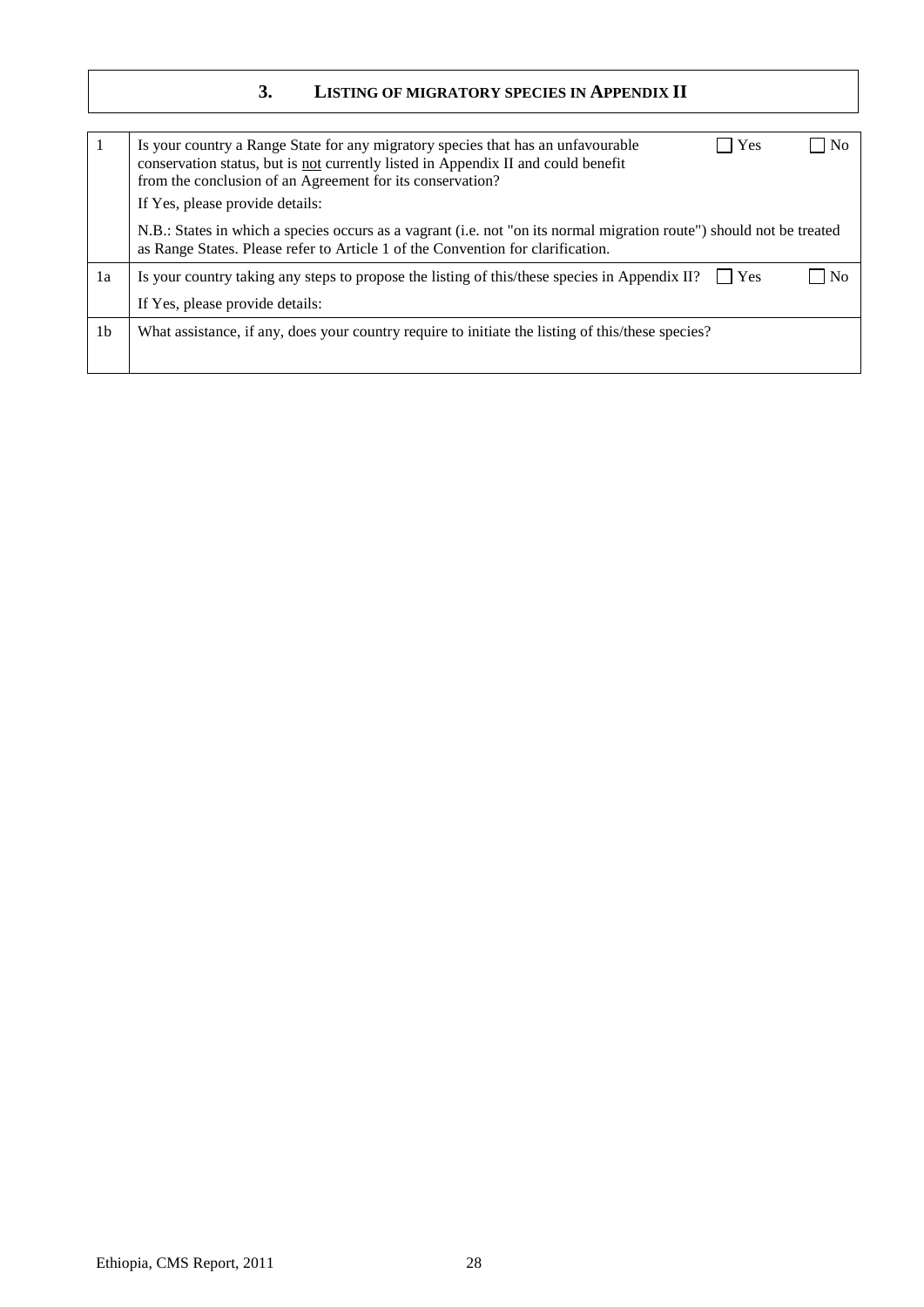## 3. LISTING OF MIGRATORY SPECIES IN APPENDIX II

| | | | |
|---|---|---|---|
| 1 | Is your country a Range State for any migratory species that has an unfavourable conservation status, but is not currently listed in Appendix II and could benefit from the conclusion of an Agreement for its conservation?<br>If Yes, please provide details:<br>N.B.: States in which a species occurs as a vagrant (i.e. not "on its normal migration route") should not be treated as Range States. Please refer to Article 1 of the Convention for clarification. | ☐ Yes | ☐ No |
| 1a | Is your country taking any steps to propose the listing of this/these species in Appendix II?<br>If Yes, please provide details: | ☐ Yes | ☐ No |
| 1b | What assistance, if any, does your country require to initiate the listing of this/these species? | | |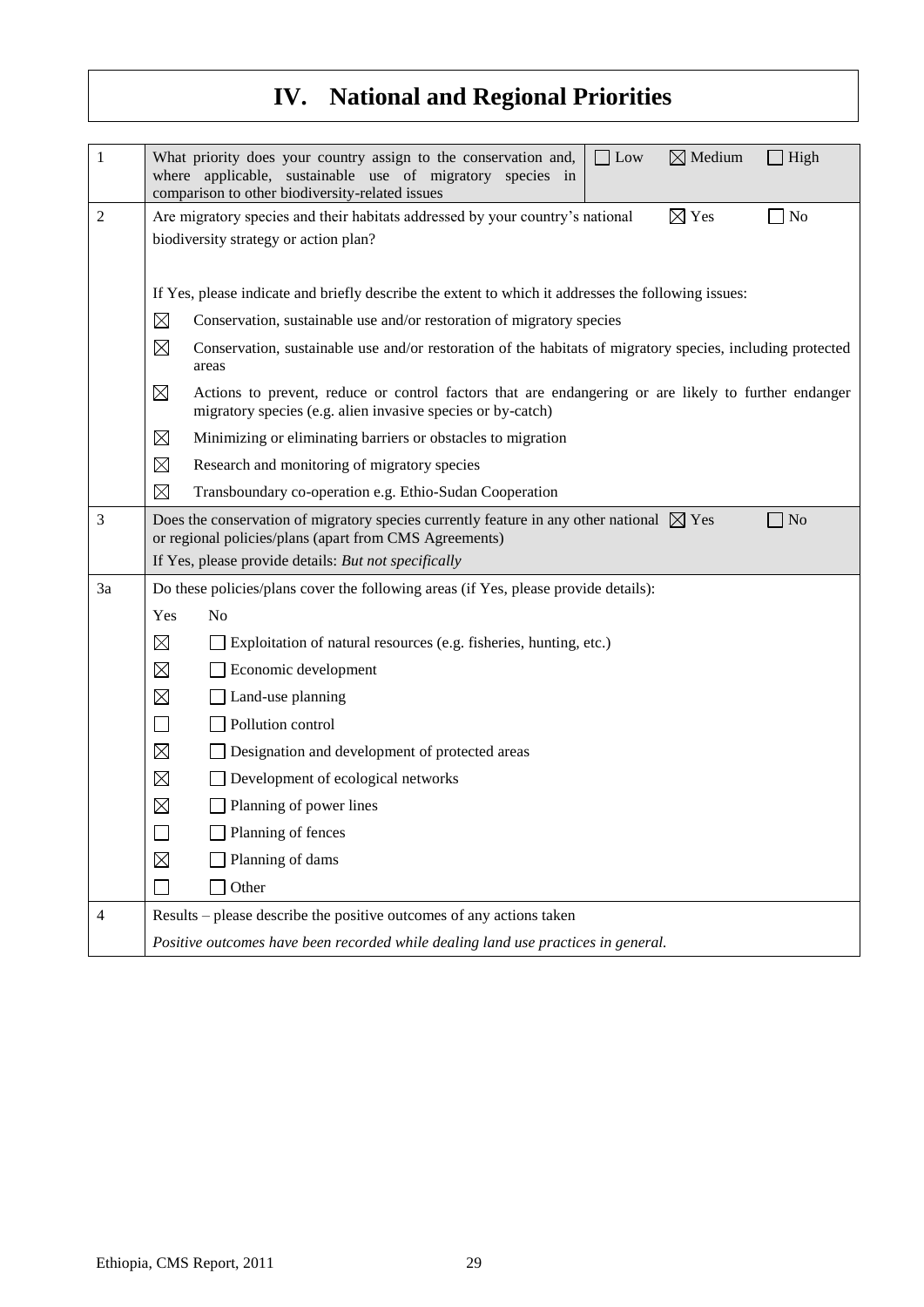# IV. National and Regional Priorities

| | | | | |
|---|---|---|---|---|
| 1 | What priority does your country assign to the conservation and, where applicable, sustainable use of migratory species in comparison to other biodiversity-related issues | ☐ Low | ☒ Medium | ☐ High |
| 2 | Are migratory species and their habitats addressed by your country's national biodiversity strategy or action plan? | | ☒ Yes | ☐ No |
| | If Yes, please indicate and briefly describe the extent to which it addresses the following issues:<br>☒ Conservation, sustainable use and/or restoration of migratory species<br>☒ Conservation, sustainable use and/or restoration of the habitats of migratory species, including protected areas<br>☒ Actions to prevent, reduce or control factors that are endangering or are likely to further endanger migratory species (e.g. alien invasive species or by-catch)<br>☒ Minimizing or eliminating barriers or obstacles to migration<br>☒ Research and monitoring of migratory species<br>☒ Transboundary co-operation e.g. Ethio-Sudan Cooperation | | | |
| 3 | Does the conservation of migratory species currently feature in any other national or regional policies/plans (apart from CMS Agreements)<br>If Yes, please provide details: *But not specifically* | | ☒ Yes | ☐ No |
| 3a | Do these policies/plans cover the following areas (if Yes, please provide details):<br>Yes / No<br>☒ / ☐ Exploitation of natural resources (e.g. fisheries, hunting, etc.)<br>☒ / ☐ Economic development<br>☒ / ☐ Land-use planning<br>☐ / ☐ Pollution control<br>☒ / ☐ Designation and development of protected areas<br>☒ / ☐ Development of ecological networks<br>☒ / ☐ Planning of power lines<br>☐ / ☐ Planning of fences<br>☒ / ☐ Planning of dams<br>☐ / ☐ Other | | | |
| 4 | Results – please describe the positive outcomes of any actions taken<br>*Positive outcomes have been recorded while dealing land use practices in general.* | | | |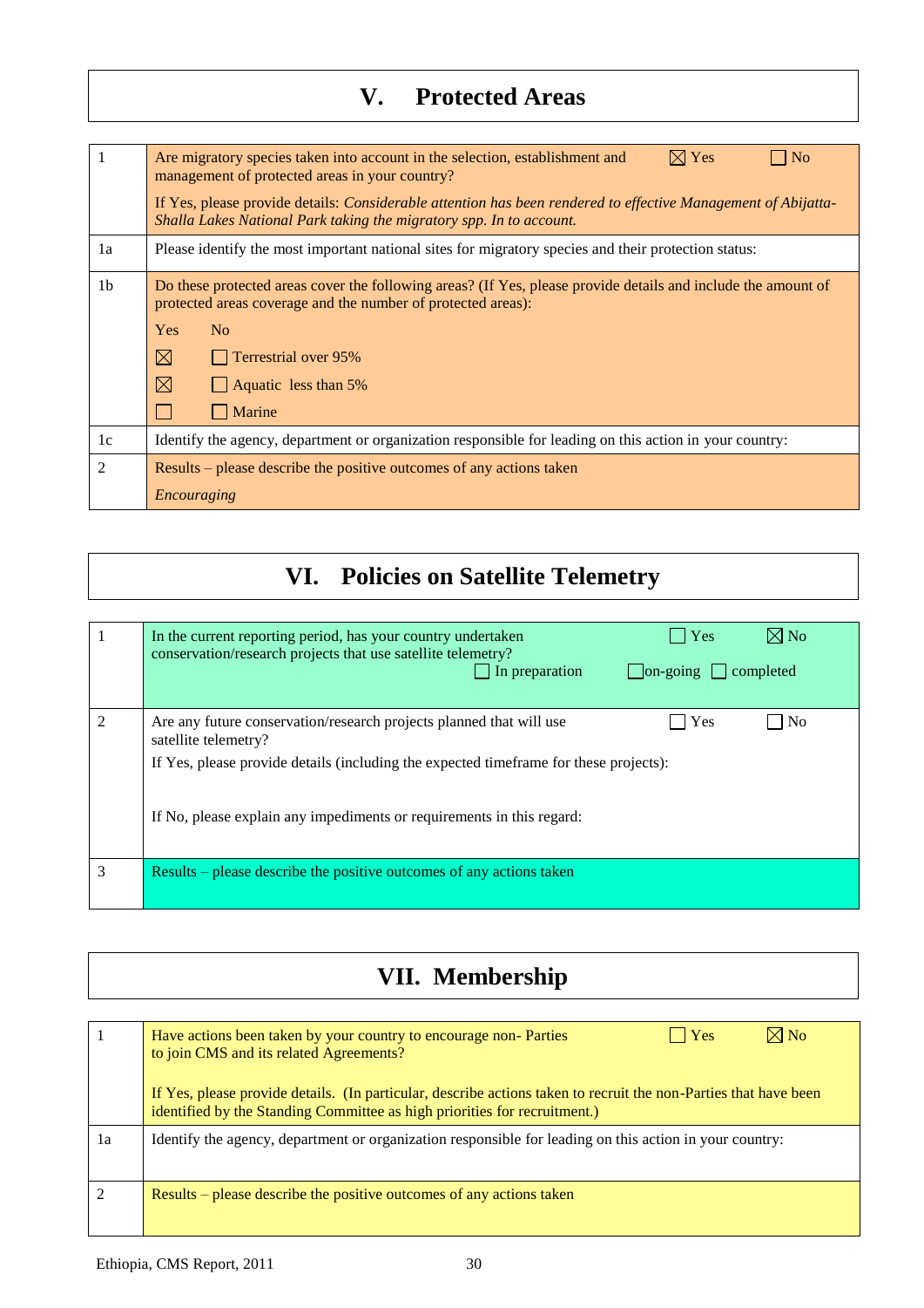# V. Protected Areas

| | |
|---|---|
| 1 | Are migratory species taken into account in the selection, establishment and management of protected areas in your country? ☒ Yes ☐ No<br><br>If Yes, please provide details: *Considerable attention has been rendered to effective Management of Abijatta-Shalla Lakes National Park taking the migratory spp. In to account.* |
| 1a | Please identify the most important national sites for migratory species and their protection status: |
| 1b | Do these protected areas cover the following areas? (If Yes, please provide details and include the amount of protected areas coverage and the number of protected areas):<br><br>Yes No<br><br>☒ ☐ Terrestrial over 95%<br><br>☒ ☐ Aquatic less than 5%<br><br>☐ ☐ Marine |
| 1c | Identify the agency, department or organization responsible for leading on this action in your country: |
| 2 | Results – please describe the positive outcomes of any actions taken<br><br>*Encouraging* |

# VI. Policies on Satellite Telemetry

| | |
|---|---|
| 1 | In the current reporting period, has your country undertaken conservation/research projects that use satellite telemetry? ☐ Yes ☒ No<br><br>☐ In preparation ☐ on-going ☐ completed |
| 2 | Are any future conservation/research projects planned that will use satellite telemetry? ☐ Yes ☐ No<br><br>If Yes, please provide details (including the expected timeframe for these projects):<br><br>If No, please explain any impediments or requirements in this regard: |
| 3 | Results – please describe the positive outcomes of any actions taken |

# VII. Membership

| | |
|---|---|
| 1 | Have actions been taken by your country to encourage non- Parties to join CMS and its related Agreements? ☐ Yes ☒ No<br><br>If Yes, please provide details. (In particular, describe actions taken to recruit the non-Parties that have been identified by the Standing Committee as high priorities for recruitment.) |
| 1a | Identify the agency, department or organization responsible for leading on this action in your country: |
| 2 | Results – please describe the positive outcomes of any actions taken |

Ethiopia, CMS Report, 2011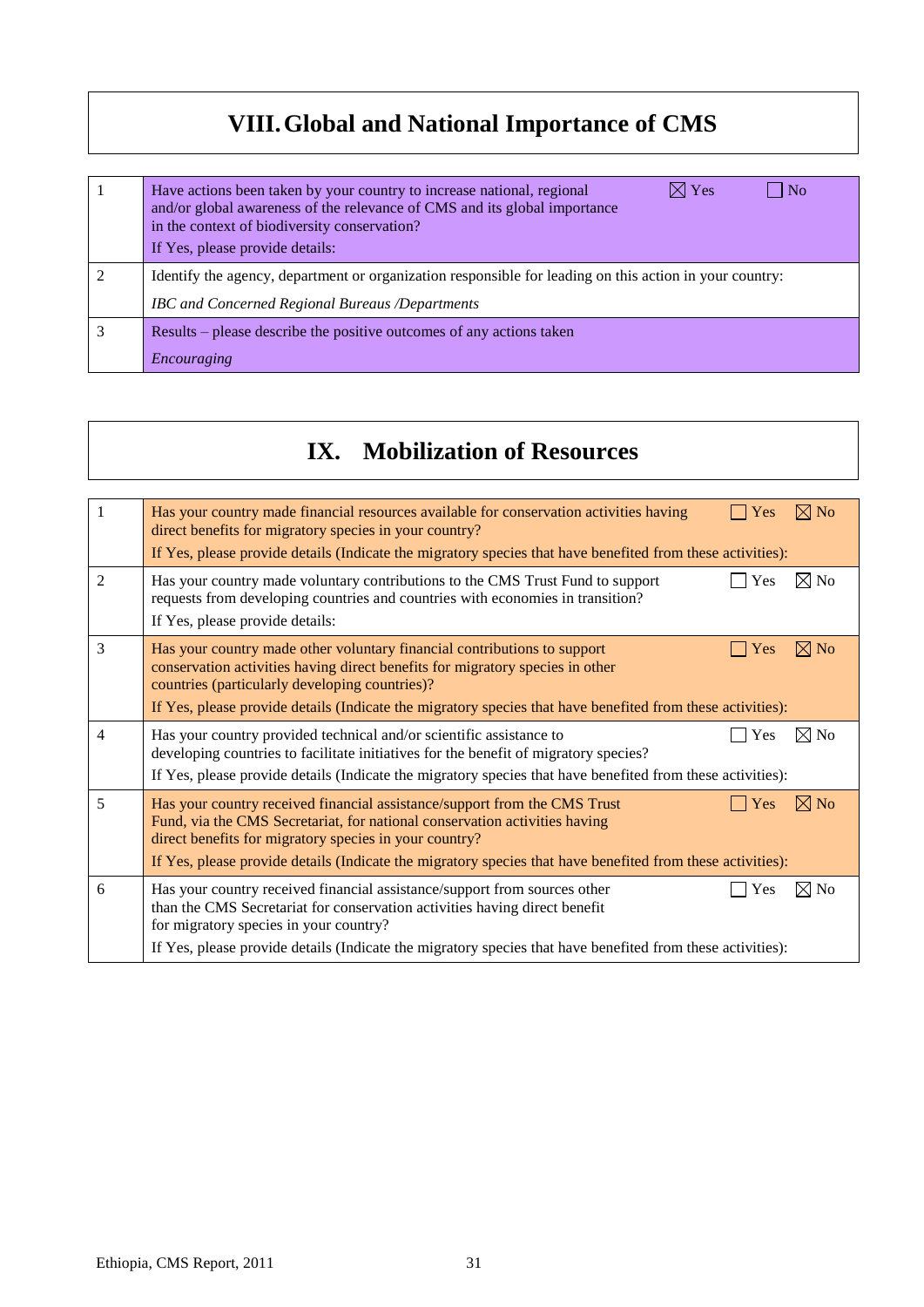# VIII. Global and National Importance of CMS

| | | |
|---|---|---|
| 1 | Have actions been taken by your country to increase national, regional and/or global awareness of the relevance of CMS and its global importance in the context of biodiversity conservation?<br>If Yes, please provide details: | ☒ Yes ☐ No |
| 2 | Identify the agency, department or organization responsible for leading on this action in your country:<br>*IBC and Concerned Regional Bureaus /Departments* | |
| 3 | Results – please describe the positive outcomes of any actions taken<br>*Encouraging* | |

# IX. Mobilization of Resources

| | | |
|---|---|---|
| 1 | Has your country made financial resources available for conservation activities having direct benefits for migratory species in your country?<br>If Yes, please provide details (Indicate the migratory species that have benefited from these activities): | ☐ Yes ☒ No |
| 2 | Has your country made voluntary contributions to the CMS Trust Fund to support requests from developing countries and countries with economies in transition?<br>If Yes, please provide details: | ☐ Yes ☒ No |
| 3 | Has your country made other voluntary financial contributions to support conservation activities having direct benefits for migratory species in other countries (particularly developing countries)?<br>If Yes, please provide details (Indicate the migratory species that have benefited from these activities): | ☐ Yes ☒ No |
| 4 | Has your country provided technical and/or scientific assistance to developing countries to facilitate initiatives for the benefit of migratory species?<br>If Yes, please provide details (Indicate the migratory species that have benefited from these activities): | ☐ Yes ☒ No |
| 5 | Has your country received financial assistance/support from the CMS Trust Fund, via the CMS Secretariat, for national conservation activities having direct benefits for migratory species in your country?<br>If Yes, please provide details (Indicate the migratory species that have benefited from these activities): | ☐ Yes ☒ No |
| 6 | Has your country received financial assistance/support from sources other than the CMS Secretariat for conservation activities having direct benefit for migratory species in your country?<br>If Yes, please provide details (Indicate the migratory species that have benefited from these activities): | ☐ Yes ☒ No |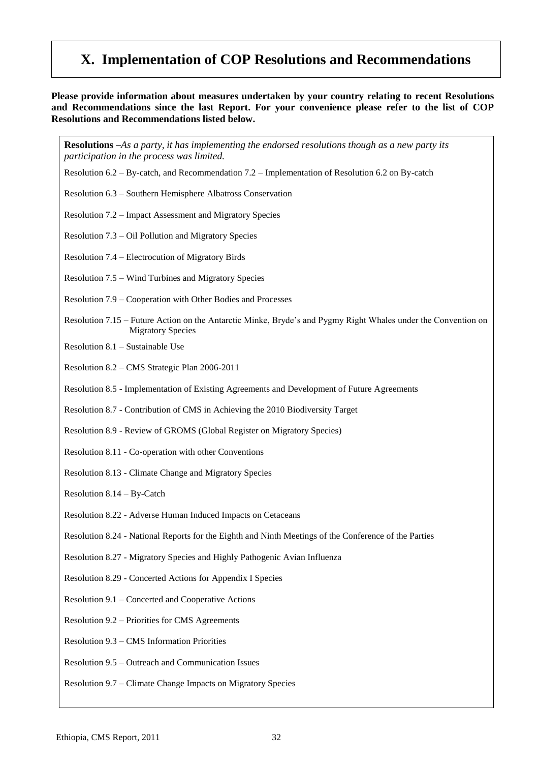# X. Implementation of COP Resolutions and Recommendations

**Please provide information about measures undertaken by your country relating to recent Resolutions and Recommendations since the last Report. For your convenience please refer to the list of COP Resolutions and Recommendations listed below.**

**Resolutions** –*As a party, it has implementing the endorsed resolutions though as a new party its participation in the process was limited.*

Resolution 6.2 – By-catch, and Recommendation 7.2 – Implementation of Resolution 6.2 on By-catch

Resolution 6.3 – Southern Hemisphere Albatross Conservation

Resolution 7.2 – Impact Assessment and Migratory Species

Resolution 7.3 – Oil Pollution and Migratory Species

Resolution 7.4 – Electrocution of Migratory Birds

Resolution 7.5 – Wind Turbines and Migratory Species

Resolution 7.9 – Cooperation with Other Bodies and Processes

Resolution 7.15 – Future Action on the Antarctic Minke, Bryde's and Pygmy Right Whales under the Convention on Migratory Species

Resolution 8.1 – Sustainable Use

Resolution 8.2 – CMS Strategic Plan 2006-2011

Resolution 8.5 - Implementation of Existing Agreements and Development of Future Agreements

Resolution 8.7 - Contribution of CMS in Achieving the 2010 Biodiversity Target

Resolution 8.9 - Review of GROMS (Global Register on Migratory Species)

Resolution 8.11 - Co-operation with other Conventions

Resolution 8.13 - Climate Change and Migratory Species

Resolution 8.14 – By-Catch

Resolution 8.22 - Adverse Human Induced Impacts on Cetaceans

Resolution 8.24 - National Reports for the Eighth and Ninth Meetings of the Conference of the Parties

Resolution 8.27 - Migratory Species and Highly Pathogenic Avian Influenza

Resolution 8.29 - Concerted Actions for Appendix I Species

Resolution 9.1 – Concerted and Cooperative Actions

Resolution 9.2 – Priorities for CMS Agreements

Resolution 9.3 – CMS Information Priorities

Resolution 9.5 – Outreach and Communication Issues

Resolution 9.7 – Climate Change Impacts on Migratory Species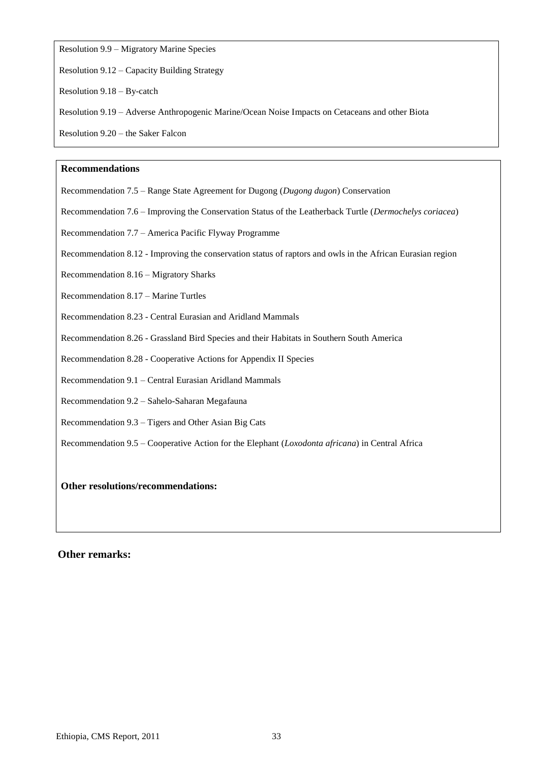Resolution 9.9 – Migratory Marine Species

Resolution 9.12 – Capacity Building Strategy

Resolution 9.18 – By-catch

Resolution 9.19 – Adverse Anthropogenic Marine/Ocean Noise Impacts on Cetaceans and other Biota

Resolution 9.20 – the Saker Falcon

**Recommendations**

Recommendation 7.5 – Range State Agreement for Dugong (*Dugong dugon*) Conservation

Recommendation 7.6 – Improving the Conservation Status of the Leatherback Turtle (*Dermochelys coriacea*)

Recommendation 7.7 – America Pacific Flyway Programme

Recommendation 8.12 - Improving the conservation status of raptors and owls in the African Eurasian region

Recommendation 8.16 – Migratory Sharks

Recommendation 8.17 – Marine Turtles

Recommendation 8.23 - Central Eurasian and Aridland Mammals

Recommendation 8.26 - Grassland Bird Species and their Habitats in Southern South America

Recommendation 8.28 - Cooperative Actions for Appendix II Species

Recommendation 9.1 – Central Eurasian Aridland Mammals

Recommendation 9.2 – Sahelo-Saharan Megafauna

Recommendation 9.3 – Tigers and Other Asian Big Cats

Recommendation 9.5 – Cooperative Action for the Elephant (*Loxodonta africana*) in Central Africa

**Other resolutions/recommendations:**

**Other remarks:**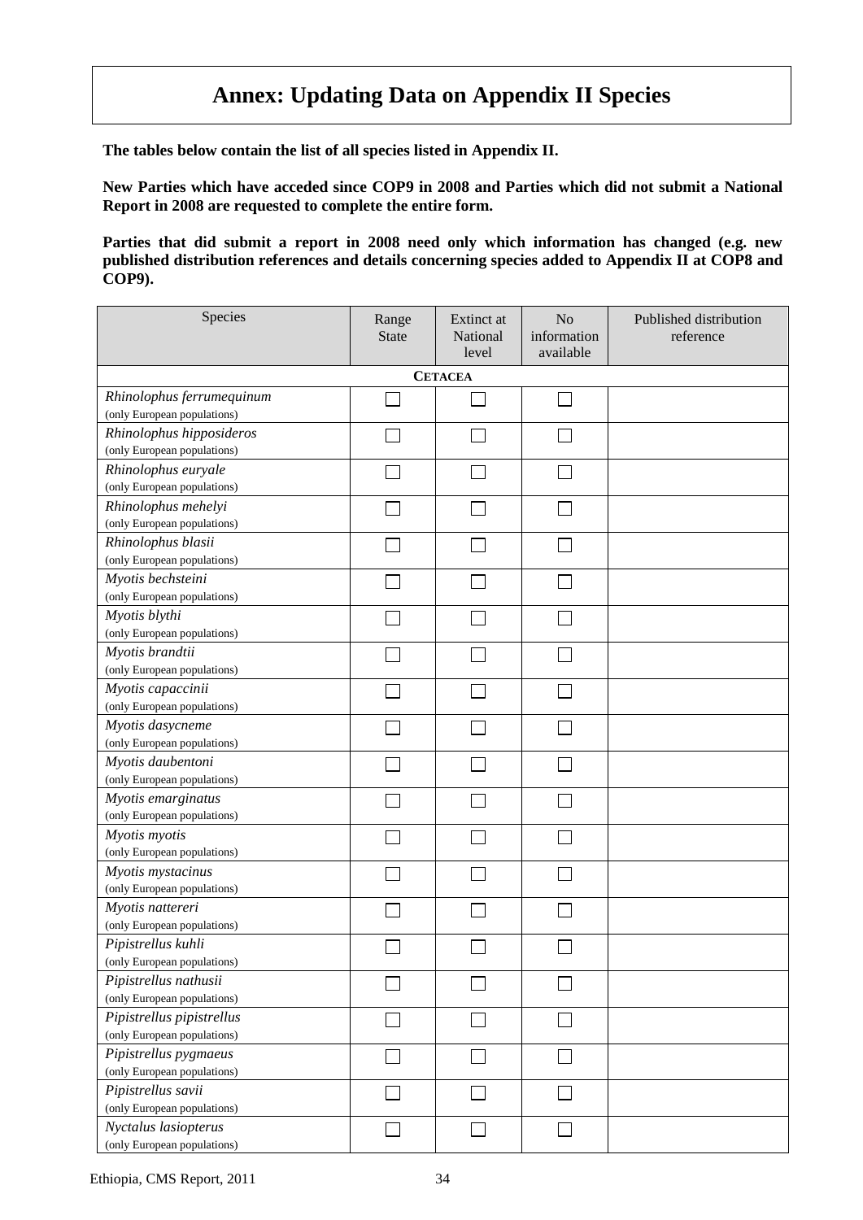# Annex: Updating Data on Appendix II Species

**The tables below contain the list of all species listed in Appendix II.**

**New Parties which have acceded since COP9 in 2008 and Parties which did not submit a National Report in 2008 are requested to complete the entire form.**

**Parties that did submit a report in 2008 need only which information has changed (e.g. new published distribution references and details concerning species added to Appendix II at COP8 and COP9).**

| Species | Range State | Extinct at National level | No information available | Published distribution reference |
|---|---|---|---|---|
| **CETACEA** | | | | |
| *Rhinolophus ferrumequinum* (only European populations) | ☐ | ☐ | ☐ | |
| *Rhinolophus hipposideros* (only European populations) | ☐ | ☐ | ☐ | |
| *Rhinolophus euryale* (only European populations) | ☐ | ☐ | ☐ | |
| *Rhinolophus mehelyi* (only European populations) | ☐ | ☐ | ☐ | |
| *Rhinolophus blasii* (only European populations) | ☐ | ☐ | ☐ | |
| *Myotis bechsteini* (only European populations) | ☐ | ☐ | ☐ | |
| *Myotis blythi* (only European populations) | ☐ | ☐ | ☐ | |
| *Myotis brandtii* (only European populations) | ☐ | ☐ | ☐ | |
| *Myotis capaccinii* (only European populations) | ☐ | ☐ | ☐ | |
| *Myotis dasycneme* (only European populations) | ☐ | ☐ | ☐ | |
| *Myotis daubentoni* (only European populations) | ☐ | ☐ | ☐ | |
| *Myotis emarginatus* (only European populations) | ☐ | ☐ | ☐ | |
| *Myotis myotis* (only European populations) | ☐ | ☐ | ☐ | |
| *Myotis mystacinus* (only European populations) | ☐ | ☐ | ☐ | |
| *Myotis nattereri* (only European populations) | ☐ | ☐ | ☐ | |
| *Pipistrellus kuhli* (only European populations) | ☐ | ☐ | ☐ | |
| *Pipistrellus nathusii* (only European populations) | ☐ | ☐ | ☐ | |
| *Pipistrellus pipistrellus* (only European populations) | ☐ | ☐ | ☐ | |
| *Pipistrellus pygmaeus* (only European populations) | ☐ | ☐ | ☐ | |
| *Pipistrellus savii* (only European populations) | ☐ | ☐ | ☐ | |
| *Nyctalus lasiopterus* (only European populations) | ☐ | ☐ | ☐ | |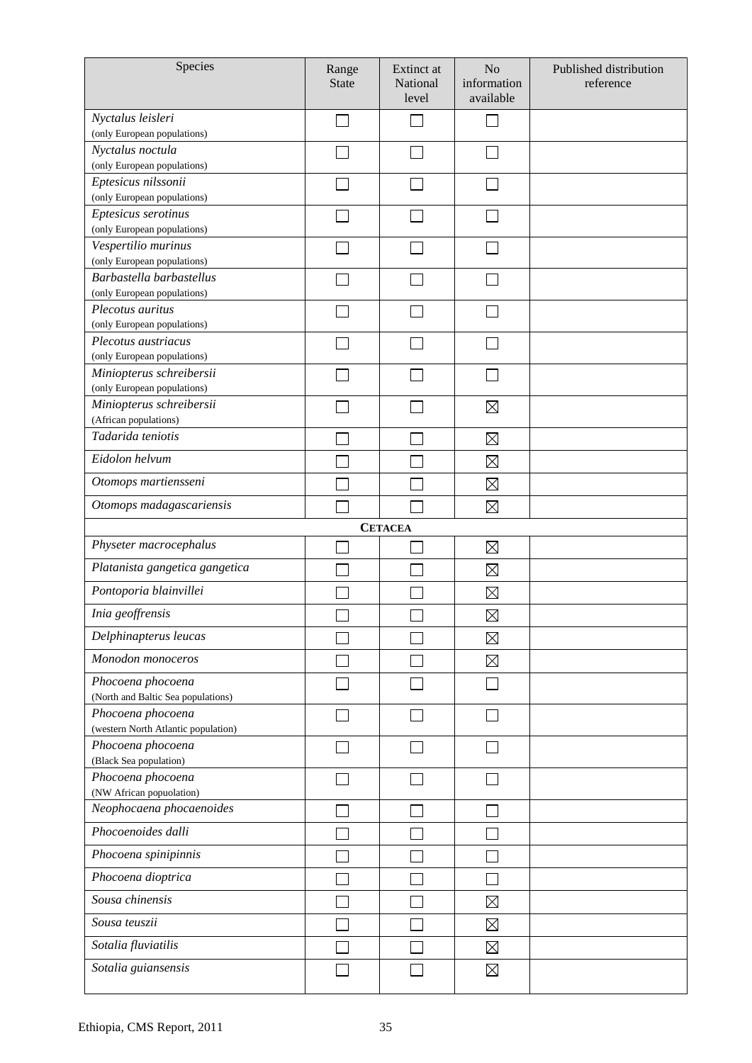| Species | Range State | Extinct at National level | No information available | Published distribution reference |
|---|---|---|---|---|
| *Nyctalus leisleri* (only European populations) | ☐ | ☐ | ☐ | |
| *Nyctalus noctula* (only European populations) | ☐ | ☐ | ☐ | |
| *Eptesicus nilssonii* (only European populations) | ☐ | ☐ | ☐ | |
| *Eptesicus serotinus* (only European populations) | ☐ | ☐ | ☐ | |
| *Vespertilio murinus* (only European populations) | ☐ | ☐ | ☐ | |
| *Barbastella barbastellus* (only European populations) | ☐ | ☐ | ☐ | |
| *Plecotus auritus* (only European populations) | ☐ | ☐ | ☐ | |
| *Plecotus austriacus* (only European populations) | ☐ | ☐ | ☐ | |
| *Miniopterus schreibersii* (only European populations) | ☐ | ☐ | ☐ | |
| *Miniopterus schreibersii* (African populations) | ☐ | ☐ | ☒ | |
| *Tadarida teniotis* | ☐ | ☐ | ☒ | |
| *Eidolon helvum* | ☐ | ☐ | ☒ | |
| *Otomops martiensseni* | ☐ | ☐ | ☒ | |
| *Otomops madagascariensis* | ☐ | ☐ | ☒ | |
| **CETACEA** | | | | |
| *Physeter macrocephalus* | ☐ | ☐ | ☒ | |
| *Platanista gangetica gangetica* | ☐ | ☐ | ☒ | |
| *Pontoporia blainvillei* | ☐ | ☐ | ☒ | |
| *Inia geoffrensis* | ☐ | ☐ | ☒ | |
| *Delphinapterus leucas* | ☐ | ☐ | ☒ | |
| *Monodon monoceros* | ☐ | ☐ | ☒ | |
| *Phocoena phocoena* (North and Baltic Sea populations) | ☐ | ☐ | ☐ | |
| *Phocoena phocoena* (western North Atlantic population) | ☐ | ☐ | ☐ | |
| *Phocoena phocoena* (Black Sea population) | ☐ | ☐ | ☐ | |
| *Phocoena phocoena* (NW African popuolation) | ☐ | ☐ | ☐ | |
| *Neophocaena phocaenoides* | ☐ | ☐ | ☐ | |
| *Phocoenoides dalli* | ☐ | ☐ | ☐ | |
| *Phocoena spinipinnis* | ☐ | ☐ | ☐ | |
| *Phocoena dioptrica* | ☐ | ☐ | ☐ | |
| *Sousa chinensis* | ☐ | ☐ | ☒ | |
| *Sousa teuszii* | ☐ | ☐ | ☒ | |
| *Sotalia fluviatilis* | ☐ | ☐ | ☒ | |
| *Sotalia guiansensis* | ☐ | ☐ | ☒ | |

Ethiopia, CMS Report, 2011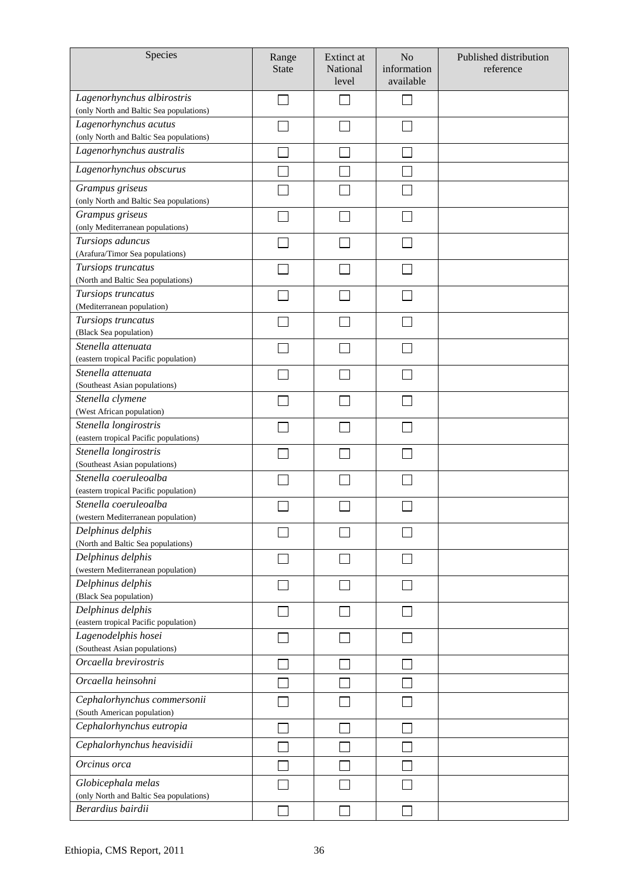| Species | Range State | Extinct at National level | No information available | Published distribution reference |
|---|---|---|---|---|
| *Lagenorhynchus albirostris* (only North and Baltic Sea populations) | ☐ | ☐ | ☐ | |
| *Lagenorhynchus acutus* (only North and Baltic Sea populations) | ☐ | ☐ | ☐ | |
| *Lagenorhynchus australis* | ☐ | ☐ | ☐ | |
| *Lagenorhynchus obscurus* | ☐ | ☐ | ☐ | |
| *Grampus griseus* (only North and Baltic Sea populations) | ☐ | ☐ | ☐ | |
| *Grampus griseus* (only Mediterranean populations) | ☐ | ☐ | ☐ | |
| *Tursiops aduncus* (Arafura/Timor Sea populations) | ☐ | ☐ | ☐ | |
| *Tursiops truncatus* (North and Baltic Sea populations) | ☐ | ☐ | ☐ | |
| *Tursiops truncatus* (Mediterranean population) | ☐ | ☐ | ☐ | |
| *Tursiops truncatus* (Black Sea population) | ☐ | ☐ | ☐ | |
| *Stenella attenuata* (eastern tropical Pacific population) | ☐ | ☐ | ☐ | |
| *Stenella attenuata* (Southeast Asian populations) | ☐ | ☐ | ☐ | |
| *Stenella clymene* (West African population) | ☐ | ☐ | ☐ | |
| *Stenella longirostris* (eastern tropical Pacific populations) | ☐ | ☐ | ☐ | |
| *Stenella longirostris* (Southeast Asian populations) | ☐ | ☐ | ☐ | |
| *Stenella coeruleoalba* (eastern tropical Pacific population) | ☐ | ☐ | ☐ | |
| *Stenella coeruleoalba* (western Mediterranean population) | ☐ | ☐ | ☐ | |
| *Delphinus delphis* (North and Baltic Sea populations) | ☐ | ☐ | ☐ | |
| *Delphinus delphis* (western Mediterranean population) | ☐ | ☐ | ☐ | |
| *Delphinus delphis* (Black Sea population) | ☐ | ☐ | ☐ | |
| *Delphinus delphis* (eastern tropical Pacific population) | ☐ | ☐ | ☐ | |
| *Lagenodelphis hosei* (Southeast Asian populations) | ☐ | ☐ | ☐ | |
| *Orcaella brevirostris* | ☐ | ☐ | ☐ | |
| *Orcaella heinsohni* | ☐ | ☐ | ☐ | |
| *Cephalorhynchus commersonii* (South American population) | ☐ | ☐ | ☐ | |
| *Cephalorhynchus eutropia* | ☐ | ☐ | ☐ | |
| *Cephalorhynchus heavisidii* | ☐ | ☐ | ☐ | |
| *Orcinus orca* | ☐ | ☐ | ☐ | |
| *Globicephala melas* (only North and Baltic Sea populations) | ☐ | ☐ | ☐ | |
| *Berardius bairdii* | ☐ | ☐ | ☐ | |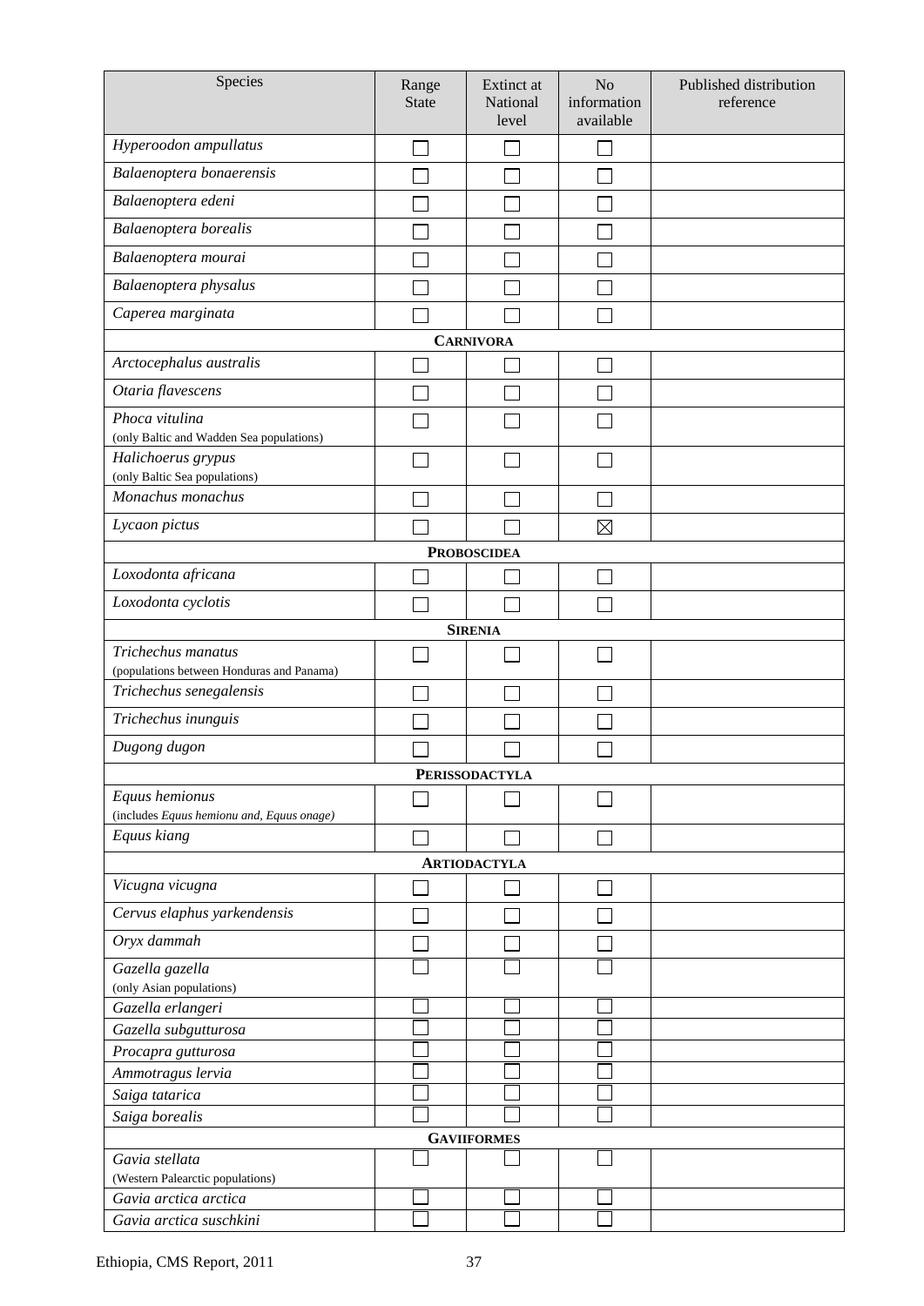| Species | Range State | Extinct at National level | No information available | Published distribution reference |
|---|---|---|---|---|
| *Hyperoodon ampullatus* | ☐ | ☐ | ☐ | |
| *Balaenoptera bonaerensis* | ☐ | ☐ | ☐ | |
| *Balaenoptera edeni* | ☐ | ☐ | ☐ | |
| *Balaenoptera borealis* | ☐ | ☐ | ☐ | |
| *Balaenoptera mourai* | ☐ | ☐ | ☐ | |
| *Balaenoptera physalus* | ☐ | ☐ | ☐ | |
| *Caperea marginata* | ☐ | ☐ | ☐ | |
| **CARNIVORA** | | | | |
| *Arctocephalus australis* | ☐ | ☐ | ☐ | |
| *Otaria flavescens* | ☐ | ☐ | ☐ | |
| *Phoca vitulina* (only Baltic and Wadden Sea populations) | ☐ | ☐ | ☐ | |
| *Halichoerus grypus* (only Baltic Sea populations) | ☐ | ☐ | ☐ | |
| *Monachus monachus* | ☐ | ☐ | ☐ | |
| *Lycaon pictus* | ☐ | ☐ | ☒ | |
| **PROBOSCIDEA** | | | | |
| *Loxodonta africana* | ☐ | ☐ | ☐ | |
| *Loxodonta cyclotis* | ☐ | ☐ | ☐ | |
| **SIRENIA** | | | | |
| *Trichechus manatus* (populations between Honduras and Panama) | ☐ | ☐ | ☐ | |
| *Trichechus senegalensis* | ☐ | ☐ | ☐ | |
| *Trichechus inunguis* | ☐ | ☐ | ☐ | |
| *Dugong dugon* | ☐ | ☐ | ☐ | |
| **PERISSODACTYLA** | | | | |
| *Equus hemionus* (includes *Equus hemionu and, Equus onage)* | ☐ | ☐ | ☐ | |
| *Equus kiang* | ☐ | ☐ | ☐ | |
| **ARTIODACTYLA** | | | | |
| *Vicugna vicugna* | ☐ | ☐ | ☐ | |
| *Cervus elaphus yarkendensis* | ☐ | ☐ | ☐ | |
| *Oryx dammah* | ☐ | ☐ | ☐ | |
| *Gazella gazella* (only Asian populations) | ☐ | ☐ | ☐ | |
| *Gazella erlangeri* | ☐ | ☐ | ☐ | |
| *Gazella subgutturosa* | ☐ | ☐ | ☐ | |
| *Procapra gutturosa* | ☐ | ☐ | ☐ | |
| *Ammotragus lervia* | ☐ | ☐ | ☐ | |
| *Saiga tatarica* | ☐ | ☐ | ☐ | |
| *Saiga borealis* | ☐ | ☐ | ☐ | |
| **GAVIIFORMES** | | | | |
| *Gavia stellata* (Western Palearctic populations) | ☐ | ☐ | ☐ | |
| *Gavia arctica arctica* | ☐ | ☐ | ☐ | |
| *Gavia arctica suschkini* | ☐ | ☐ | ☐ | |

Ethiopia, CMS Report, 2011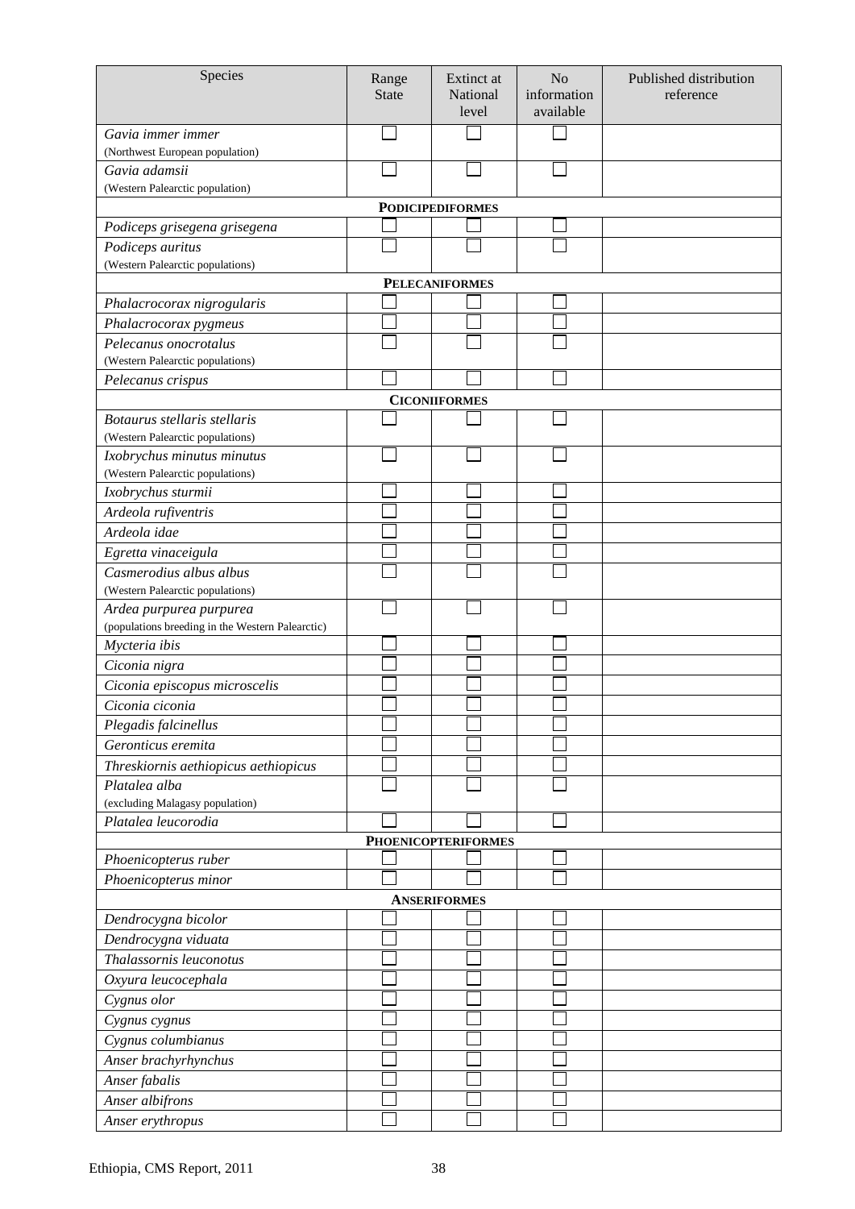| Species | Range State | Extinct at National level | No information available | Published distribution reference |
|---|---|---|---|---|
| *Gavia immer immer* (Northwest European population) | ☐ | ☐ | ☐ | |
| *Gavia adamsii* (Western Palearctic population) | ☐ | ☐ | ☐ | |
| **PODICIPEDIFORMES** | | | | |
| *Podiceps grisegena grisegena* | ☐ | ☐ | ☐ | |
| *Podiceps auritus* (Western Palearctic populations) | ☐ | ☐ | ☐ | |
| **PELECANIFORMES** | | | | |
| *Phalacrocorax nigrogularis* | ☐ | ☐ | ☐ | |
| *Phalacrocorax pygmeus* | ☐ | ☐ | ☐ | |
| *Pelecanus onocrotalus* (Western Palearctic populations) | ☐ | ☐ | ☐ | |
| *Pelecanus crispus* | ☐ | ☐ | ☐ | |
| **CICONIIFORMES** | | | | |
| *Botaurus stellaris stellaris* (Western Palearctic populations) | ☐ | ☐ | ☐ | |
| *Ixobrychus minutus minutus* (Western Palearctic populations) | ☐ | ☐ | ☐ | |
| *Ixobrychus sturmii* | ☐ | ☐ | ☐ | |
| *Ardeola rufiventris* | ☐ | ☐ | ☐ | |
| *Ardeola idae* | ☐ | ☐ | ☐ | |
| *Egretta vinaceigula* | ☐ | ☐ | ☐ | |
| *Casmerodius albus albus* (Western Palearctic populations) | ☐ | ☐ | ☐ | |
| *Ardea purpurea purpurea* (populations breeding in the Western Palearctic) | ☐ | ☐ | ☐ | |
| *Mycteria ibis* | ☐ | ☐ | ☐ | |
| *Ciconia nigra* | ☐ | ☐ | ☐ | |
| *Ciconia episcopus microscelis* | ☐ | ☐ | ☐ | |
| *Ciconia ciconia* | ☐ | ☐ | ☐ | |
| *Plegadis falcinellus* | ☐ | ☐ | ☐ | |
| *Geronticus eremita* | ☐ | ☐ | ☐ | |
| *Threskiornis aethiopicus aethiopicus* | ☐ | ☐ | ☐ | |
| *Platalea alba* (excluding Malagasy population) | ☐ | ☐ | ☐ | |
| *Platalea leucorodia* | ☐ | ☐ | ☐ | |
| **PHOENICOPTERIFORMES** | | | | |
| *Phoenicopterus ruber* | ☐ | ☐ | ☐ | |
| *Phoenicopterus minor* | ☐ | ☐ | ☐ | |
| **ANSERIFORMES** | | | | |
| *Dendrocygna bicolor* | ☐ | ☐ | ☐ | |
| *Dendrocygna viduata* | ☐ | ☐ | ☐ | |
| *Thalassornis leuconotus* | ☐ | ☐ | ☐ | |
| *Oxyura leucocephala* | ☐ | ☐ | ☐ | |
| *Cygnus olor* | ☐ | ☐ | ☐ | |
| *Cygnus cygnus* | ☐ | ☐ | ☐ | |
| *Cygnus columbianus* | ☐ | ☐ | ☐ | |
| *Anser brachyrhynchus* | ☐ | ☐ | ☐ | |
| *Anser fabalis* | ☐ | ☐ | ☐ | |
| *Anser albifrons* | ☐ | ☐ | ☐ | |
| *Anser erythropus* | ☐ | ☐ | ☐ | |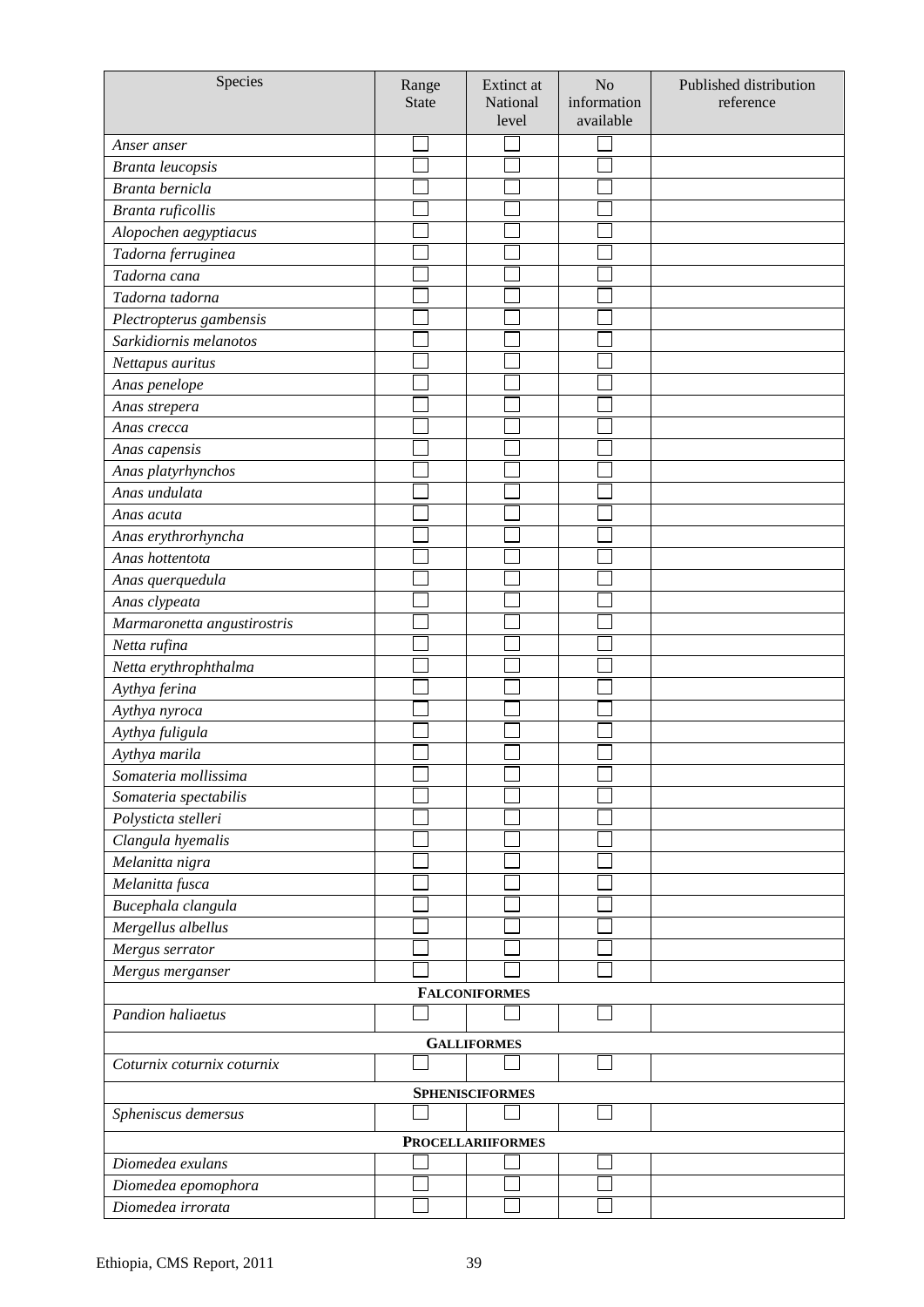| Species | Range State | Extinct at National level | No information available | Published distribution reference |
|---|---|---|---|---|
| *Anser anser* | ☐ | ☐ | ☐ | |
| *Branta leucopsis* | ☐ | ☐ | ☐ | |
| *Branta bernicla* | ☐ | ☐ | ☐ | |
| *Branta ruficollis* | ☐ | ☐ | ☐ | |
| *Alopochen aegyptiacus* | ☐ | ☐ | ☐ | |
| *Tadorna ferruginea* | ☐ | ☐ | ☐ | |
| *Tadorna cana* | ☐ | ☐ | ☐ | |
| *Tadorna tadorna* | ☐ | ☐ | ☐ | |
| *Plectropterus gambensis* | ☐ | ☐ | ☐ | |
| *Sarkidiornis melanotos* | ☐ | ☐ | ☐ | |
| *Nettapus auritus* | ☐ | ☐ | ☐ | |
| *Anas penelope* | ☐ | ☐ | ☐ | |
| *Anas strepera* | ☐ | ☐ | ☐ | |
| *Anas crecca* | ☐ | ☐ | ☐ | |
| *Anas capensis* | ☐ | ☐ | ☐ | |
| *Anas platyrhynchos* | ☐ | ☐ | ☐ | |
| *Anas undulata* | ☐ | ☐ | ☐ | |
| *Anas acuta* | ☐ | ☐ | ☐ | |
| *Anas erythrorhyncha* | ☐ | ☐ | ☐ | |
| *Anas hottentota* | ☐ | ☐ | ☐ | |
| *Anas querquedula* | ☐ | ☐ | ☐ | |
| *Anas clypeata* | ☐ | ☐ | ☐ | |
| *Marmaronetta angustirostris* | ☐ | ☐ | ☐ | |
| *Netta rufina* | ☐ | ☐ | ☐ | |
| *Netta erythrophthalma* | ☐ | ☐ | ☐ | |
| *Aythya ferina* | ☐ | ☐ | ☐ | |
| *Aythya nyroca* | ☐ | ☐ | ☐ | |
| *Aythya fuligula* | ☐ | ☐ | ☐ | |
| *Aythya marila* | ☐ | ☐ | ☐ | |
| *Somateria mollissima* | ☐ | ☐ | ☐ | |
| *Somateria spectabilis* | ☐ | ☐ | ☐ | |
| *Polysticta stelleri* | ☐ | ☐ | ☐ | |
| *Clangula hyemalis* | ☐ | ☐ | ☐ | |
| *Melanitta nigra* | ☐ | ☐ | ☐ | |
| *Melanitta fusca* | ☐ | ☐ | ☐ | |
| *Bucephala clangula* | ☐ | ☐ | ☐ | |
| *Mergellus albellus* | ☐ | ☐ | ☐ | |
| *Mergus serrator* | ☐ | ☐ | ☐ | |
| *Mergus merganser* | ☐ | ☐ | ☐ | |
| **FALCONIFORMES** | | | | |
| *Pandion haliaetus* | ☐ | ☐ | ☐ | |
| **GALLIFORMES** | | | | |
| *Coturnix coturnix coturnix* | ☐ | ☐ | ☐ | |
| **SPHENISCIFORMES** | | | | |
| *Spheniscus demersus* | ☐ | ☐ | ☐ | |
| **PROCELLARIIFORMES** | | | | |
| *Diomedea exulans* | ☐ | ☐ | ☐ | |
| *Diomedea epomophora* | ☐ | ☐ | ☐ | |
| *Diomedea irrorata* | ☐ | ☐ | ☐ | |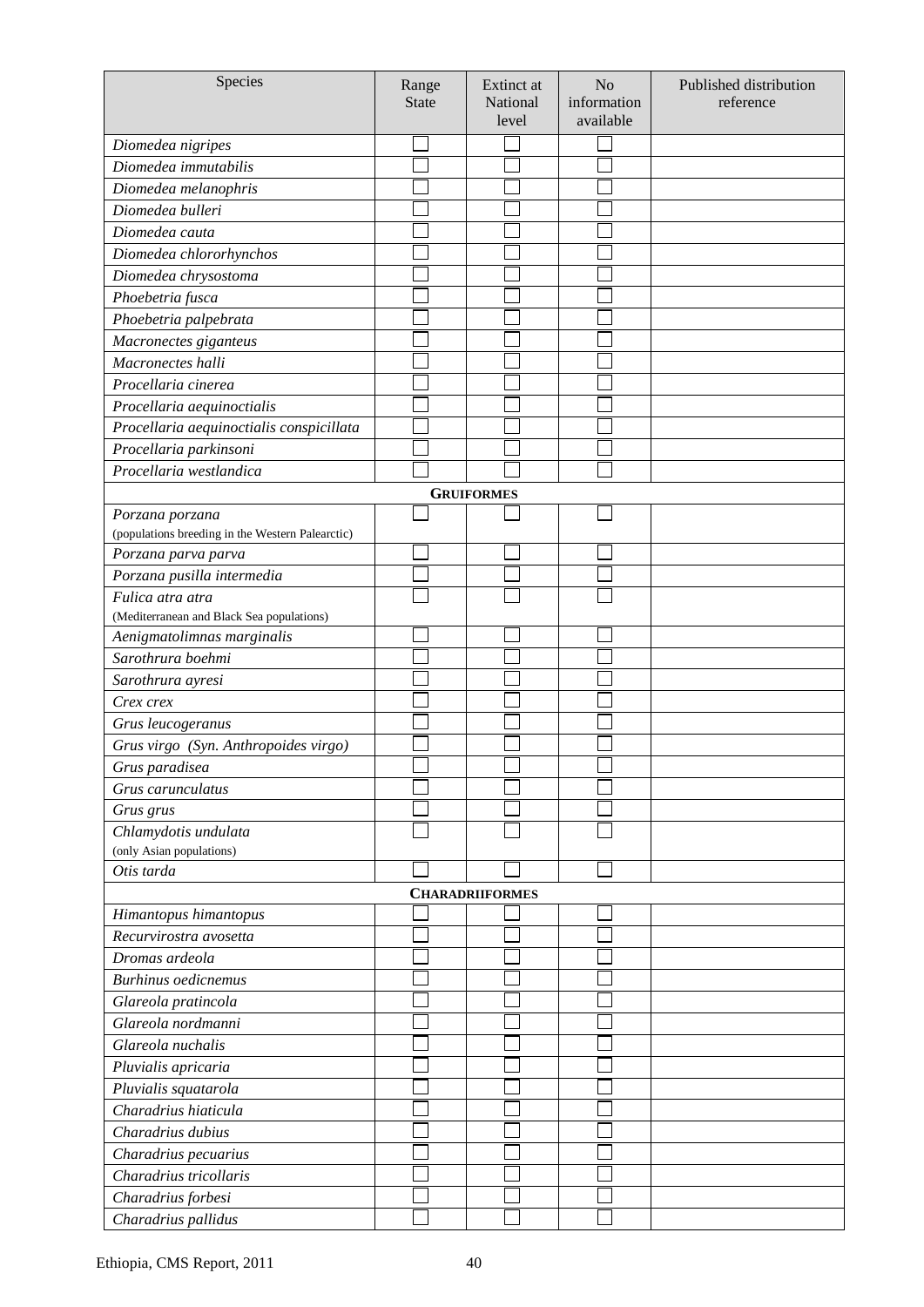| Species | Range State | Extinct at National level | No information available | Published distribution reference |
|---|---|---|---|---|
| *Diomedea nigripes* | ☐ | ☐ | ☐ | |
| *Diomedea immutabilis* | ☐ | ☐ | ☐ | |
| *Diomedea melanophris* | ☐ | ☐ | ☐ | |
| *Diomedea bulleri* | ☐ | ☐ | ☐ | |
| *Diomedea cauta* | ☐ | ☐ | ☐ | |
| *Diomedea chlororhynchos* | ☐ | ☐ | ☐ | |
| *Diomedea chrysostoma* | ☐ | ☐ | ☐ | |
| *Phoebetria fusca* | ☐ | ☐ | ☐ | |
| *Phoebetria palpebrata* | ☐ | ☐ | ☐ | |
| *Macronectes giganteus* | ☐ | ☐ | ☐ | |
| *Macronectes halli* | ☐ | ☐ | ☐ | |
| *Procellaria cinerea* | ☐ | ☐ | ☐ | |
| *Procellaria aequinoctialis* | ☐ | ☐ | ☐ | |
| *Procellaria aequinoctialis conspicillata* | ☐ | ☐ | ☐ | |
| *Procellaria parkinsoni* | ☐ | ☐ | ☐ | |
| *Procellaria westlandica* | ☐ | ☐ | ☐ | |
| **GRUIFORMES** | | | | |
| *Porzana porzana* (populations breeding in the Western Palearctic) | ☐ | ☐ | ☐ | |
| *Porzana parva parva* | ☐ | ☐ | ☐ | |
| *Porzana pusilla intermedia* | ☐ | ☐ | ☐ | |
| *Fulica atra atra* (Mediterranean and Black Sea populations) | ☐ | ☐ | ☐ | |
| *Aenigmatolimnas marginalis* | ☐ | ☐ | ☐ | |
| *Sarothrura boehmi* | ☐ | ☐ | ☐ | |
| *Sarothrura ayresi* | ☐ | ☐ | ☐ | |
| *Crex crex* | ☐ | ☐ | ☐ | |
| *Grus leucogeranus* | ☐ | ☐ | ☐ | |
| *Grus virgo (Syn. Anthropoides virgo)* | ☐ | ☐ | ☐ | |
| *Grus paradisea* | ☐ | ☐ | ☐ | |
| *Grus carunculatus* | ☐ | ☐ | ☐ | |
| *Grus grus* | ☐ | ☐ | ☐ | |
| *Chlamydotis undulata* (only Asian populations) | ☐ | ☐ | ☐ | |
| *Otis tarda* | ☐ | ☐ | ☐ | |
| **CHARADRIIFORMES** | | | | |
| *Himantopus himantopus* | ☐ | ☐ | ☐ | |
| *Recurvirostra avosetta* | ☐ | ☐ | ☐ | |
| *Dromas ardeola* | ☐ | ☐ | ☐ | |
| *Burhinus oedicnemus* | ☐ | ☐ | ☐ | |
| *Glareola pratincola* | ☐ | ☐ | ☐ | |
| *Glareola nordmanni* | ☐ | ☐ | ☐ | |
| *Glareola nuchalis* | ☐ | ☐ | ☐ | |
| *Pluvialis apricaria* | ☐ | ☐ | ☐ | |
| *Pluvialis squatarola* | ☐ | ☐ | ☐ | |
| *Charadrius hiaticula* | ☐ | ☐ | ☐ | |
| *Charadrius dubius* | ☐ | ☐ | ☐ | |
| *Charadrius pecuarius* | ☐ | ☐ | ☐ | |
| *Charadrius tricollaris* | ☐ | ☐ | ☐ | |
| *Charadrius forbesi* | ☐ | ☐ | ☐ | |
| *Charadrius pallidus* | ☐ | ☐ | ☐ | |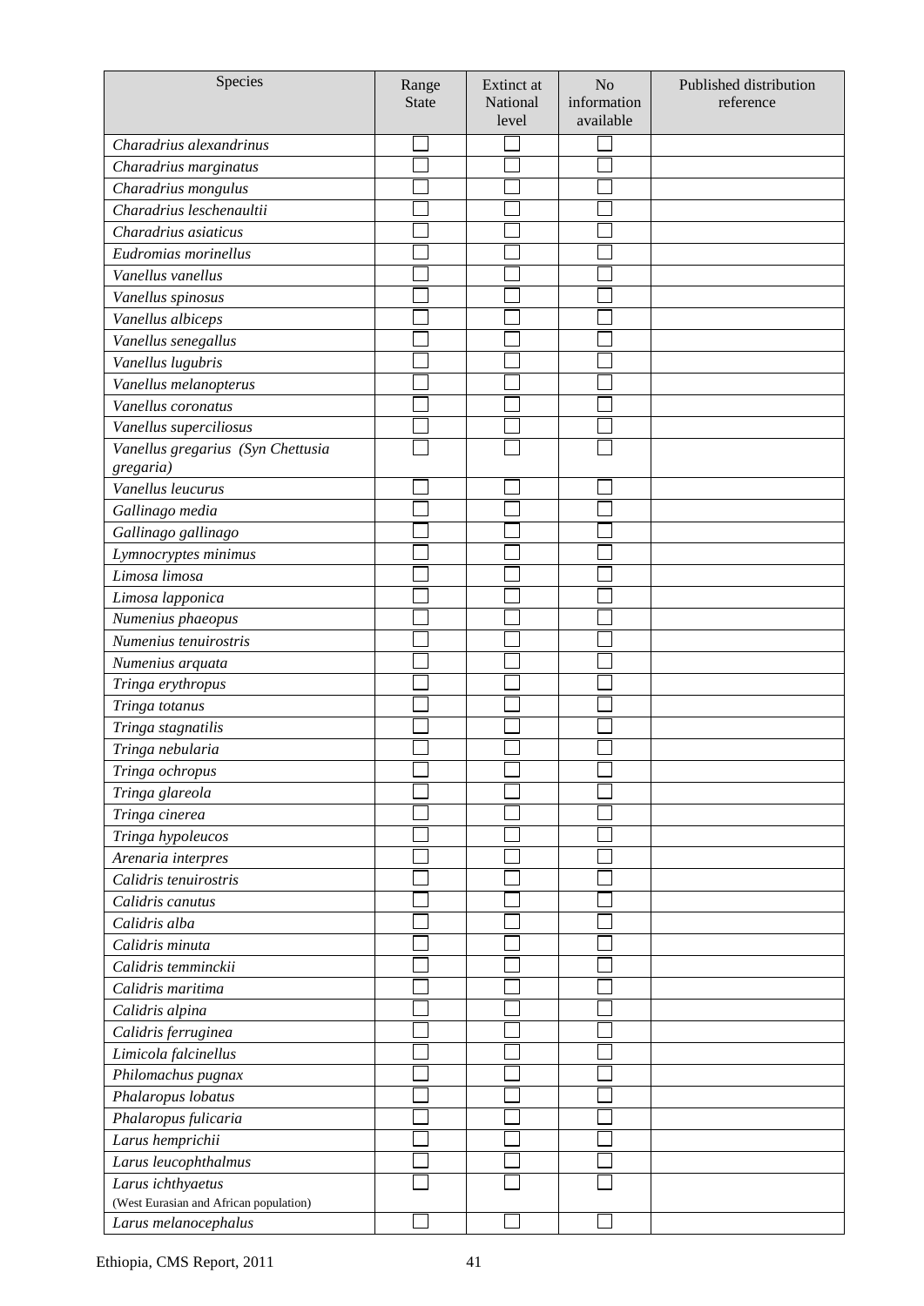| Species | Range State | Extinct at National level | No information available | Published distribution reference |
|---|---|---|---|---|
| *Charadrius alexandrinus* | ☐ | ☐ | ☐ | |
| *Charadrius marginatus* | ☐ | ☐ | ☐ | |
| *Charadrius mongulus* | ☐ | ☐ | ☐ | |
| *Charadrius leschenaultii* | ☐ | ☐ | ☐ | |
| *Charadrius asiaticus* | ☐ | ☐ | ☐ | |
| *Eudromias morinellus* | ☐ | ☐ | ☐ | |
| *Vanellus vanellus* | ☐ | ☐ | ☐ | |
| *Vanellus spinosus* | ☐ | ☐ | ☐ | |
| *Vanellus albiceps* | ☐ | ☐ | ☐ | |
| *Vanellus senegallus* | ☐ | ☐ | ☐ | |
| *Vanellus lugubris* | ☐ | ☐ | ☐ | |
| *Vanellus melanopterus* | ☐ | ☐ | ☐ | |
| *Vanellus coronatus* | ☐ | ☐ | ☐ | |
| *Vanellus superciliosus* | ☐ | ☐ | ☐ | |
| *Vanellus gregarius (Syn Chettusia gregaria)* | ☐ | ☐ | ☐ | |
| *Vanellus leucurus* | ☐ | ☐ | ☐ | |
| *Gallinago media* | ☐ | ☐ | ☐ | |
| *Gallinago gallinago* | ☐ | ☐ | ☐ | |
| *Lymnocryptes minimus* | ☐ | ☐ | ☐ | |
| *Limosa limosa* | ☐ | ☐ | ☐ | |
| *Limosa lapponica* | ☐ | ☐ | ☐ | |
| *Numenius phaeopus* | ☐ | ☐ | ☐ | |
| *Numenius tenuirostris* | ☐ | ☐ | ☐ | |
| *Numenius arquata* | ☐ | ☐ | ☐ | |
| *Tringa erythropus* | ☐ | ☐ | ☐ | |
| *Tringa totanus* | ☐ | ☐ | ☐ | |
| *Tringa stagnatilis* | ☐ | ☐ | ☐ | |
| *Tringa nebularia* | ☐ | ☐ | ☐ | |
| *Tringa ochropus* | ☐ | ☐ | ☐ | |
| *Tringa glareola* | ☐ | ☐ | ☐ | |
| *Tringa cinerea* | ☐ | ☐ | ☐ | |
| *Tringa hypoleucos* | ☐ | ☐ | ☐ | |
| *Arenaria interpres* | ☐ | ☐ | ☐ | |
| *Calidris tenuirostris* | ☐ | ☐ | ☐ | |
| *Calidris canutus* | ☐ | ☐ | ☐ | |
| *Calidris alba* | ☐ | ☐ | ☐ | |
| *Calidris minuta* | ☐ | ☐ | ☐ | |
| *Calidris temminckii* | ☐ | ☐ | ☐ | |
| *Calidris maritima* | ☐ | ☐ | ☐ | |
| *Calidris alpina* | ☐ | ☐ | ☐ | |
| *Calidris ferruginea* | ☐ | ☐ | ☐ | |
| *Limicola falcinellus* | ☐ | ☐ | ☐ | |
| *Philomachus pugnax* | ☐ | ☐ | ☐ | |
| *Phalaropus lobatus* | ☐ | ☐ | ☐ | |
| *Phalaropus fulicaria* | ☐ | ☐ | ☐ | |
| *Larus hemprichii* | ☐ | ☐ | ☐ | |
| *Larus leucophthalmus* | ☐ | ☐ | ☐ | |
| *Larus ichthyaetus* (West Eurasian and African population) | ☐ | ☐ | ☐ | |
| *Larus melanocephalus* | ☐ | ☐ | ☐ | |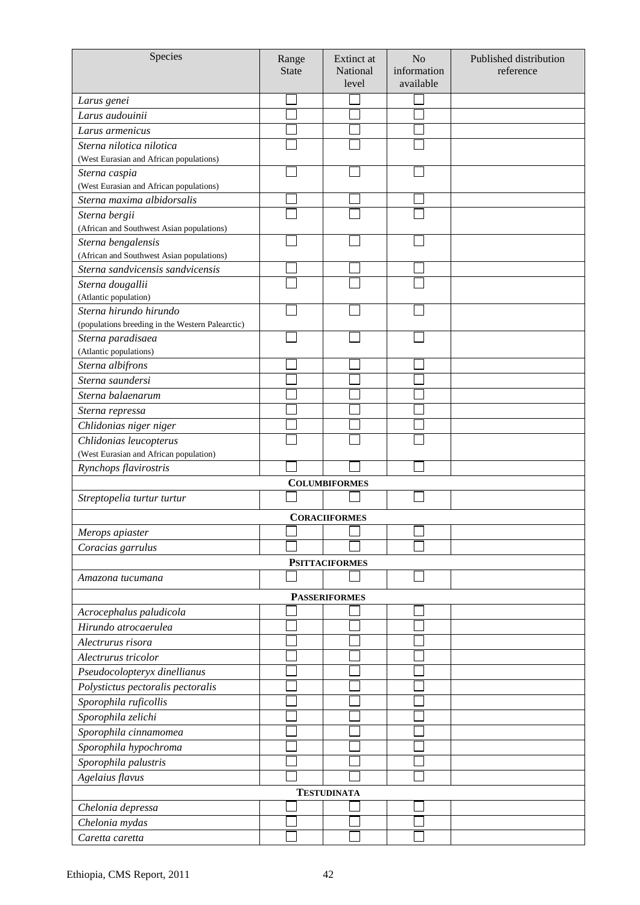| Species | Range State | Extinct at National level | No information available | Published distribution reference |
|---|---|---|---|---|
| *Larus genei* | ☐ | ☐ | ☐ | |
| *Larus audouinii* | ☐ | ☐ | ☐ | |
| *Larus armenicus* | ☐ | ☐ | ☐ | |
| *Sterna nilotica nilotica* (West Eurasian and African populations) | ☐ | ☐ | ☐ | |
| *Sterna caspia* (West Eurasian and African populations) | ☐ | ☐ | ☐ | |
| *Sterna maxima albidorsalis* | ☐ | ☐ | ☐ | |
| *Sterna bergii* (African and Southwest Asian populations) | ☐ | ☐ | ☐ | |
| *Sterna bengalensis* (African and Southwest Asian populations) | ☐ | ☐ | ☐ | |
| *Sterna sandvicensis sandvicensis* | ☐ | ☐ | ☐ | |
| *Sterna dougallii* (Atlantic population) | ☐ | ☐ | ☐ | |
| *Sterna hirundo hirundo* (populations breeding in the Western Palearctic) | ☐ | ☐ | ☐ | |
| *Sterna paradisaea* (Atlantic populations) | ☐ | ☐ | ☐ | |
| *Sterna albifrons* | ☐ | ☐ | ☐ | |
| *Sterna saundersi* | ☐ | ☐ | ☐ | |
| *Sterna balaenarum* | ☐ | ☐ | ☐ | |
| *Sterna repressa* | ☐ | ☐ | ☐ | |
| *Chlidonias niger niger* | ☐ | ☐ | ☐ | |
| *Chlidonias leucopterus* (West Eurasian and African population) | ☐ | ☐ | ☐ | |
| *Rynchops flavirostris* | ☐ | ☐ | ☐ | |
| **COLUMBIFORMES** | | | | |
| *Streptopelia turtur turtur* | ☐ | ☐ | ☐ | |
| **CORACIIFORMES** | | | | |
| *Merops apiaster* | ☐ | ☐ | ☐ | |
| *Coracias garrulus* | ☐ | ☐ | ☐ | |
| **PSITTACIFORMES** | | | | |
| *Amazona tucumana* | ☐ | ☐ | ☐ | |
| **PASSERIFORMES** | | | | |
| *Acrocephalus paludicola* | ☐ | ☐ | ☐ | |
| *Hirundo atrocaerulea* | ☐ | ☐ | ☐ | |
| *Alectrurus risora* | ☐ | ☐ | ☐ | |
| *Alectrurus tricolor* | ☐ | ☐ | ☐ | |
| *Pseudocolopteryx dinellianus* | ☐ | ☐ | ☐ | |
| *Polystictus pectoralis pectoralis* | ☐ | ☐ | ☐ | |
| *Sporophila ruficollis* | ☐ | ☐ | ☐ | |
| *Sporophila zelichi* | ☐ | ☐ | ☐ | |
| *Sporophila cinnamomea* | ☐ | ☐ | ☐ | |
| *Sporophila hypochroma* | ☐ | ☐ | ☐ | |
| *Sporophila palustris* | ☐ | ☐ | ☐ | |
| *Agelaius flavus* | ☐ | ☐ | ☐ | |
| **TESTUDINATA** | | | | |
| *Chelonia depressa* | ☐ | ☐ | ☐ | |
| *Chelonia mydas* | ☐ | ☐ | ☐ | |
| *Caretta caretta* | ☐ | ☐ | ☐ | |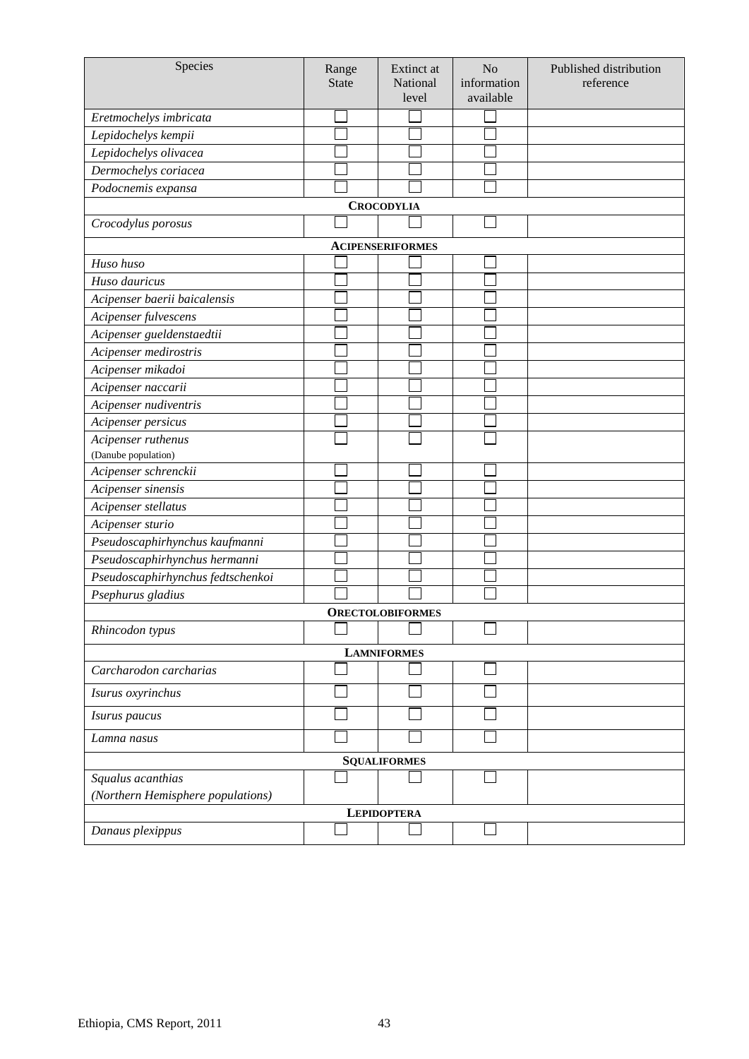| Species | Range State | Extinct at National level | No information available | Published distribution reference |
|---|---|---|---|---|
| *Eretmochelys imbricata* | ☐ | ☐ | ☐ | |
| *Lepidochelys kempii* | ☐ | ☐ | ☐ | |
| *Lepidochelys olivacea* | ☐ | ☐ | ☐ | |
| *Dermochelys coriacea* | ☐ | ☐ | ☐ | |
| *Podocnemis expansa* | ☐ | ☐ | ☐ | |
| **CROCODYLIA** | | | | |
| *Crocodylus porosus* | ☐ | ☐ | ☐ | |
| **ACIPENSERIFORMES** | | | | |
| *Huso huso* | ☐ | ☐ | ☐ | |
| *Huso dauricus* | ☐ | ☐ | ☐ | |
| *Acipenser baerii baicalensis* | ☐ | ☐ | ☐ | |
| *Acipenser fulvescens* | ☐ | ☐ | ☐ | |
| *Acipenser gueldenstaedtii* | ☐ | ☐ | ☐ | |
| *Acipenser medirostris* | ☐ | ☐ | ☐ | |
| *Acipenser mikadoi* | ☐ | ☐ | ☐ | |
| *Acipenser naccarii* | ☐ | ☐ | ☐ | |
| *Acipenser nudiventris* | ☐ | ☐ | ☐ | |
| *Acipenser persicus* | ☐ | ☐ | ☐ | |
| *Acipenser ruthenus* (Danube population) | ☐ | ☐ | ☐ | |
| *Acipenser schrenckii* | ☐ | ☐ | ☐ | |
| *Acipenser sinensis* | ☐ | ☐ | ☐ | |
| *Acipenser stellatus* | ☐ | ☐ | ☐ | |
| *Acipenser sturio* | ☐ | ☐ | ☐ | |
| *Pseudoscaphirhynchus kaufmanni* | ☐ | ☐ | ☐ | |
| *Pseudoscaphirhynchus hermanni* | ☐ | ☐ | ☐ | |
| *Pseudoscaphirhynchus fedtschenkoi* | ☐ | ☐ | ☐ | |
| *Psephurus gladius* | ☐ | ☐ | ☐ | |
| **ORECTOLOBIFORMES** | | | | |
| *Rhincodon typus* | ☐ | ☐ | ☐ | |
| **LAMNIFORMES** | | | | |
| *Carcharodon carcharias* | ☐ | ☐ | ☐ | |
| *Isurus oxyrinchus* | ☐ | ☐ | ☐ | |
| *Isurus paucus* | ☐ | ☐ | ☐ | |
| *Lamna nasus* | ☐ | ☐ | ☐ | |
| **SQUALIFORMES** | | | | |
| *Squalus acanthias* (Northern Hemisphere populations) | ☐ | ☐ | ☐ | |
| **LEPIDOPTERA** | | | | |
| *Danaus plexippus* | ☐ | ☐ | ☐ | |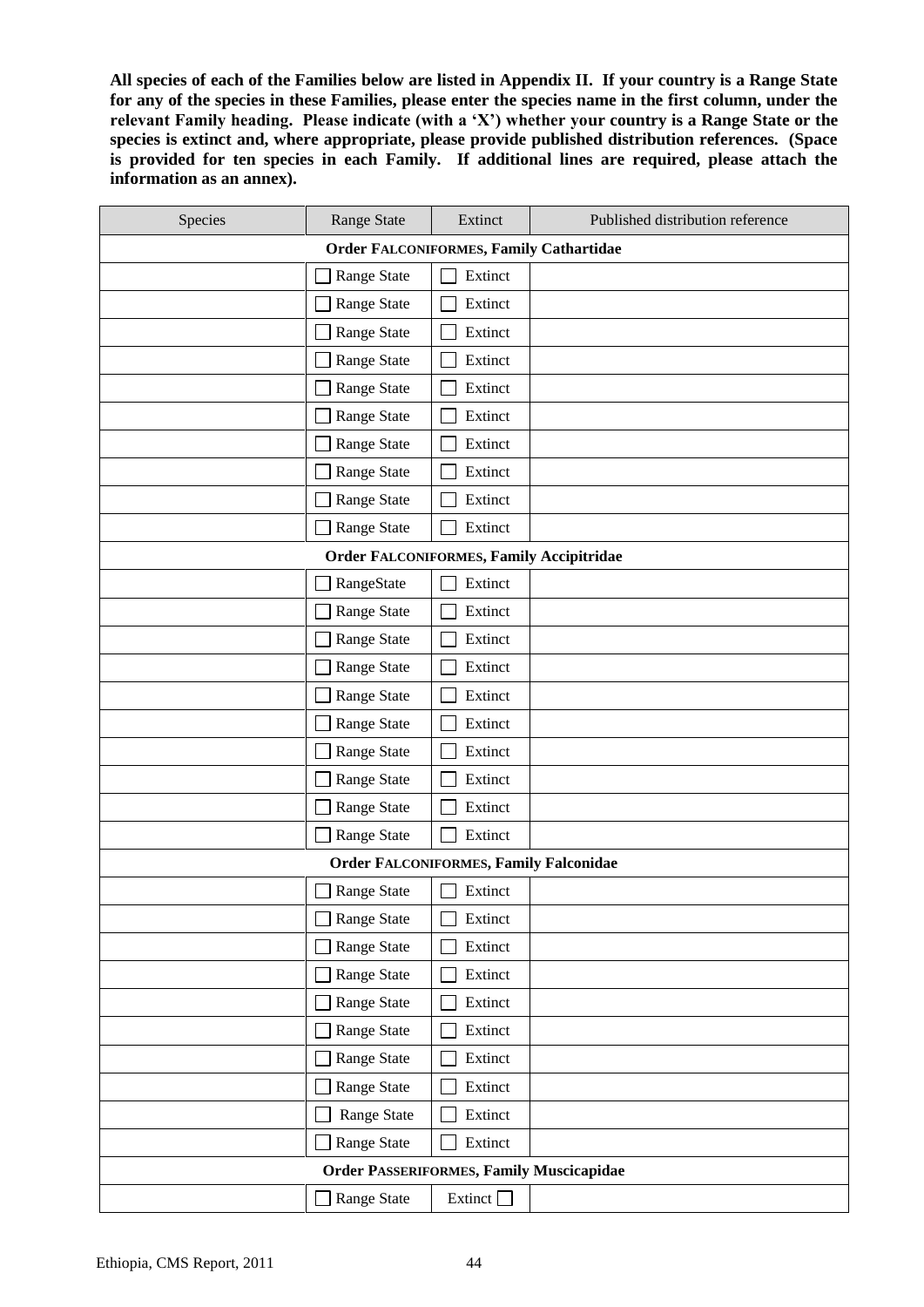**All species of each of the Families below are listed in Appendix II. If your country is a Range State for any of the species in these Families, please enter the species name in the first column, under the relevant Family heading. Please indicate (with a 'X') whether your country is a Range State or the species is extinct and, where appropriate, please provide published distribution references. (Space is provided for ten species in each Family. If additional lines are required, please attach the information as an annex).**

| Species | Range State | Extinct | Published distribution reference |
|---|---|---|---|
| **Order FALCONIFORMES, Family Cathartidae** | | | |
| | ☐ Range State | ☐ Extinct | |
| | ☐ Range State | ☐ Extinct | |
| | ☐ Range State | ☐ Extinct | |
| | ☐ Range State | ☐ Extinct | |
| | ☐ Range State | ☐ Extinct | |
| | ☐ Range State | ☐ Extinct | |
| | ☐ Range State | ☐ Extinct | |
| | ☐ Range State | ☐ Extinct | |
| | ☐ Range State | ☐ Extinct | |
| | ☐ Range State | ☐ Extinct | |
| **Order FALCONIFORMES, Family Accipitridae** | | | |
| | ☐ RangeState | ☐ Extinct | |
| | ☐ Range State | ☐ Extinct | |
| | ☐ Range State | ☐ Extinct | |
| | ☐ Range State | ☐ Extinct | |
| | ☐ Range State | ☐ Extinct | |
| | ☐ Range State | ☐ Extinct | |
| | ☐ Range State | ☐ Extinct | |
| | ☐ Range State | ☐ Extinct | |
| | ☐ Range State | ☐ Extinct | |
| | ☐ Range State | ☐ Extinct | |
| **Order FALCONIFORMES, Family Falconidae** | | | |
| | ☐ Range State | ☐ Extinct | |
| | ☐ Range State | ☐ Extinct | |
| | ☐ Range State | ☐ Extinct | |
| | ☐ Range State | ☐ Extinct | |
| | ☐ Range State | ☐ Extinct | |
| | ☐ Range State | ☐ Extinct | |
| | ☐ Range State | ☐ Extinct | |
| | ☐ Range State | ☐ Extinct | |
| | ☐ Range State | ☐ Extinct | |
| | ☐ Range State | ☐ Extinct | |
| **Order PASSERIFORMES, Family Muscicapidae** | | | |
| | ☐ Range State | Extinct ☐ | |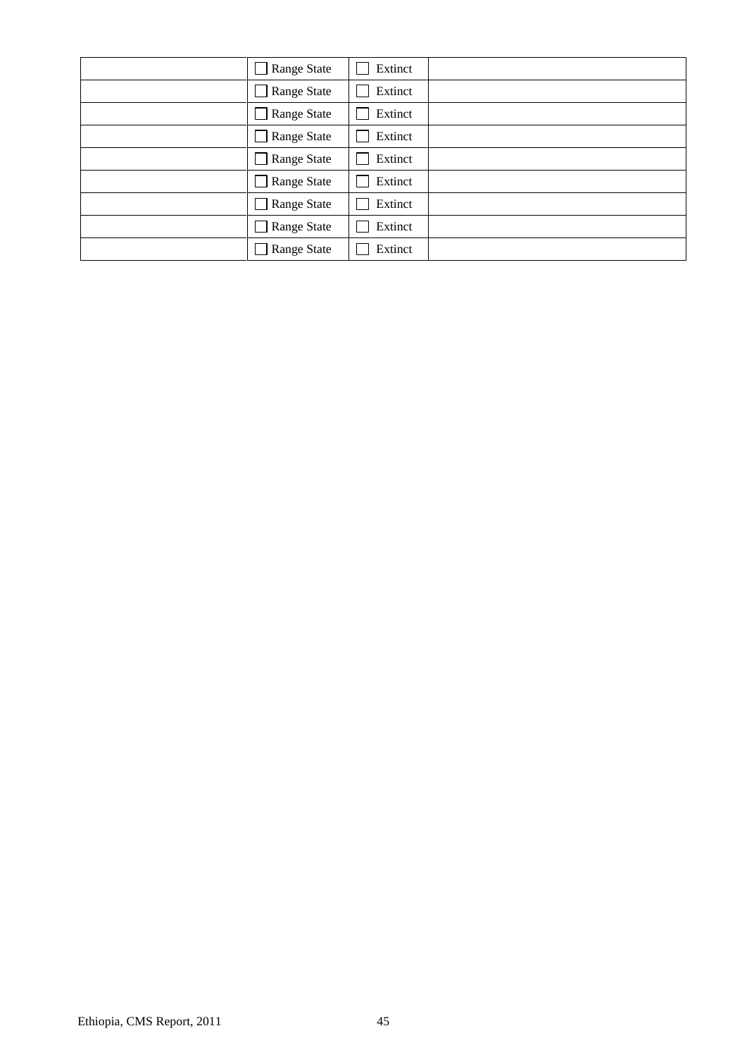| | | | |
|---|---|---|---|
| | ☐ Range State | ☐ Extinct | |
| | ☐ Range State | ☐ Extinct | |
| | ☐ Range State | ☐ Extinct | |
| | ☐ Range State | ☐ Extinct | |
| | ☐ Range State | ☐ Extinct | |
| | ☐ Range State | ☐ Extinct | |
| | ☐ Range State | ☐ Extinct | |
| | ☐ Range State | ☐ Extinct | |
| | ☐ Range State | ☐ Extinct | |